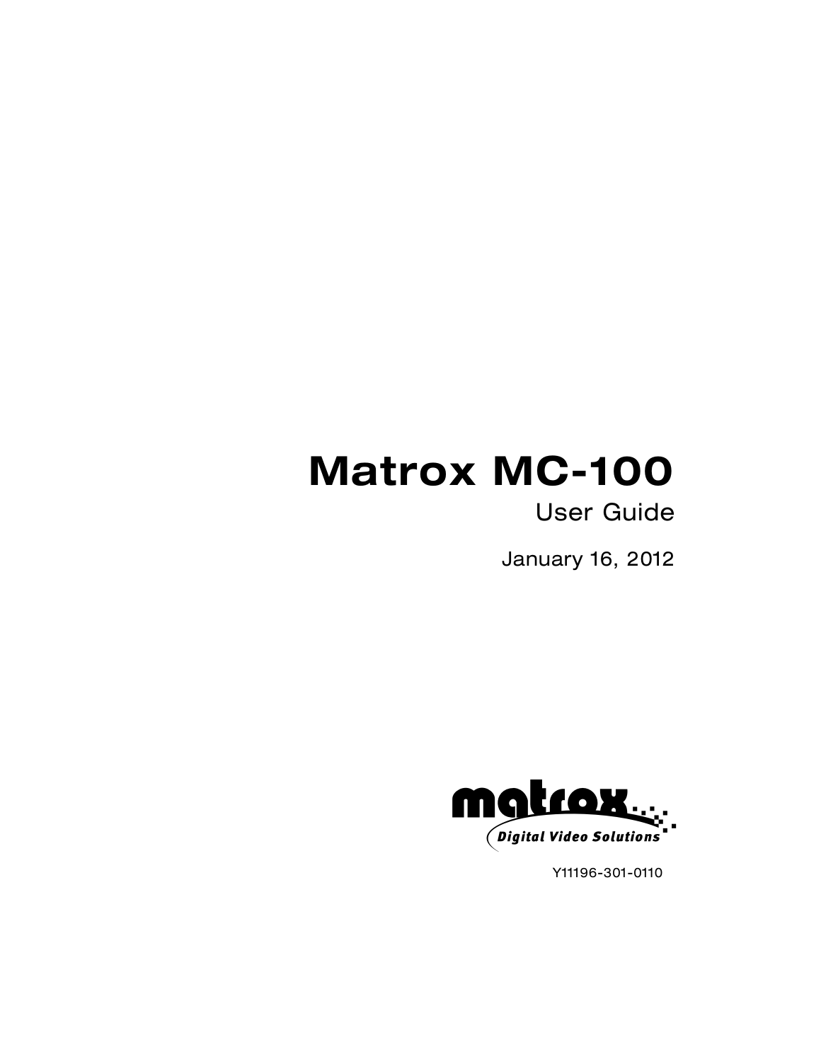# Matrox MC-100

## User Guide

January 16, 2012

matrox Digital Video Solutions

Y11196-301-0110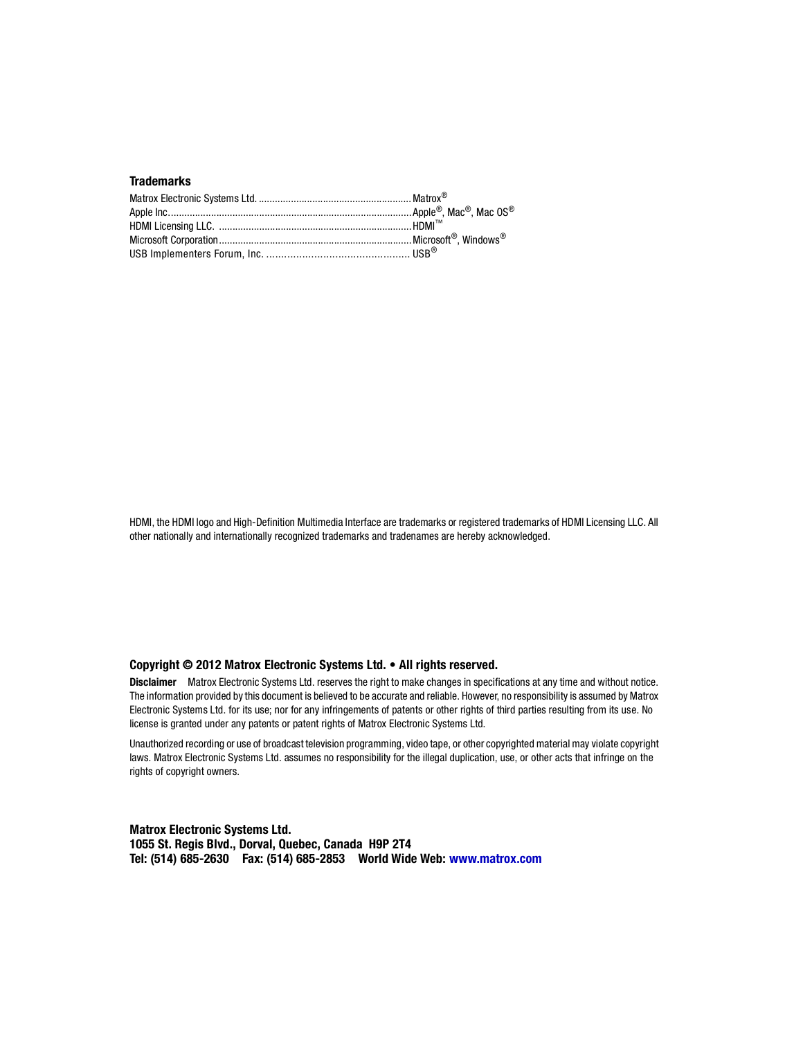### Trademarks

| | |
|---|---|
| Matrox Electronic Systems Ltd. | Matrox® |
| Apple Inc. | Apple®, Mac®, Mac OS® |
| HDMI Licensing LLC. | HDMI™ |
| Microsoft Corporation | Microsoft®, Windows® |
| USB Implementers Forum, Inc. | USB® |

HDMI, the HDMI logo and High-Definition Multimedia Interface are trademarks or registered trademarks of HDMI Licensing LLC. All other nationally and internationally recognized trademarks and tradenames are hereby acknowledged.

**Copyright © 2012 Matrox Electronic Systems Ltd. • All rights reserved.**

**Disclaimer** Matrox Electronic Systems Ltd. reserves the right to make changes in specifications at any time and without notice. The information provided by this document is believed to be accurate and reliable. However, no responsibility is assumed by Matrox Electronic Systems Ltd. for its use; nor for any infringements of patents or other rights of third parties resulting from its use. No license is granted under any patents or patent rights of Matrox Electronic Systems Ltd.

Unauthorized recording or use of broadcast television programming, video tape, or other copyrighted material may violate copyright laws. Matrox Electronic Systems Ltd. assumes no responsibility for the illegal duplication, use, or other acts that infringe on the rights of copyright owners.

**Matrox Electronic Systems Ltd.**
**1055 St. Regis Blvd., Dorval, Quebec, Canada H9P 2T4**
**Tel: (514) 685-2630 Fax: (514) 685-2853 World Wide Web: www.matrox.com**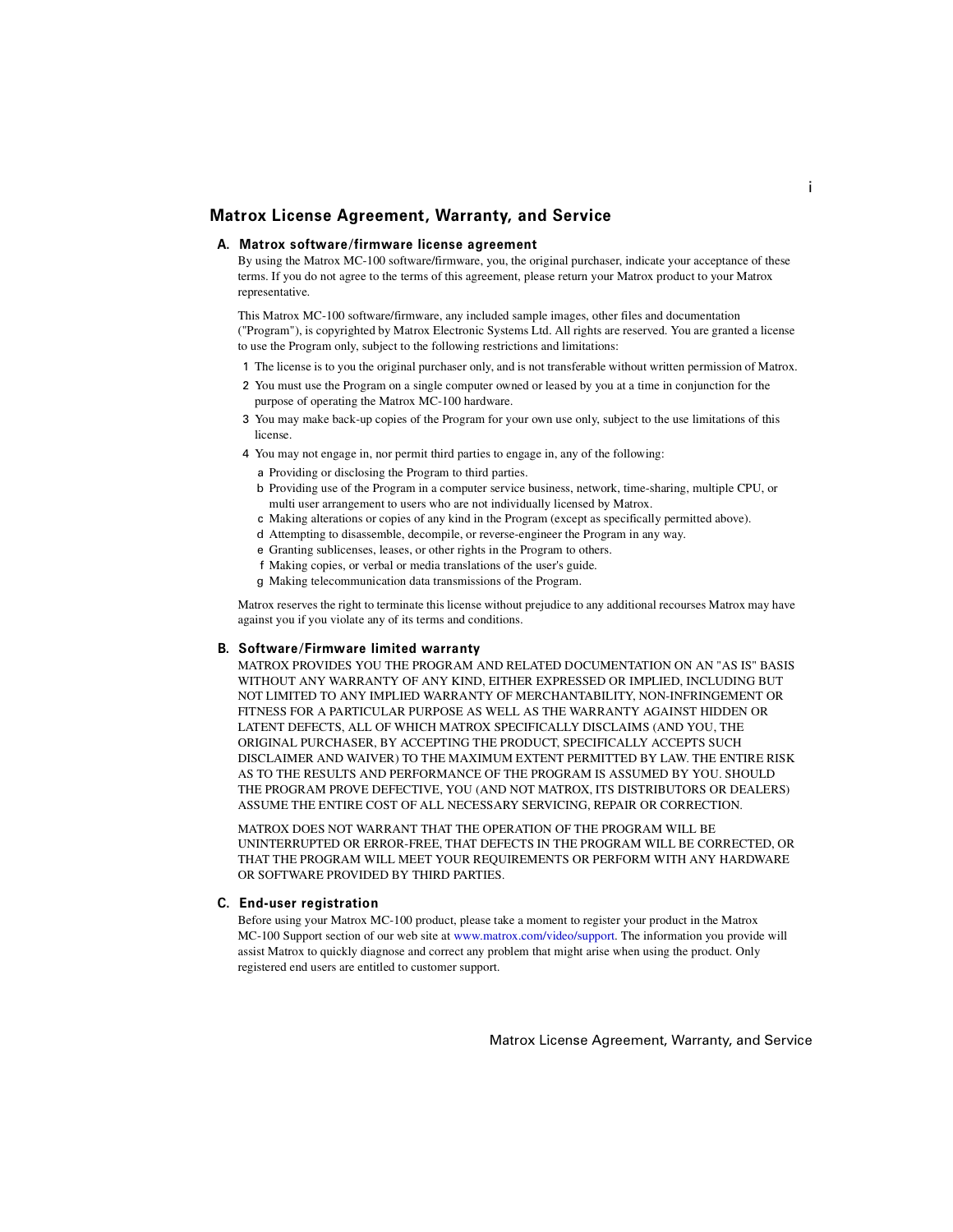# Matrox License Agreement, Warranty, and Service

## A. Matrox software/firmware license agreement

By using the Matrox MC-100 software/firmware, you, the original purchaser, indicate your acceptance of these terms. If you do not agree to the terms of this agreement, please return your Matrox product to your Matrox representative.

This Matrox MC-100 software/firmware, any included sample images, other files and documentation ("Program"), is copyrighted by Matrox Electronic Systems Ltd. All rights are reserved. You are granted a license to use the Program only, subject to the following restrictions and limitations:

1. The license is to you the original purchaser only, and is not transferable without written permission of Matrox.
2. You must use the Program on a single computer owned or leased by you at a time in conjunction for the purpose of operating the Matrox MC-100 hardware.
3. You may make back-up copies of the Program for your own use only, subject to the use limitations of this license.
4. You may not engage in, nor permit third parties to engage in, any of the following:
   a. Providing or disclosing the Program to third parties.
   b. Providing use of the Program in a computer service business, network, time-sharing, multiple CPU, or multi user arrangement to users who are not individually licensed by Matrox.
   c. Making alterations or copies of any kind in the Program (except as specifically permitted above).
   d. Attempting to disassemble, decompile, or reverse-engineer the Program in any way.
   e. Granting sublicenses, leases, or other rights in the Program to others.
   f. Making copies, or verbal or media translations of the user's guide.
   g. Making telecommunication data transmissions of the Program.

Matrox reserves the right to terminate this license without prejudice to any additional recourses Matrox may have against you if you violate any of its terms and conditions.

## B. Software/Firmware limited warranty

MATROX PROVIDES YOU THE PROGRAM AND RELATED DOCUMENTATION ON AN "AS IS" BASIS WITHOUT ANY WARRANTY OF ANY KIND, EITHER EXPRESSED OR IMPLIED, INCLUDING BUT NOT LIMITED TO ANY IMPLIED WARRANTY OF MERCHANTABILITY, NON-INFRINGEMENT OR FITNESS FOR A PARTICULAR PURPOSE AS WELL AS THE WARRANTY AGAINST HIDDEN OR LATENT DEFECTS, ALL OF WHICH MATROX SPECIFICALLY DISCLAIMS (AND YOU, THE ORIGINAL PURCHASER, BY ACCEPTING THE PRODUCT, SPECIFICALLY ACCEPTS SUCH DISCLAIMER AND WAIVER) TO THE MAXIMUM EXTENT PERMITTED BY LAW. THE ENTIRE RISK AS TO THE RESULTS AND PERFORMANCE OF THE PROGRAM IS ASSUMED BY YOU. SHOULD THE PROGRAM PROVE DEFECTIVE, YOU (AND NOT MATROX, ITS DISTRIBUTORS OR DEALERS) ASSUME THE ENTIRE COST OF ALL NECESSARY SERVICING, REPAIR OR CORRECTION.

MATROX DOES NOT WARRANT THAT THE OPERATION OF THE PROGRAM WILL BE UNINTERRUPTED OR ERROR-FREE, THAT DEFECTS IN THE PROGRAM WILL BE CORRECTED, OR THAT THE PROGRAM WILL MEET YOUR REQUIREMENTS OR PERFORM WITH ANY HARDWARE OR SOFTWARE PROVIDED BY THIRD PARTIES.

## C. End-user registration

Before using your Matrox MC-100 product, please take a moment to register your product in the Matrox MC-100 Support section of our web site at www.matrox.com/video/support. The information you provide will assist Matrox to quickly diagnose and correct any problem that might arise when using the product. Only registered end users are entitled to customer support.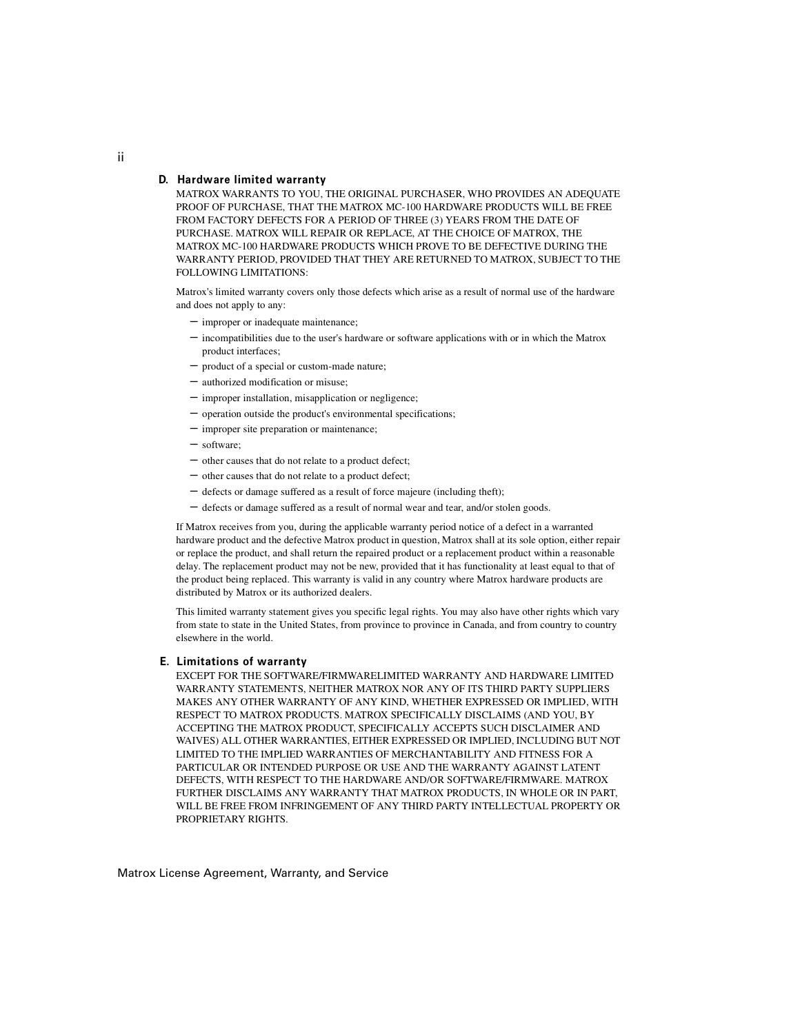### D. Hardware limited warranty

MATROX WARRANTS TO YOU, THE ORIGINAL PURCHASER, WHO PROVIDES AN ADEQUATE PROOF OF PURCHASE, THAT THE MATROX MC-100 HARDWARE PRODUCTS WILL BE FREE FROM FACTORY DEFECTS FOR A PERIOD OF THREE (3) YEARS FROM THE DATE OF PURCHASE. MATROX WILL REPAIR OR REPLACE, AT THE CHOICE OF MATROX, THE MATROX MC-100 HARDWARE PRODUCTS WHICH PROVE TO BE DEFECTIVE DURING THE WARRANTY PERIOD, PROVIDED THAT THEY ARE RETURNED TO MATROX, SUBJECT TO THE FOLLOWING LIMITATIONS:

Matrox's limited warranty covers only those defects which arise as a result of normal use of the hardware and does not apply to any:

- improper or inadequate maintenance;
- incompatibilities due to the user's hardware or software applications with or in which the Matrox product interfaces;
- product of a special or custom-made nature;
- authorized modification or misuse;
- improper installation, misapplication or negligence;
- operation outside the product's environmental specifications;
- improper site preparation or maintenance;
- software;
- other causes that do not relate to a product defect;
- other causes that do not relate to a product defect;
- defects or damage suffered as a result of force majeure (including theft);
- defects or damage suffered as a result of normal wear and tear, and/or stolen goods.

If Matrox receives from you, during the applicable warranty period notice of a defect in a warranted hardware product and the defective Matrox product in question, Matrox shall at its sole option, either repair or replace the product, and shall return the repaired product or a replacement product within a reasonable delay. The replacement product may not be new, provided that it has functionality at least equal to that of the product being replaced. This warranty is valid in any country where Matrox hardware products are distributed by Matrox or its authorized dealers.

This limited warranty statement gives you specific legal rights. You may also have other rights which vary from state to state in the United States, from province to province in Canada, and from country to country elsewhere in the world.

### E. Limitations of warranty

EXCEPT FOR THE SOFTWARE/FIRMWARELIMITED WARRANTY AND HARDWARE LIMITED WARRANTY STATEMENTS, NEITHER MATROX NOR ANY OF ITS THIRD PARTY SUPPLIERS MAKES ANY OTHER WARRANTY OF ANY KIND, WHETHER EXPRESSED OR IMPLIED, WITH RESPECT TO MATROX PRODUCTS. MATROX SPECIFICALLY DISCLAIMS (AND YOU, BY ACCEPTING THE MATROX PRODUCT, SPECIFICALLY ACCEPTS SUCH DISCLAIMER AND WAIVES) ALL OTHER WARRANTIES, EITHER EXPRESSED OR IMPLIED, INCLUDING BUT NOT LIMITED TO THE IMPLIED WARRANTIES OF MERCHANTABILITY AND FITNESS FOR A PARTICULAR OR INTENDED PURPOSE OR USE AND THE WARRANTY AGAINST LATENT DEFECTS, WITH RESPECT TO THE HARDWARE AND/OR SOFTWARE/FIRMWARE. MATROX FURTHER DISCLAIMS ANY WARRANTY THAT MATROX PRODUCTS, IN WHOLE OR IN PART, WILL BE FREE FROM INFRINGEMENT OF ANY THIRD PARTY INTELLECTUAL PROPERTY OR PROPRIETARY RIGHTS.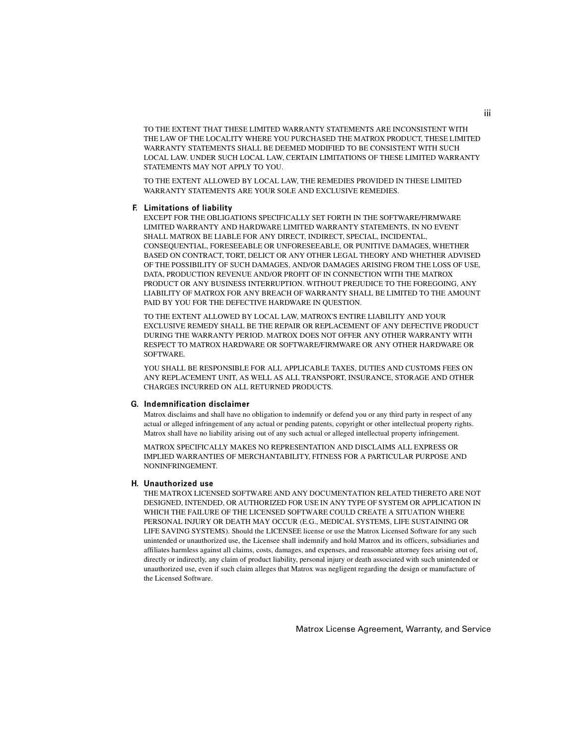TO THE EXTENT THAT THESE LIMITED WARRANTY STATEMENTS ARE INCONSISTENT WITH THE LAW OF THE LOCALITY WHERE YOU PURCHASED THE MATROX PRODUCT, THESE LIMITED WARRANTY STATEMENTS SHALL BE DEEMED MODIFIED TO BE CONSISTENT WITH SUCH LOCAL LAW. UNDER SUCH LOCAL LAW, CERTAIN LIMITATIONS OF THESE LIMITED WARRANTY STATEMENTS MAY NOT APPLY TO YOU.

TO THE EXTENT ALLOWED BY LOCAL LAW, THE REMEDIES PROVIDED IN THESE LIMITED WARRANTY STATEMENTS ARE YOUR SOLE AND EXCLUSIVE REMEDIES.

### F. Limitations of liability

EXCEPT FOR THE OBLIGATIONS SPECIFICALLY SET FORTH IN THE SOFTWARE/FIRMWARE LIMITED WARRANTY AND HARDWARE LIMITED WARRANTY STATEMENTS, IN NO EVENT SHALL MATROX BE LIABLE FOR ANY DIRECT, INDIRECT, SPECIAL, INCIDENTAL, CONSEQUENTIAL, FORESEEABLE OR UNFORESEEABLE, OR PUNITIVE DAMAGES, WHETHER BASED ON CONTRACT, TORT, DELICT OR ANY OTHER LEGAL THEORY AND WHETHER ADVISED OF THE POSSIBILITY OF SUCH DAMAGES, AND/OR DAMAGES ARISING FROM THE LOSS OF USE, DATA, PRODUCTION REVENUE AND/OR PROFIT OF IN CONNECTION WITH THE MATROX PRODUCT OR ANY BUSINESS INTERRUPTION. WITHOUT PREJUDICE TO THE FOREGOING, ANY LIABILITY OF MATROX FOR ANY BREACH OF WARRANTY SHALL BE LIMITED TO THE AMOUNT PAID BY YOU FOR THE DEFECTIVE HARDWARE IN QUESTION.

TO THE EXTENT ALLOWED BY LOCAL LAW, MATROX'S ENTIRE LIABILITY AND YOUR EXCLUSIVE REMEDY SHALL BE THE REPAIR OR REPLACEMENT OF ANY DEFECTIVE PRODUCT DURING THE WARRANTY PERIOD. MATROX DOES NOT OFFER ANY OTHER WARRANTY WITH RESPECT TO MATROX HARDWARE OR SOFTWARE/FIRMWARE OR ANY OTHER HARDWARE OR SOFTWARE.

YOU SHALL BE RESPONSIBLE FOR ALL APPLICABLE TAXES, DUTIES AND CUSTOMS FEES ON ANY REPLACEMENT UNIT, AS WELL AS ALL TRANSPORT, INSURANCE, STORAGE AND OTHER CHARGES INCURRED ON ALL RETURNED PRODUCTS.

### G. Indemnification disclaimer

Matrox disclaims and shall have no obligation to indemnify or defend you or any third party in respect of any actual or alleged infringement of any actual or pending patents, copyright or other intellectual property rights. Matrox shall have no liability arising out of any such actual or alleged intellectual property infringement.

MATROX SPECIFICALLY MAKES NO REPRESENTATION AND DISCLAIMS ALL EXPRESS OR IMPLIED WARRANTIES OF MERCHANTABILITY, FITNESS FOR A PARTICULAR PURPOSE AND NONINFRINGEMENT.

### H. Unauthorized use

THE MATROX LICENSED SOFTWARE AND ANY DOCUMENTATION RELATED THERETO ARE NOT DESIGNED, INTENDED, OR AUTHORIZED FOR USE IN ANY TYPE OF SYSTEM OR APPLICATION IN WHICH THE FAILURE OF THE LICENSED SOFTWARE COULD CREATE A SITUATION WHERE PERSONAL INJURY OR DEATH MAY OCCUR (E.G., MEDICAL SYSTEMS, LIFE SUSTAINING OR LIFE SAVING SYSTEMS). Should the LICENSEE license or use the Matrox Licensed Software for any such unintended or unauthorized use, the Licensee shall indemnify and hold Matrox and its officers, subsidiaries and affiliates harmless against all claims, costs, damages, and expenses, and reasonable attorney fees arising out of, directly or indirectly, any claim of product liability, personal injury or death associated with such unintended or unauthorized use, even if such claim alleges that Matrox was negligent regarding the design or manufacture of the Licensed Software.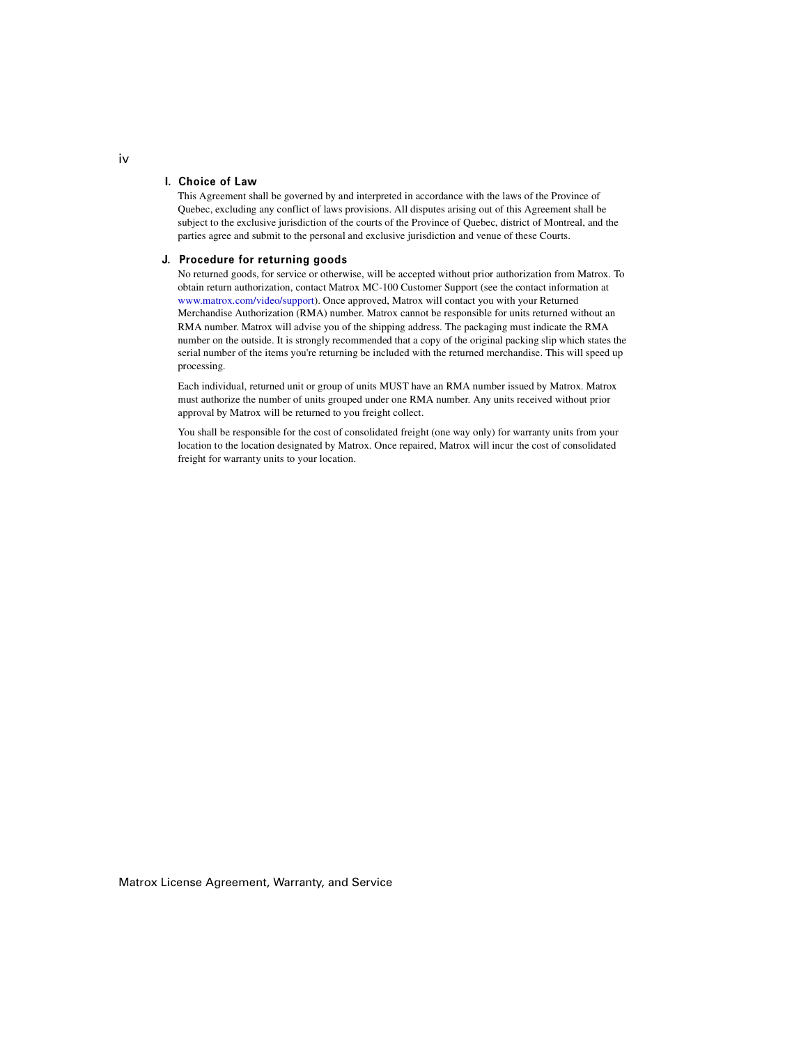### I. Choice of Law

This Agreement shall be governed by and interpreted in accordance with the laws of the Province of Quebec, excluding any conflict of laws provisions. All disputes arising out of this Agreement shall be subject to the exclusive jurisdiction of the courts of the Province of Quebec, district of Montreal, and the parties agree and submit to the personal and exclusive jurisdiction and venue of these Courts.

### J. Procedure for returning goods

No returned goods, for service or otherwise, will be accepted without prior authorization from Matrox. To obtain return authorization, contact Matrox MC-100 Customer Support (see the contact information at www.matrox.com/video/support). Once approved, Matrox will contact you with your Returned Merchandise Authorization (RMA) number. Matrox cannot be responsible for units returned without an RMA number. Matrox will advise you of the shipping address. The packaging must indicate the RMA number on the outside. It is strongly recommended that a copy of the original packing slip which states the serial number of the items you're returning be included with the returned merchandise. This will speed up processing.

Each individual, returned unit or group of units MUST have an RMA number issued by Matrox. Matrox must authorize the number of units grouped under one RMA number. Any units received without prior approval by Matrox will be returned to you freight collect.

You shall be responsible for the cost of consolidated freight (one way only) for warranty units from your location to the location designated by Matrox. Once repaired, Matrox will incur the cost of consolidated freight for warranty units to your location.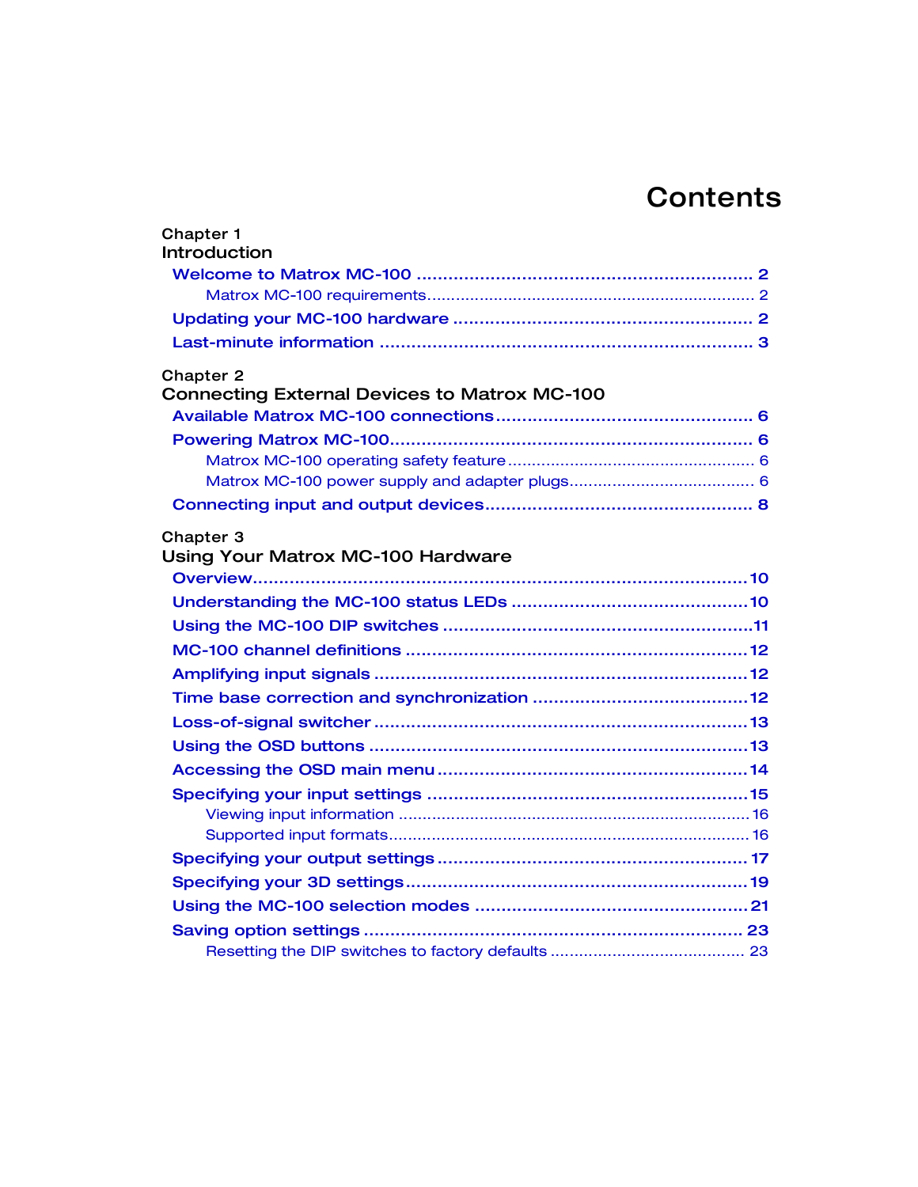# Contents

## Chapter 1
## Introduction

- Welcome to Matrox MC-100 ........ 2
  - Matrox MC-100 requirements ........ 2
- Updating your MC-100 hardware ........ 2
- Last-minute information ........ 3

## Chapter 2
## Connecting External Devices to Matrox MC-100

- Available Matrox MC-100 connections ........ 6
- Powering Matrox MC-100 ........ 6
  - Matrox MC-100 operating safety feature ........ 6
  - Matrox MC-100 power supply and adapter plugs ........ 6
- Connecting input and output devices ........ 8

## Chapter 3
## Using Your Matrox MC-100 Hardware

- Overview ........ 10
- Understanding the MC-100 status LEDs ........ 10
- Using the MC-100 DIP switches ........ 11
- MC-100 channel definitions ........ 12
- Amplifying input signals ........ 12
- Time base correction and synchronization ........ 12
- Loss-of-signal switcher ........ 13
- Using the OSD buttons ........ 13
- Accessing the OSD main menu ........ 14
- Specifying your input settings ........ 15
  - Viewing input information ........ 16
  - Supported input formats ........ 16
- Specifying your output settings ........ 17
- Specifying your 3D settings ........ 19
- Using the MC-100 selection modes ........ 21
- Saving option settings ........ 23
  - Resetting the DIP switches to factory defaults ........ 23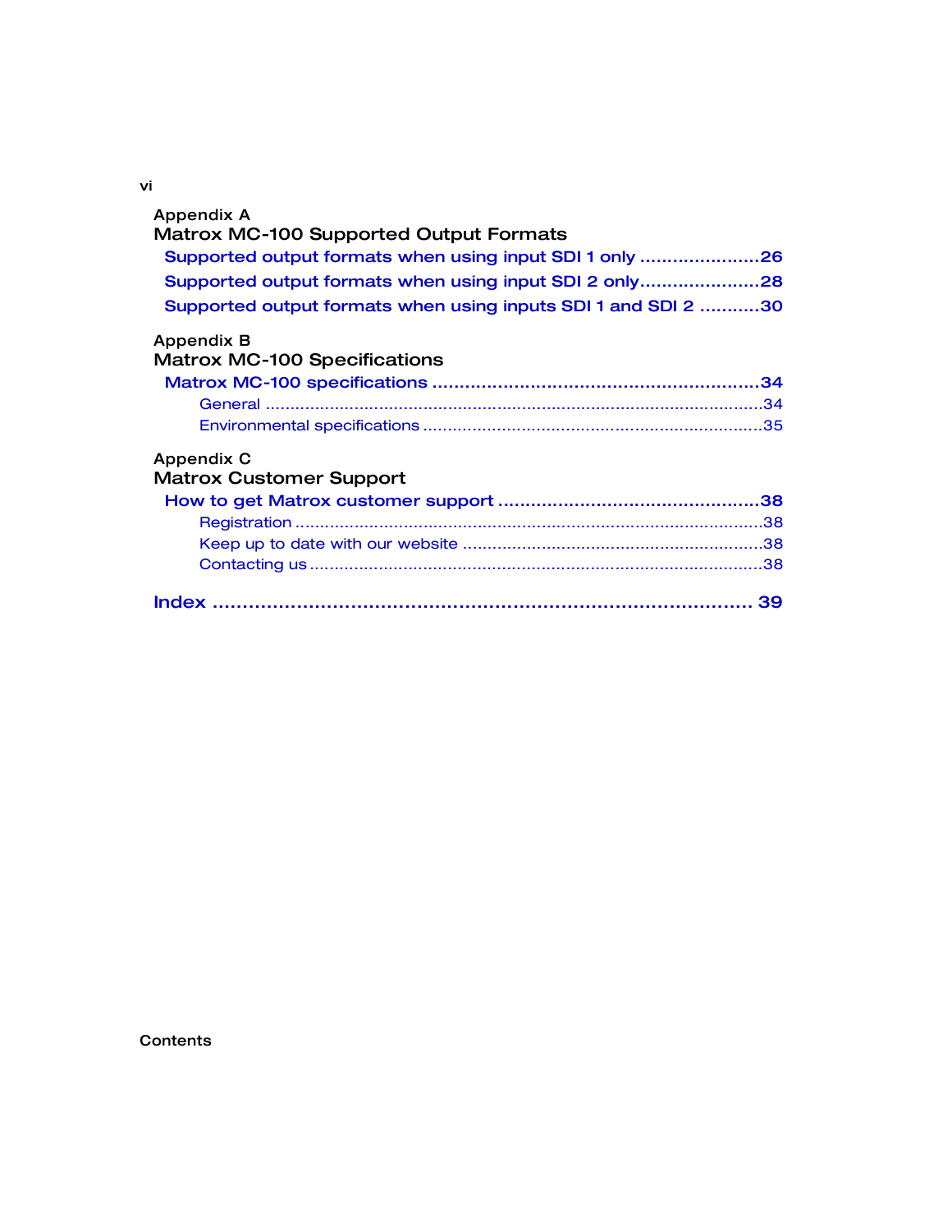Appendix A
**Matrox MC-100 Supported Output Formats**

- Supported output formats when using input SDI 1 only ......................26
- Supported output formats when using input SDI 2 only......................28
- Supported output formats when using inputs SDI 1 and SDI 2 ...........30

Appendix B
**Matrox MC-100 Specifications**

- Matrox MC-100 specifications ...........................................................34
  - General ......................................................................................................34
  - Environmental specifications .....................................................................35

Appendix C
**Matrox Customer Support**

- How to get Matrox customer support ................................................38
  - Registration ................................................................................................38
  - Keep up to date with our website .............................................................38
  - Contacting us .............................................................................................38

**Index .......................................................................................... 39**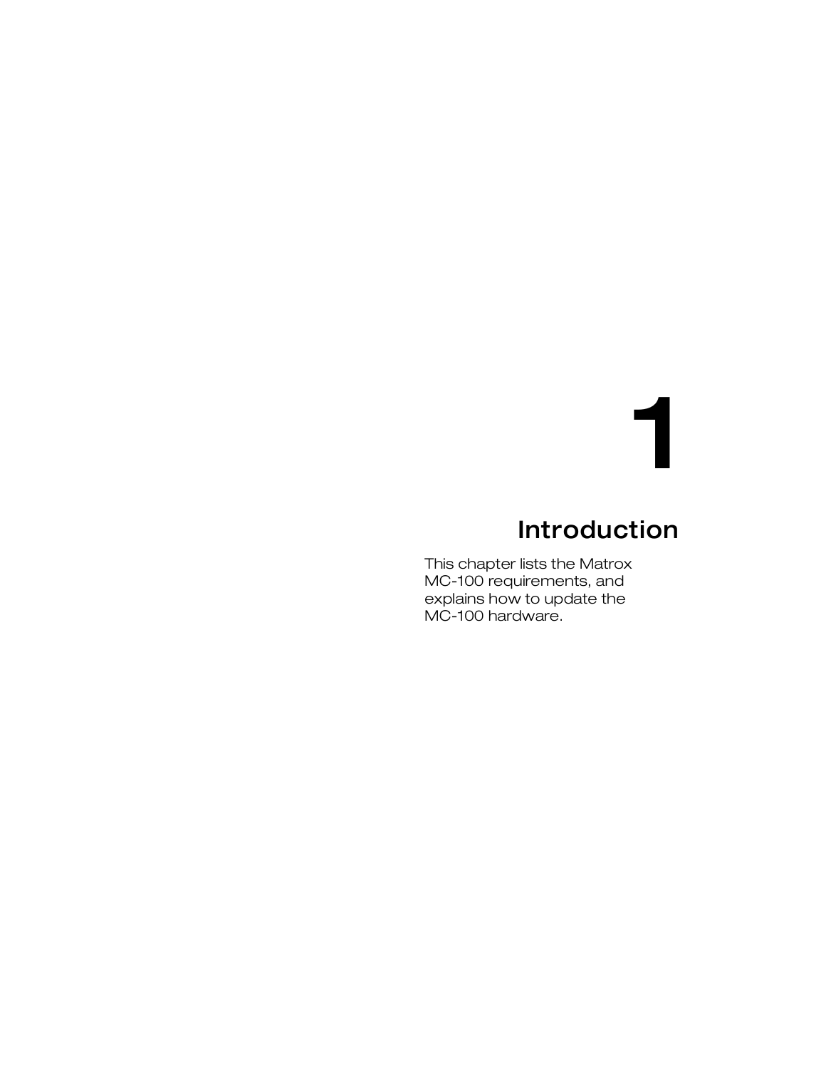# 1

## Introduction

This chapter lists the Matrox MC-100 requirements, and explains how to update the MC-100 hardware.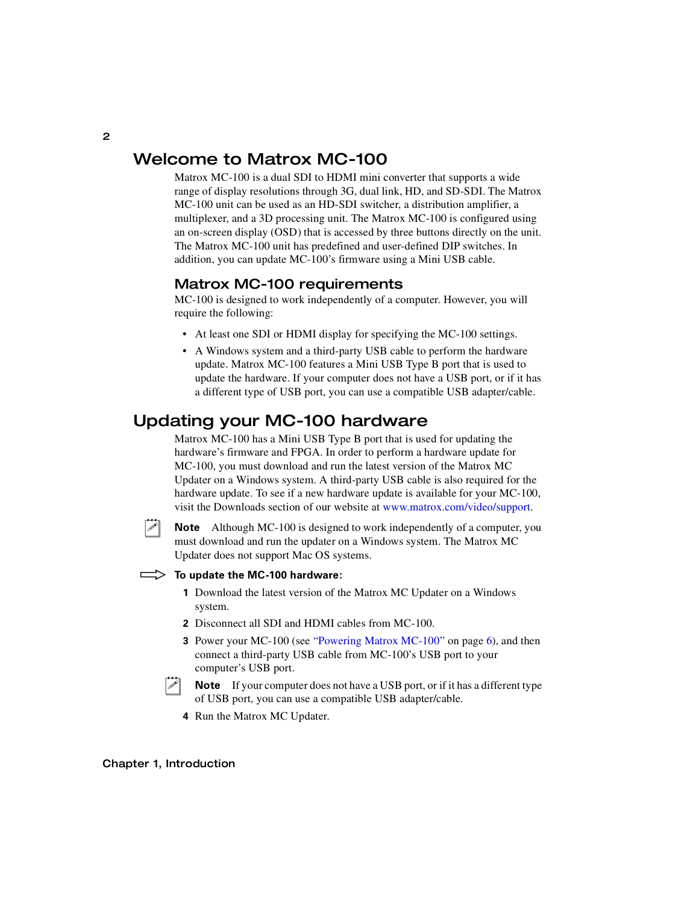# Welcome to Matrox MC-100

Matrox MC-100 is a dual SDI to HDMI mini converter that supports a wide range of display resolutions through 3G, dual link, HD, and SD-SDI. The Matrox MC-100 unit can be used as an HD-SDI switcher, a distribution amplifier, a multiplexer, and a 3D processing unit. The Matrox MC-100 is configured using an on-screen display (OSD) that is accessed by three buttons directly on the unit. The Matrox MC-100 unit has predefined and user-defined DIP switches. In addition, you can update MC-100's firmware using a Mini USB cable.

## Matrox MC-100 requirements

MC-100 is designed to work independently of a computer. However, you will require the following:

- At least one SDI or HDMI display for specifying the MC-100 settings.
- A Windows system and a third-party USB cable to perform the hardware update. Matrox MC-100 features a Mini USB Type B port that is used to update the hardware. If your computer does not have a USB port, or if it has a different type of USB port, you can use a compatible USB adapter/cable.

# Updating your MC-100 hardware

Matrox MC-100 has a Mini USB Type B port that is used for updating the hardware's firmware and FPGA. In order to perform a hardware update for MC-100, you must download and run the latest version of the Matrox MC Updater on a Windows system. A third-party USB cable is also required for the hardware update. To see if a new hardware update is available for your MC-100, visit the Downloads section of our website at www.matrox.com/video/support.

**Note** Although MC-100 is designed to work independently of a computer, you must download and run the updater on a Windows system. The Matrox MC Updater does not support Mac OS systems.

**To update the MC-100 hardware:**

1. Download the latest version of the Matrox MC Updater on a Windows system.
2. Disconnect all SDI and HDMI cables from MC-100.
3. Power your MC-100 (see "Powering Matrox MC-100" on page 6), and then connect a third-party USB cable from MC-100's USB port to your computer's USB port.

   **Note** If your computer does not have a USB port, or if it has a different type of USB port, you can use a compatible USB adapter/cable.

4. Run the Matrox MC Updater.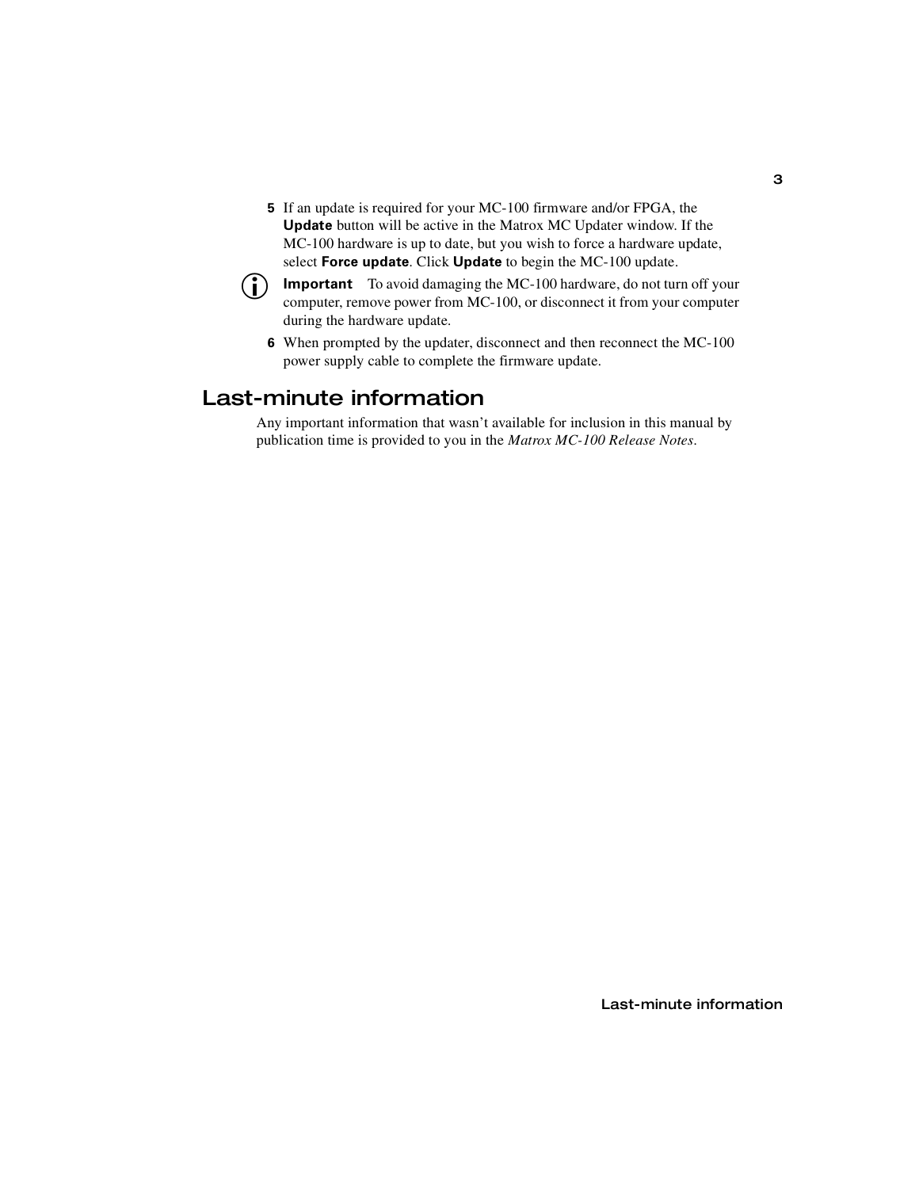5. If an update is required for your MC-100 firmware and/or FPGA, the **Update** button will be active in the Matrox MC Updater window. If the MC-100 hardware is up to date, but you wish to force a hardware update, select **Force update**. Click **Update** to begin the MC-100 update.

   **Important** To avoid damaging the MC-100 hardware, do not turn off your computer, remove power from MC-100, or disconnect it from your computer during the hardware update.

6. When prompted by the updater, disconnect and then reconnect the MC-100 power supply cable to complete the firmware update.

## Last-minute information

Any important information that wasn't available for inclusion in this manual by publication time is provided to you in the *Matrox MC-100 Release Notes*.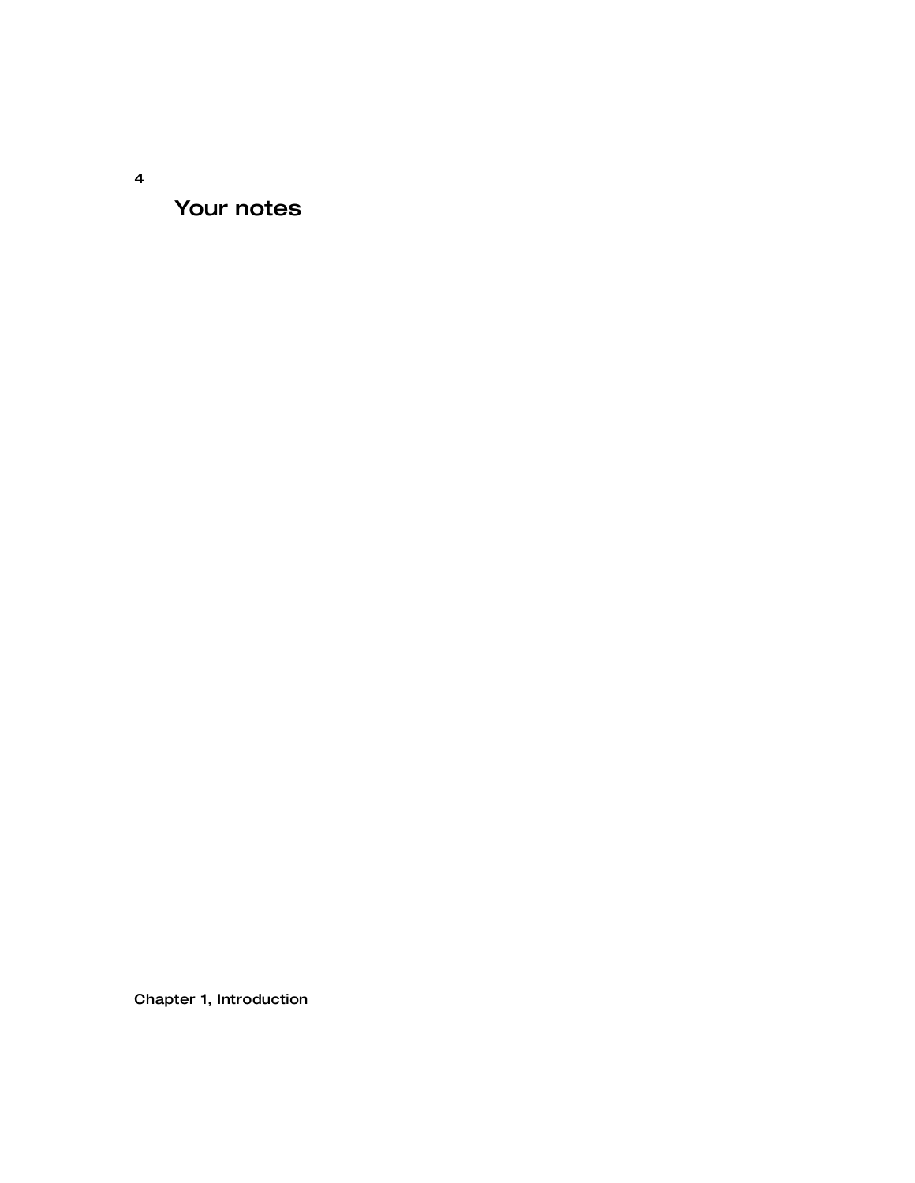## Your notes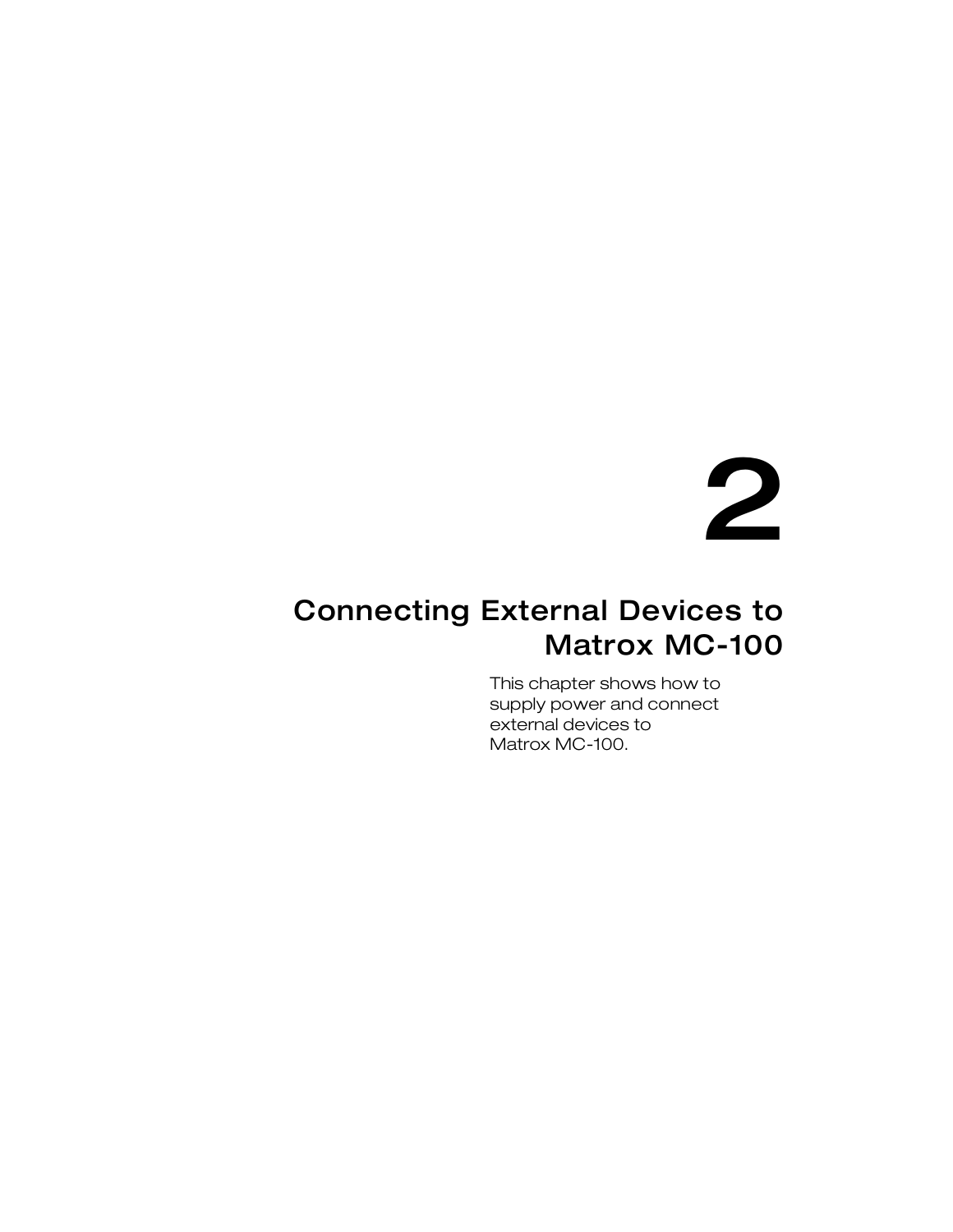# 2

# Connecting External Devices to Matrox MC-100

This chapter shows how to supply power and connect external devices to Matrox MC-100.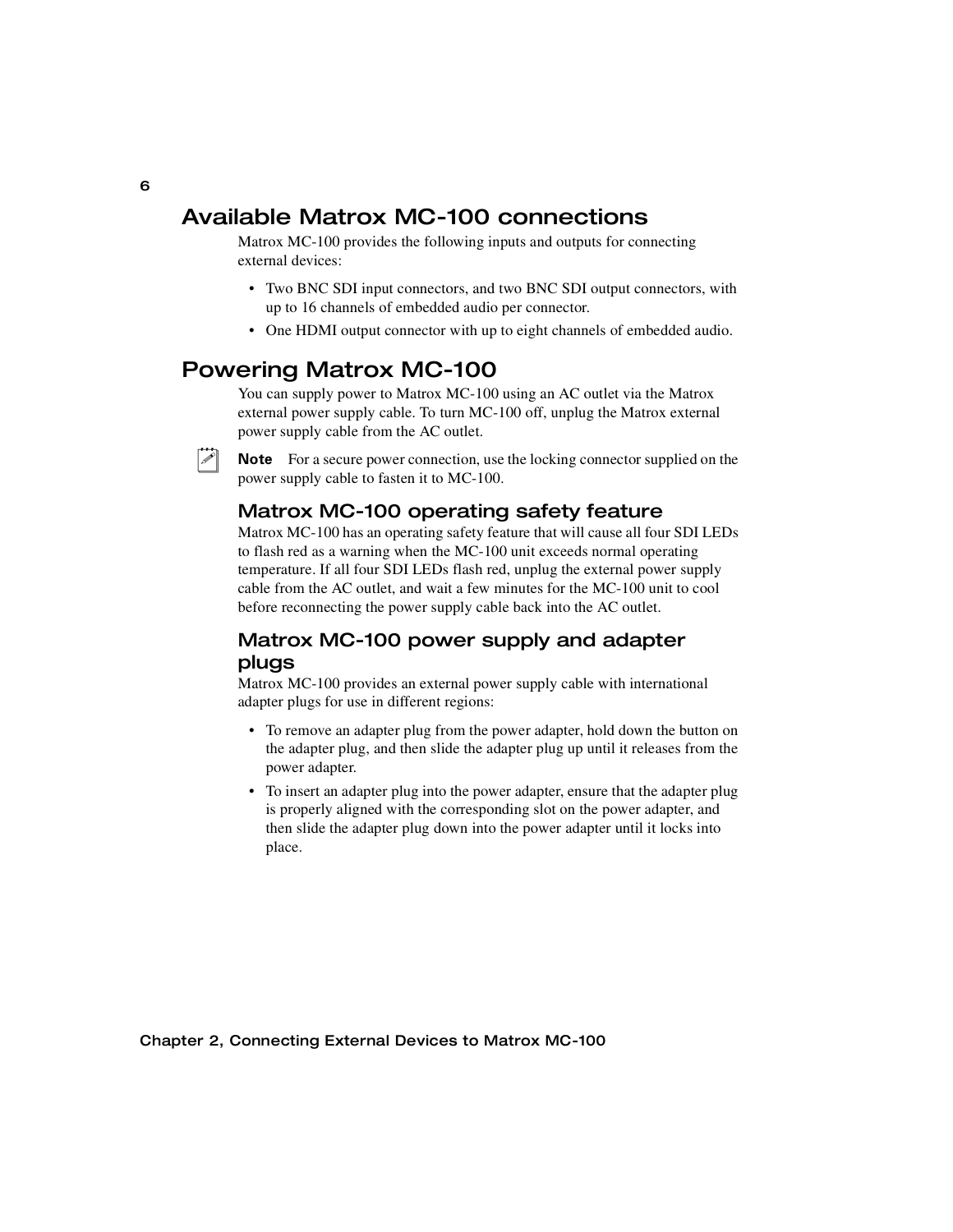# Available Matrox MC-100 connections

Matrox MC-100 provides the following inputs and outputs for connecting external devices:

- Two BNC SDI input connectors, and two BNC SDI output connectors, with up to 16 channels of embedded audio per connector.
- One HDMI output connector with up to eight channels of embedded audio.

# Powering Matrox MC-100

You can supply power to Matrox MC-100 using an AC outlet via the Matrox external power supply cable. To turn MC-100 off, unplug the Matrox external power supply cable from the AC outlet.

**Note** For a secure power connection, use the locking connector supplied on the power supply cable to fasten it to MC-100.

## Matrox MC-100 operating safety feature

Matrox MC-100 has an operating safety feature that will cause all four SDI LEDs to flash red as a warning when the MC-100 unit exceeds normal operating temperature. If all four SDI LEDs flash red, unplug the external power supply cable from the AC outlet, and wait a few minutes for the MC-100 unit to cool before reconnecting the power supply cable back into the AC outlet.

## Matrox MC-100 power supply and adapter plugs

Matrox MC-100 provides an external power supply cable with international adapter plugs for use in different regions:

- To remove an adapter plug from the power adapter, hold down the button on the adapter plug, and then slide the adapter plug up until it releases from the power adapter.
- To insert an adapter plug into the power adapter, ensure that the adapter plug is properly aligned with the corresponding slot on the power adapter, and then slide the adapter plug down into the power adapter until it locks into place.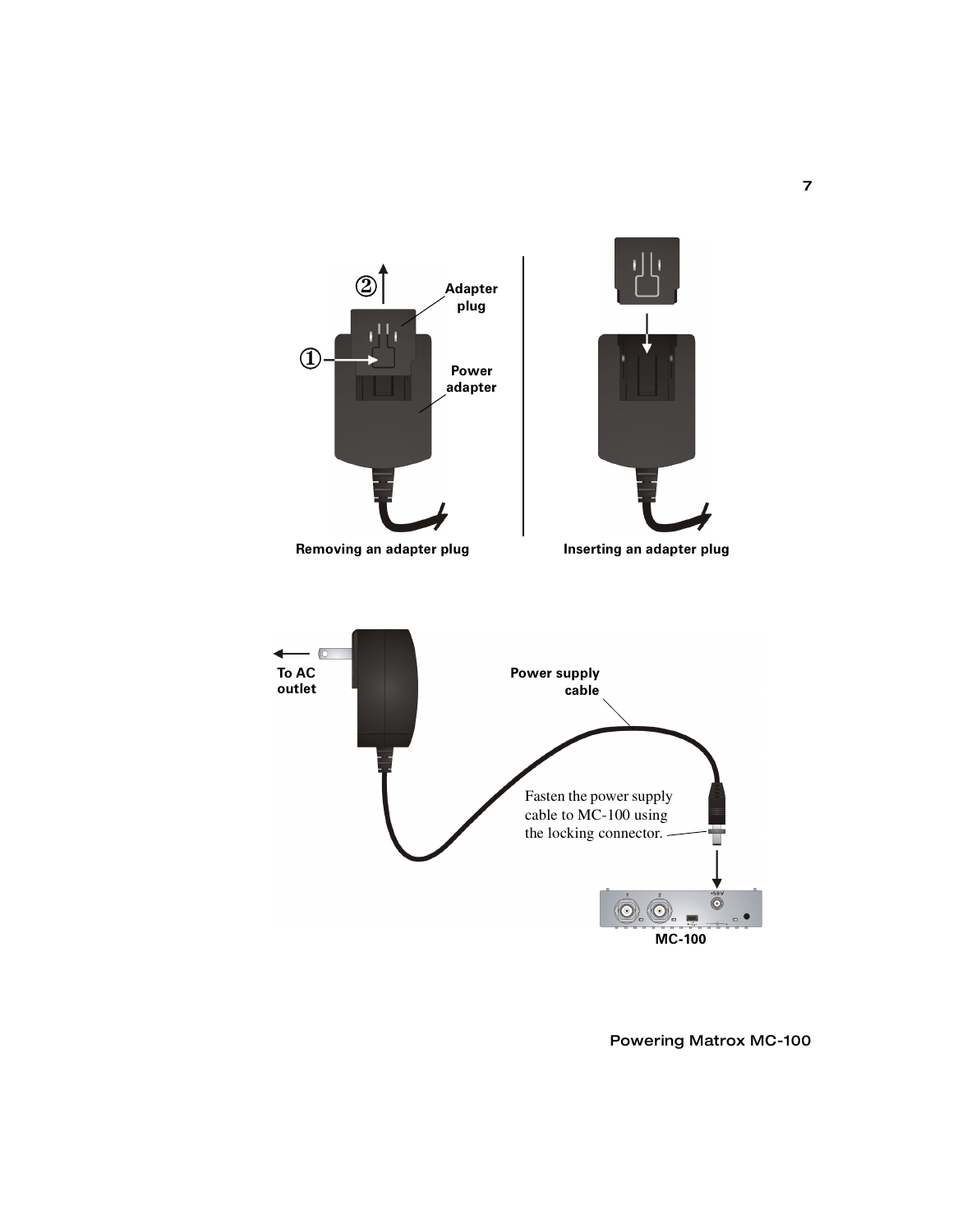Adapter plug

Power adapter

Removing an adapter plug

Inserting an adapter plug

To AC outlet

Power supply cable

Fasten the power supply cable to MC-100 using the locking connector.

MC-100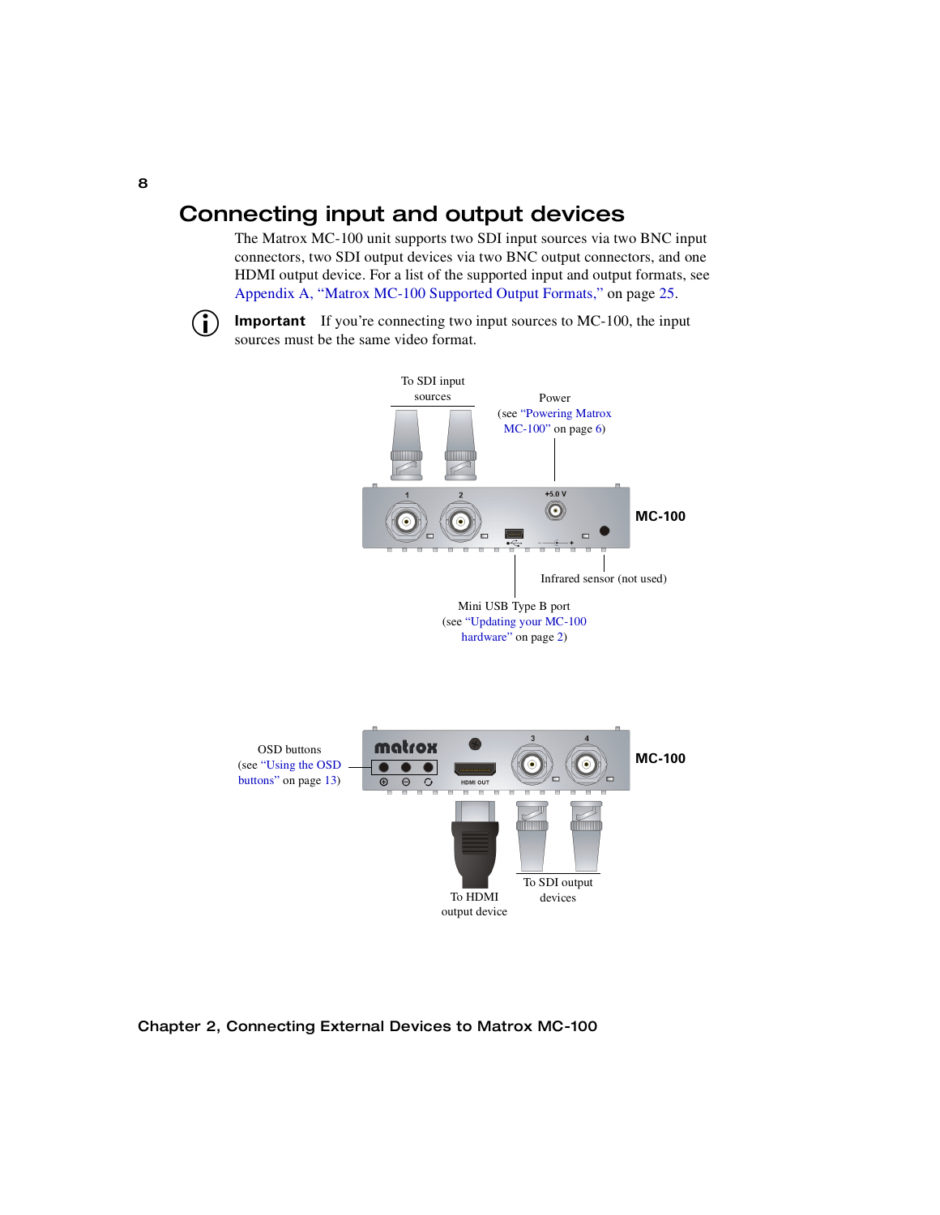## Connecting input and output devices

The Matrox MC-100 unit supports two SDI input sources via two BNC input connectors, two SDI output devices via two BNC output connectors, and one HDMI output device. For a list of the supported input and output formats, see Appendix A, "Matrox MC-100 Supported Output Formats," on page 25.

**Important** If you're connecting two input sources to MC-100, the input sources must be the same video format.

To SDI input sources

Power (see "Powering Matrox MC-100" on page 6)

MC-100

Infrared sensor (not used)

Mini USB Type B port (see "Updating your MC-100 hardware" on page 2)

OSD buttons (see "Using the OSD buttons" on page 13)

MC-100

To HDMI output device

To SDI output devices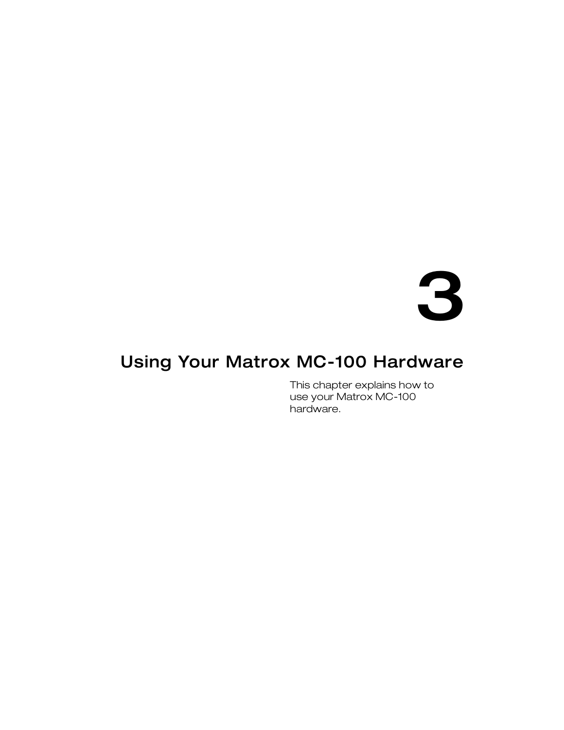# 3

# Using Your Matrox MC-100 Hardware

This chapter explains how to use your Matrox MC-100 hardware.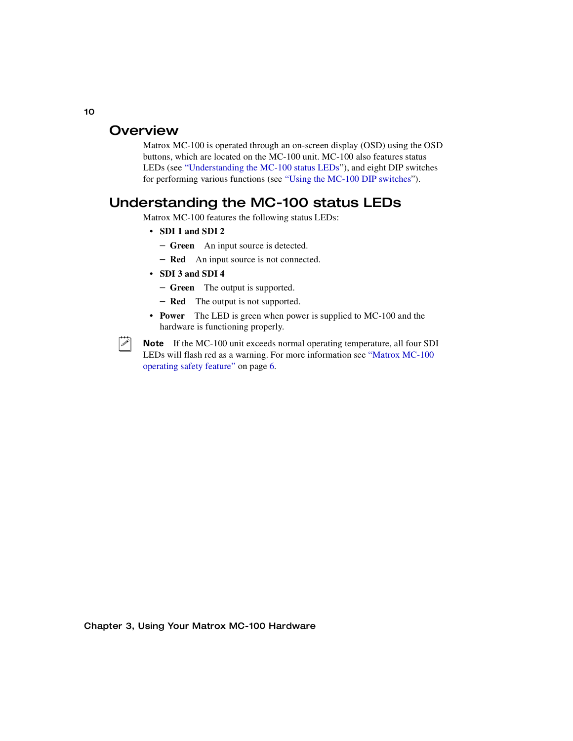## Overview

Matrox MC-100 is operated through an on-screen display (OSD) using the OSD buttons, which are located on the MC-100 unit. MC-100 also features status LEDs (see "Understanding the MC-100 status LEDs"), and eight DIP switches for performing various functions (see "Using the MC-100 DIP switches").

## Understanding the MC-100 status LEDs

Matrox MC-100 features the following status LEDs:

- **SDI 1 and SDI 2**
  - **Green** An input source is detected.
  - **Red** An input source is not connected.
- **SDI 3 and SDI 4**
  - **Green** The output is supported.
  - **Red** The output is not supported.
- **Power** The LED is green when power is supplied to MC-100 and the hardware is functioning properly.

**Note** If the MC-100 unit exceeds normal operating temperature, all four SDI LEDs will flash red as a warning. For more information see "Matrox MC-100 operating safety feature" on page 6.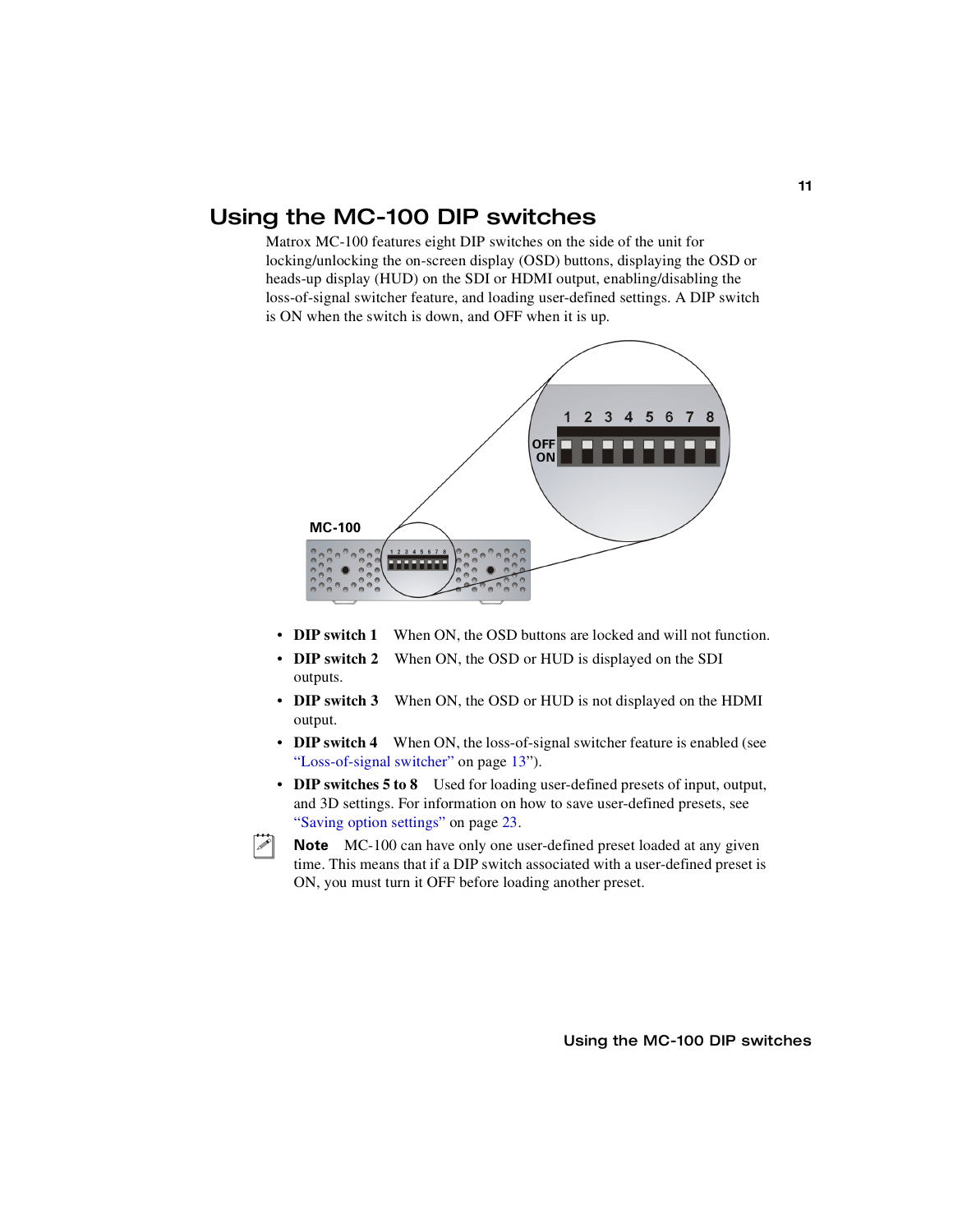## Using the MC-100 DIP switches

Matrox MC-100 features eight DIP switches on the side of the unit for locking/unlocking the on-screen display (OSD) buttons, displaying the OSD or heads-up display (HUD) on the SDI or HDMI output, enabling/disabling the loss-of-signal switcher feature, and loading user-defined settings. A DIP switch is ON when the switch is down, and OFF when it is up.

- **DIP switch 1** When ON, the OSD buttons are locked and will not function.
- **DIP switch 2** When ON, the OSD or HUD is displayed on the SDI outputs.
- **DIP switch 3** When ON, the OSD or HUD is not displayed on the HDMI output.
- **DIP switch 4** When ON, the loss-of-signal switcher feature is enabled (see "Loss-of-signal switcher" on page 13").
- **DIP switches 5 to 8** Used for loading user-defined presets of input, output, and 3D settings. For information on how to save user-defined presets, see "Saving option settings" on page 23.

**Note** MC-100 can have only one user-defined preset loaded at any given time. This means that if a DIP switch associated with a user-defined preset is ON, you must turn it OFF before loading another preset.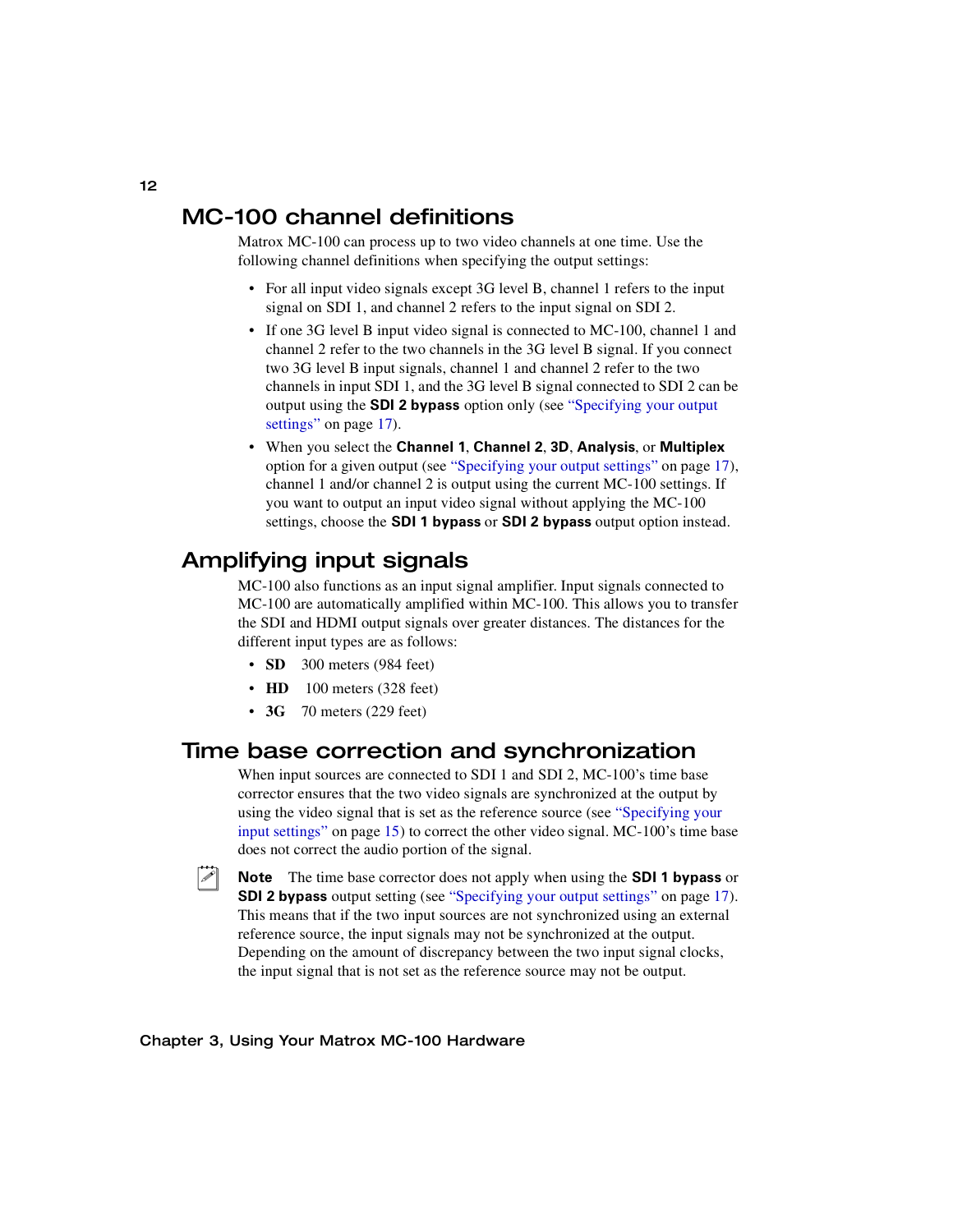## MC-100 channel definitions

Matrox MC-100 can process up to two video channels at one time. Use the following channel definitions when specifying the output settings:

- For all input video signals except 3G level B, channel 1 refers to the input signal on SDI 1, and channel 2 refers to the input signal on SDI 2.
- If one 3G level B input video signal is connected to MC-100, channel 1 and channel 2 refer to the two channels in the 3G level B signal. If you connect two 3G level B input signals, channel 1 and channel 2 refer to the two channels in input SDI 1, and the 3G level B signal connected to SDI 2 can be output using the **SDI 2 bypass** option only (see "Specifying your output settings" on page 17).
- When you select the **Channel 1**, **Channel 2**, **3D**, **Analysis**, or **Multiplex** option for a given output (see "Specifying your output settings" on page 17), channel 1 and/or channel 2 is output using the current MC-100 settings. If you want to output an input video signal without applying the MC-100 settings, choose the **SDI 1 bypass** or **SDI 2 bypass** output option instead.

## Amplifying input signals

MC-100 also functions as an input signal amplifier. Input signals connected to MC-100 are automatically amplified within MC-100. This allows you to transfer the SDI and HDMI output signals over greater distances. The distances for the different input types are as follows:

- **SD** 300 meters (984 feet)
- **HD** 100 meters (328 feet)
- **3G** 70 meters (229 feet)

## Time base correction and synchronization

When input sources are connected to SDI 1 and SDI 2, MC-100's time base corrector ensures that the two video signals are synchronized at the output by using the video signal that is set as the reference source (see "Specifying your input settings" on page 15) to correct the other video signal. MC-100's time base does not correct the audio portion of the signal.

**Note** The time base corrector does not apply when using the **SDI 1 bypass** or **SDI 2 bypass** output setting (see "Specifying your output settings" on page 17). This means that if the two input sources are not synchronized using an external reference source, the input signals may not be synchronized at the output. Depending on the amount of discrepancy between the two input signal clocks, the input signal that is not set as the reference source may not be output.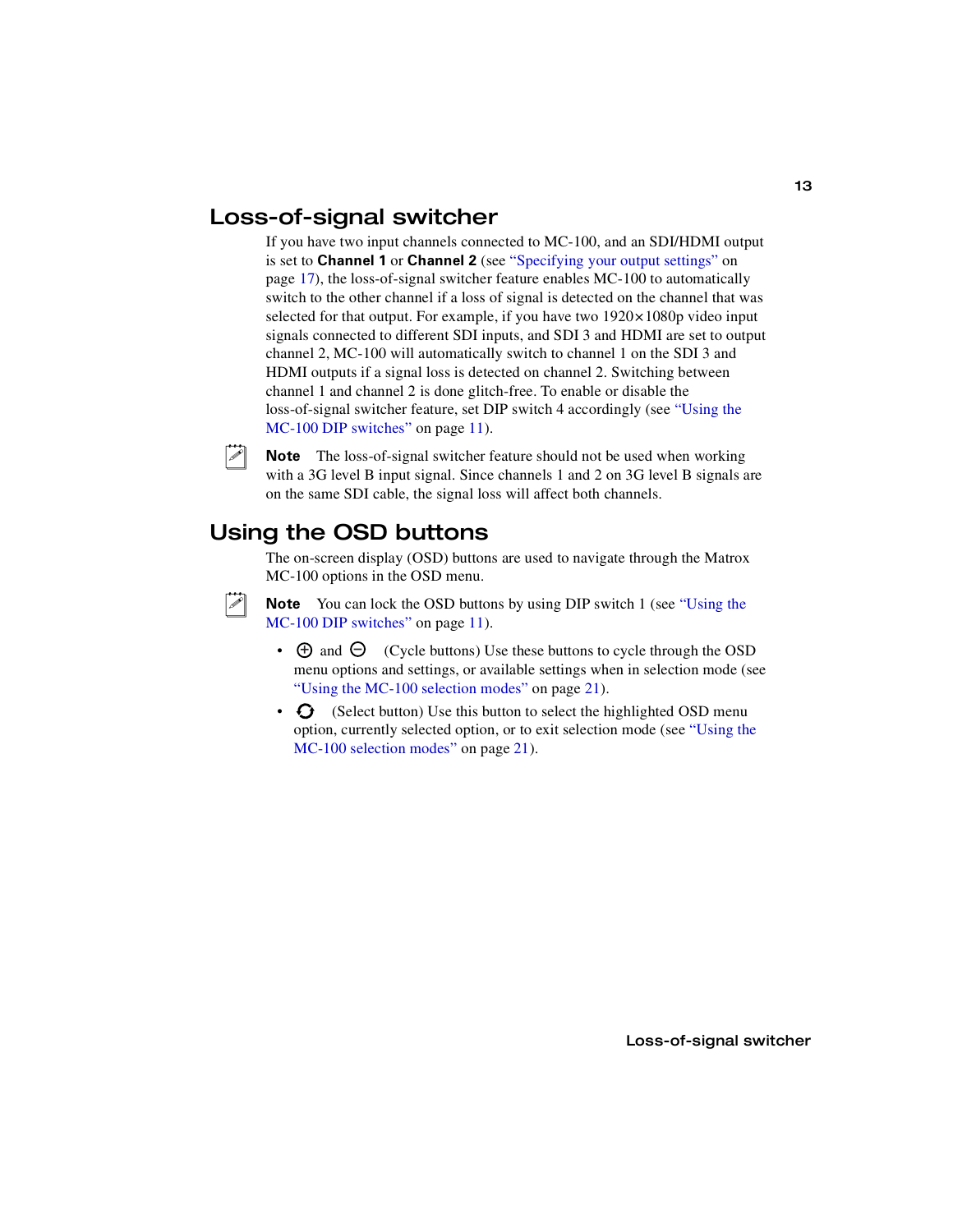## Loss-of-signal switcher

If you have two input channels connected to MC-100, and an SDI/HDMI output is set to **Channel 1** or **Channel 2** (see “Specifying your output settings” on page 17), the loss-of-signal switcher feature enables MC-100 to automatically switch to the other channel if a loss of signal is detected on the channel that was selected for that output. For example, if you have two 1920×1080p video input signals connected to different SDI inputs, and SDI 3 and HDMI are set to output channel 2, MC-100 will automatically switch to channel 1 on the SDI 3 and HDMI outputs if a signal loss is detected on channel 2. Switching between channel 1 and channel 2 is done glitch-free. To enable or disable the loss-of-signal switcher feature, set DIP switch 4 accordingly (see “Using the MC-100 DIP switches” on page 11).

**Note** The loss-of-signal switcher feature should not be used when working with a 3G level B input signal. Since channels 1 and 2 on 3G level B signals are on the same SDI cable, the signal loss will affect both channels.

## Using the OSD buttons

The on-screen display (OSD) buttons are used to navigate through the Matrox MC-100 options in the OSD menu.

**Note** You can lock the OSD buttons by using DIP switch 1 (see “Using the MC-100 DIP switches” on page 11).

- ⊕ and ⊖ (Cycle buttons) Use these buttons to cycle through the OSD menu options and settings, or available settings when in selection mode (see “Using the MC-100 selection modes” on page 21).
- (Select button) Use this button to select the highlighted OSD menu option, currently selected option, or to exit selection mode (see “Using the MC-100 selection modes” on page 21).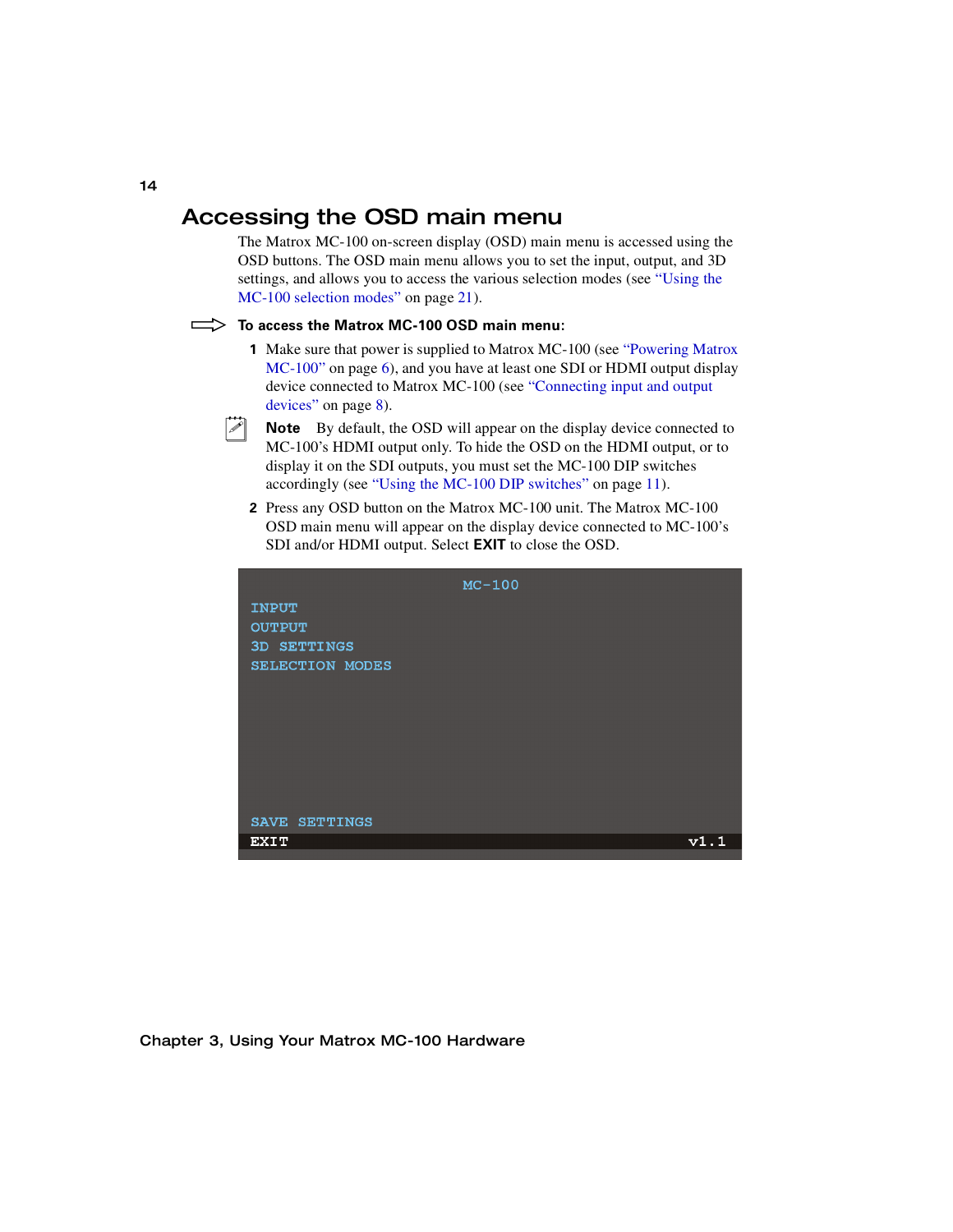# Accessing the OSD main menu

The Matrox MC-100 on-screen display (OSD) main menu is accessed using the OSD buttons. The OSD main menu allows you to set the input, output, and 3D settings, and allows you to access the various selection modes (see "Using the MC-100 selection modes" on page 21).

**To access the Matrox MC-100 OSD main menu:**

1. Make sure that power is supplied to Matrox MC-100 (see "Powering Matrox MC-100" on page 6), and you have at least one SDI or HDMI output display device connected to Matrox MC-100 (see "Connecting input and output devices" on page 8).

   **Note** By default, the OSD will appear on the display device connected to MC-100's HDMI output only. To hide the OSD on the HDMI output, or to display it on the SDI outputs, you must set the MC-100 DIP switches accordingly (see "Using the MC-100 DIP switches" on page 11).

2. Press any OSD button on the Matrox MC-100 unit. The Matrox MC-100 OSD main menu will appear on the display device connected to MC-100's SDI and/or HDMI output. Select **EXIT** to close the OSD.

```
                    MC-100
INPUT
OUTPUT
3D SETTINGS
SELECTION MODES




SAVE SETTINGS
EXIT                                    v1.1
```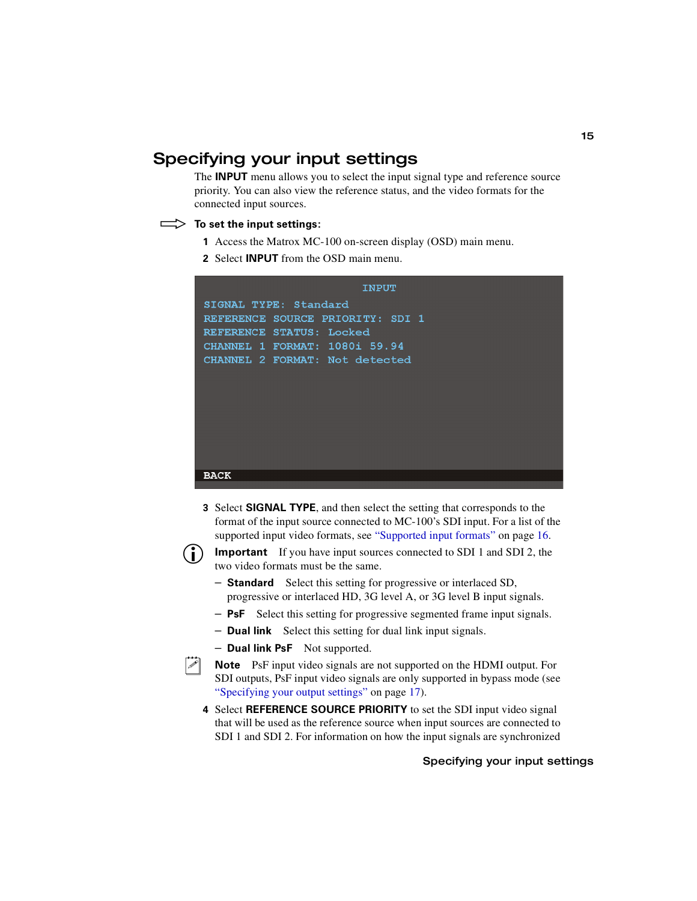## Specifying your input settings

The **INPUT** menu allows you to select the input signal type and reference source priority. You can also view the reference status, and the video formats for the connected input sources.

**To set the input settings:**

1. Access the Matrox MC-100 on-screen display (OSD) main menu.
2. Select **INPUT** from the OSD main menu.

```
INPUT
SIGNAL TYPE: Standard
REFERENCE SOURCE PRIORITY: SDI 1
REFERENCE STATUS: Locked
CHANNEL 1 FORMAT: 1080i 59.94
CHANNEL 2 FORMAT: Not detected

BACK
```

3. Select **SIGNAL TYPE**, and then select the setting that corresponds to the format of the input source connected to MC-100's SDI input. For a list of the supported input video formats, see "Supported input formats" on page 16.

   **Important** If you have input sources connected to SDI 1 and SDI 2, the two video formats must be the same.

   – **Standard** Select this setting for progressive or interlaced SD, progressive or interlaced HD, 3G level A, or 3G level B input signals.

   – **PsF** Select this setting for progressive segmented frame input signals.

   – **Dual link** Select this setting for dual link input signals.

   – **Dual link PsF** Not supported.

   **Note** PsF input video signals are not supported on the HDMI output. For SDI outputs, PsF input video signals are only supported in bypass mode (see "Specifying your output settings" on page 17).

4. Select **REFERENCE SOURCE PRIORITY** to set the SDI input video signal that will be used as the reference source when input sources are connected to SDI 1 and SDI 2. For information on how the input signals are synchronized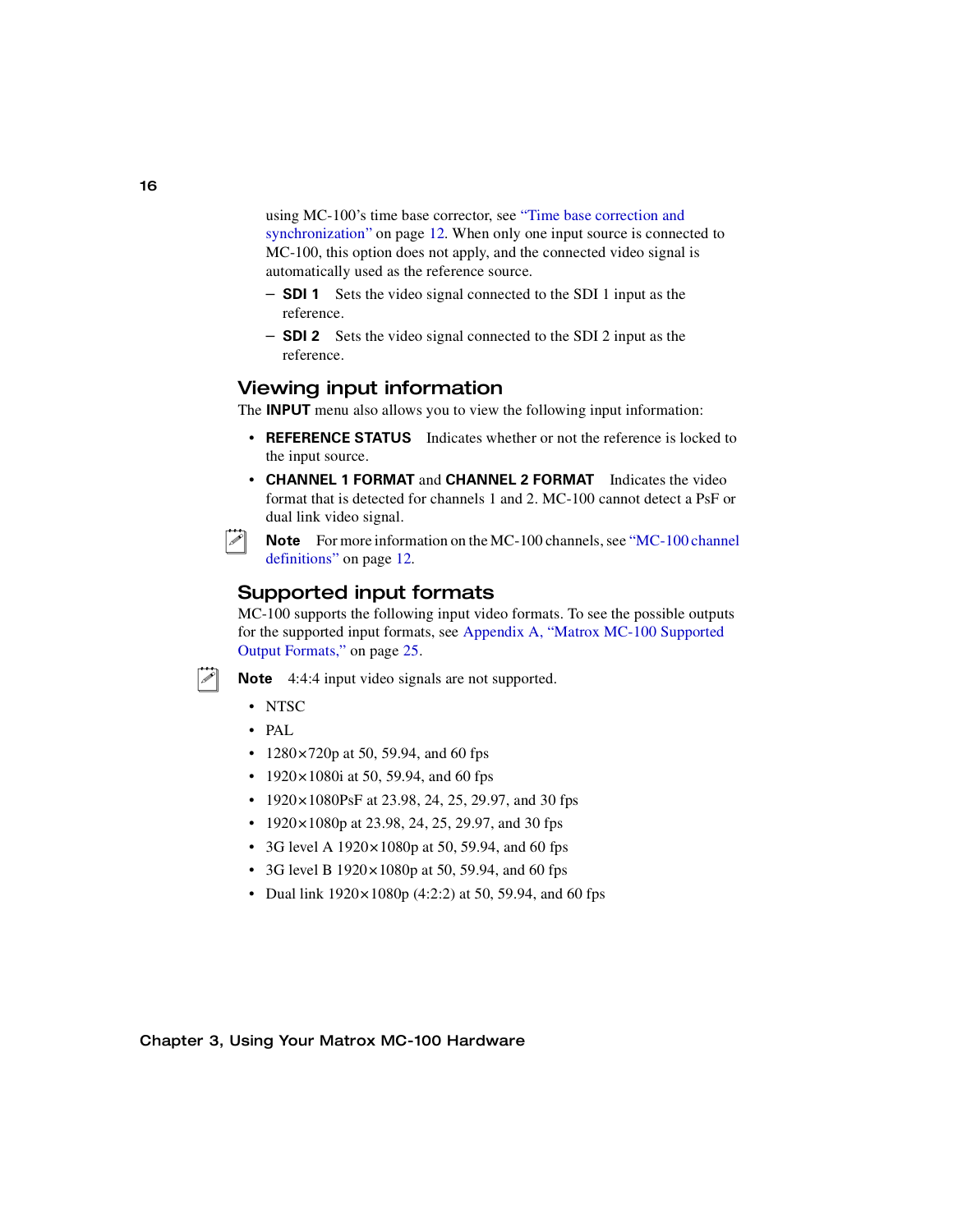using MC-100's time base corrector, see "Time base correction and synchronization" on page 12. When only one input source is connected to MC-100, this option does not apply, and the connected video signal is automatically used as the reference source.

- **SDI 1** Sets the video signal connected to the SDI 1 input as the reference.
- **SDI 2** Sets the video signal connected to the SDI 2 input as the reference.

## Viewing input information

The **INPUT** menu also allows you to view the following input information:

- **REFERENCE STATUS** Indicates whether or not the reference is locked to the input source.
- **CHANNEL 1 FORMAT** and **CHANNEL 2 FORMAT** Indicates the video format that is detected for channels 1 and 2. MC-100 cannot detect a PsF or dual link video signal.

**Note** For more information on the MC-100 channels, see "MC-100 channel definitions" on page 12.

## Supported input formats

MC-100 supports the following input video formats. To see the possible outputs for the supported input formats, see Appendix A, "Matrox MC-100 Supported Output Formats," on page 25.

**Note** 4:4:4 input video signals are not supported.

- NTSC
- PAL
- 1280×720p at 50, 59.94, and 60 fps
- 1920×1080i at 50, 59.94, and 60 fps
- 1920×1080PsF at 23.98, 24, 25, 29.97, and 30 fps
- 1920×1080p at 23.98, 24, 25, 29.97, and 30 fps
- 3G level A 1920×1080p at 50, 59.94, and 60 fps
- 3G level B 1920×1080p at 50, 59.94, and 60 fps
- Dual link 1920×1080p (4:2:2) at 50, 59.94, and 60 fps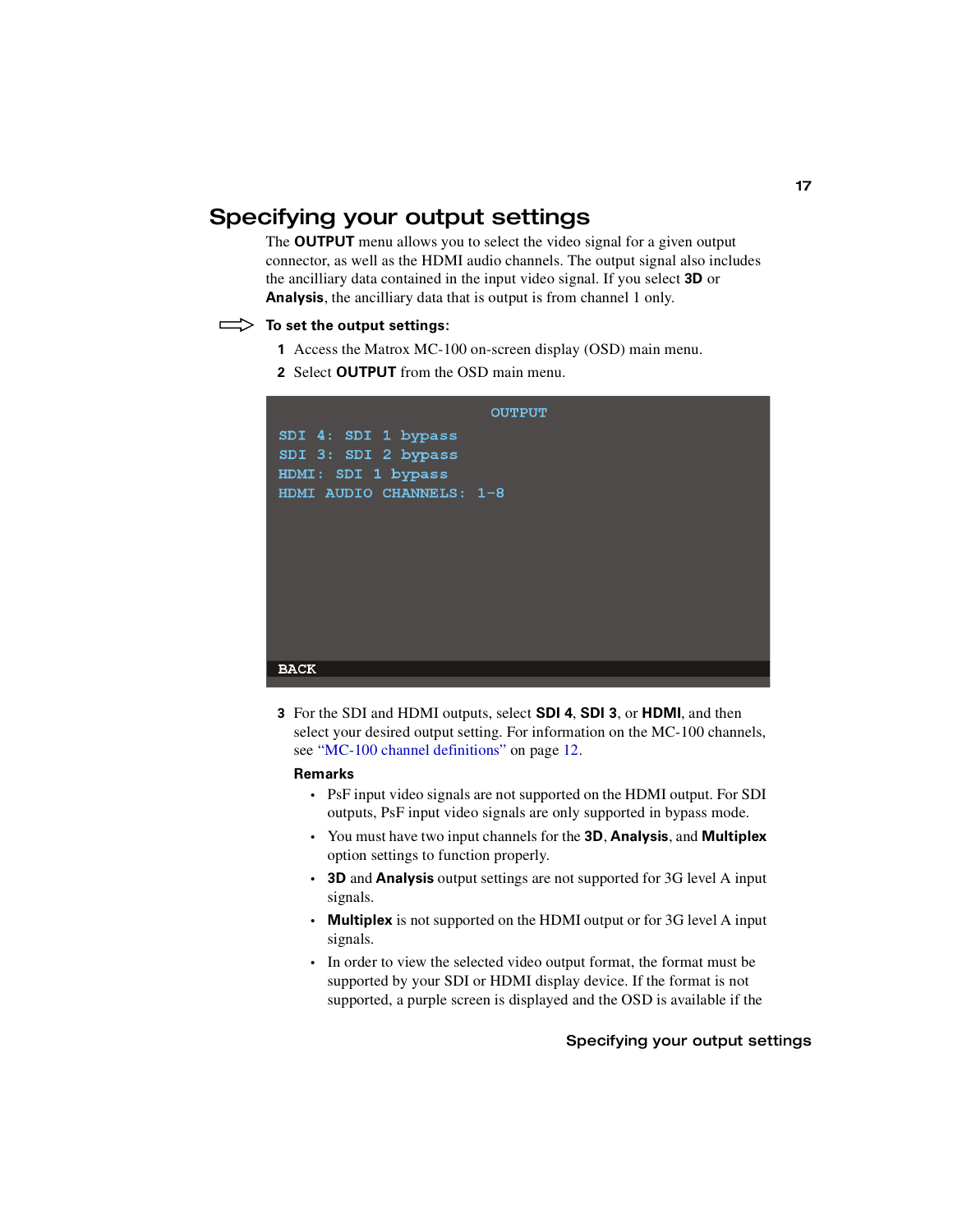# Specifying your output settings

The **OUTPUT** menu allows you to select the video signal for a given output connector, as well as the HDMI audio channels. The output signal also includes the ancilliary data contained in the input video signal. If you select **3D** or **Analysis**, the ancilliary data that is output is from channel 1 only.

**To set the output settings:**

1 Access the Matrox MC-100 on-screen display (OSD) main menu.

2 Select **OUTPUT** from the OSD main menu.

```
OUTPUT
SDI 4: SDI 1 bypass
SDI 3: SDI 2 bypass
HDMI: SDI 1 bypass
HDMI AUDIO CHANNELS: 1-8

BACK
```

3 For the SDI and HDMI outputs, select **SDI 4**, **SDI 3**, or **HDMI**, and then select your desired output setting. For information on the MC-100 channels, see "MC-100 channel definitions" on page 12.

**Remarks**

- PsF input video signals are not supported on the HDMI output. For SDI outputs, PsF input video signals are only supported in bypass mode.
- You must have two input channels for the **3D**, **Analysis**, and **Multiplex** option settings to function properly.
- **3D** and **Analysis** output settings are not supported for 3G level A input signals.
- **Multiplex** is not supported on the HDMI output or for 3G level A input signals.
- In order to view the selected video output format, the format must be supported by your SDI or HDMI display device. If the format is not supported, a purple screen is displayed and the OSD is available if the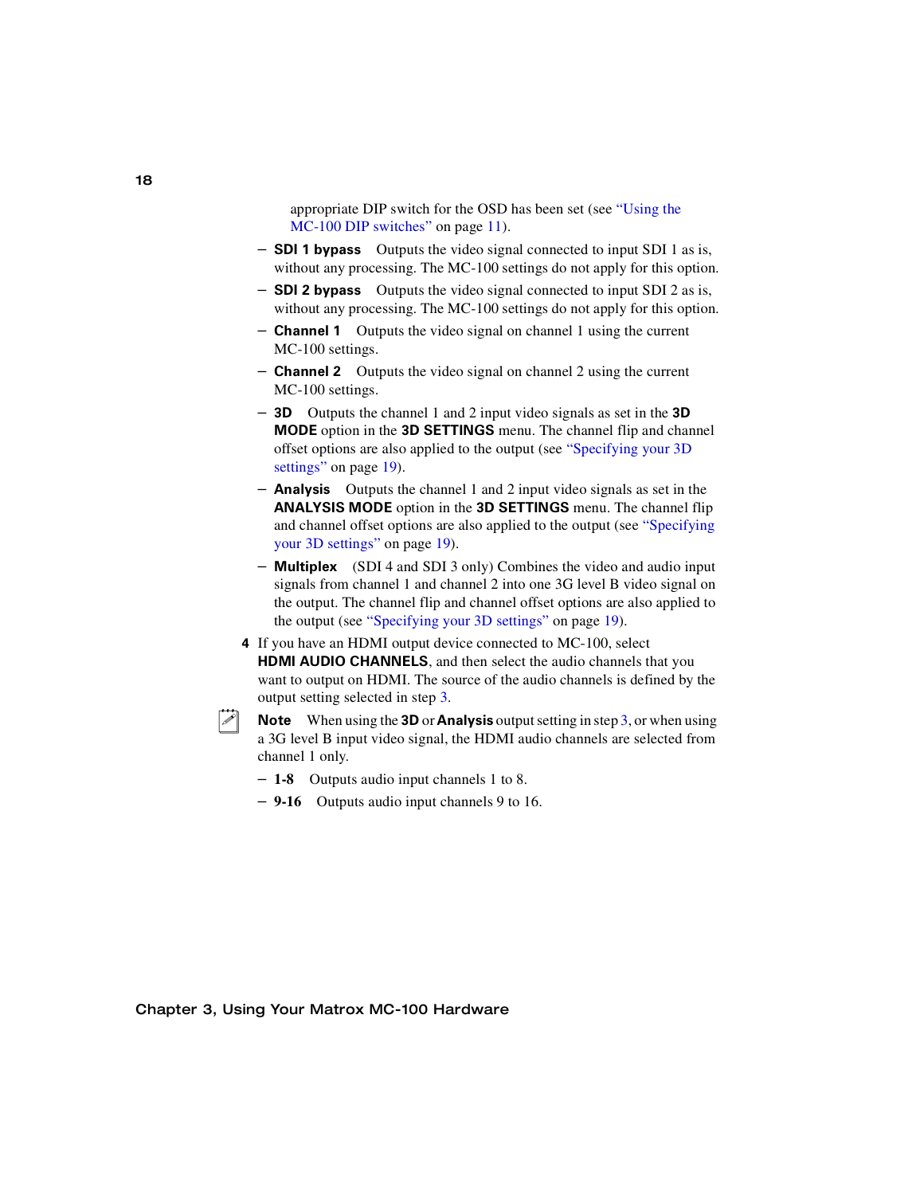appropriate DIP switch for the OSD has been set (see "Using the MC-100 DIP switches" on page 11).

- **SDI 1 bypass** Outputs the video signal connected to input SDI 1 as is, without any processing. The MC-100 settings do not apply for this option.
- **SDI 2 bypass** Outputs the video signal connected to input SDI 2 as is, without any processing. The MC-100 settings do not apply for this option.
- **Channel 1** Outputs the video signal on channel 1 using the current MC-100 settings.
- **Channel 2** Outputs the video signal on channel 2 using the current MC-100 settings.
- **3D** Outputs the channel 1 and 2 input video signals as set in the **3D MODE** option in the **3D SETTINGS** menu. The channel flip and channel offset options are also applied to the output (see "Specifying your 3D settings" on page 19).
- **Analysis** Outputs the channel 1 and 2 input video signals as set in the **ANALYSIS MODE** option in the **3D SETTINGS** menu. The channel flip and channel offset options are also applied to the output (see "Specifying your 3D settings" on page 19).
- **Multiplex** (SDI 4 and SDI 3 only) Combines the video and audio input signals from channel 1 and channel 2 into one 3G level B video signal on the output. The channel flip and channel offset options are also applied to the output (see "Specifying your 3D settings" on page 19).

**4** If you have an HDMI output device connected to MC-100, select **HDMI AUDIO CHANNELS**, and then select the audio channels that you want to output on HDMI. The source of the audio channels is defined by the output setting selected in step 3.

**Note** When using the **3D** or **Analysis** output setting in step 3, or when using a 3G level B input video signal, the HDMI audio channels are selected from channel 1 only.

- **1-8** Outputs audio input channels 1 to 8.
- **9-16** Outputs audio input channels 9 to 16.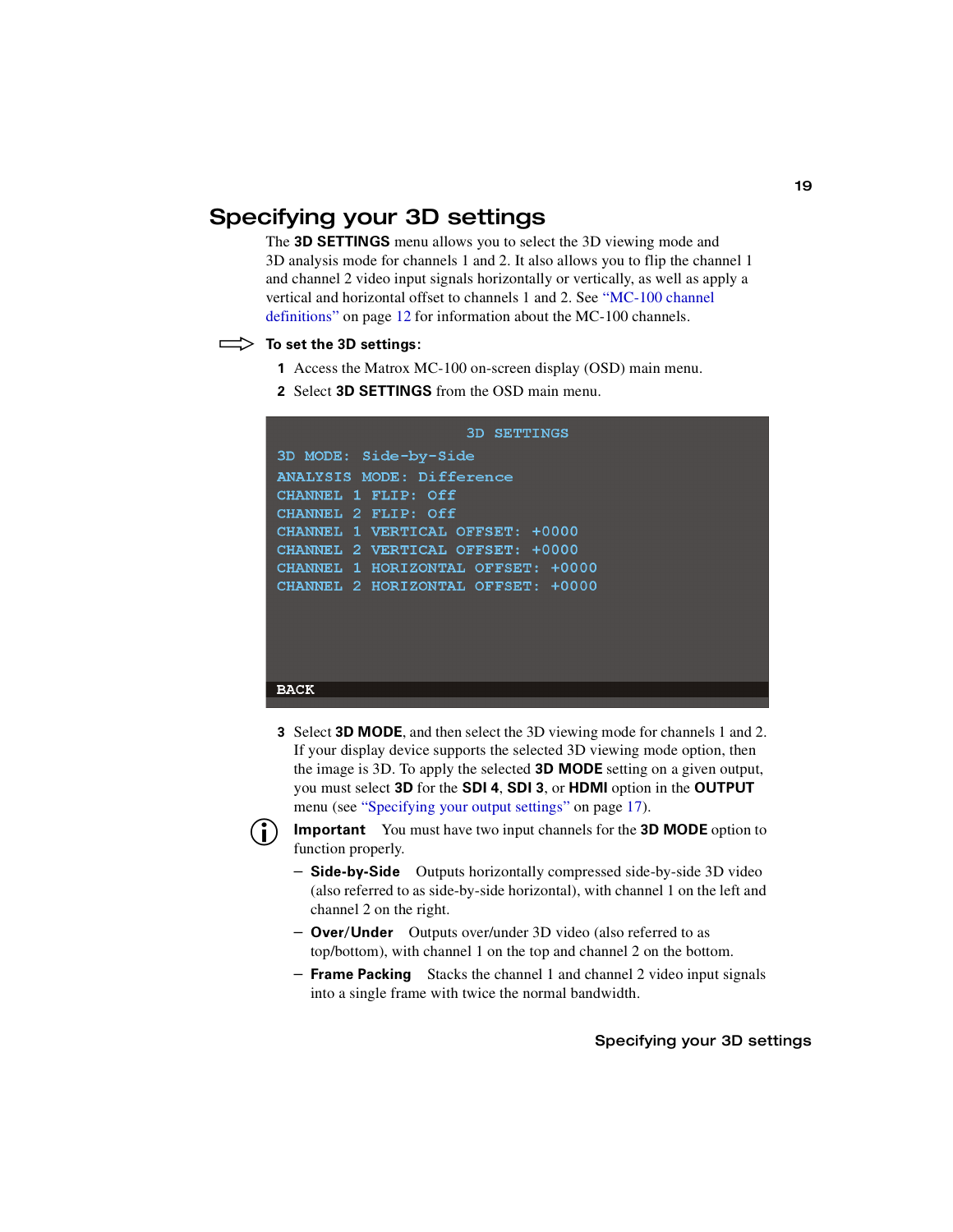## Specifying your 3D settings

The **3D SETTINGS** menu allows you to select the 3D viewing mode and 3D analysis mode for channels 1 and 2. It also allows you to flip the channel 1 and channel 2 video input signals horizontally or vertically, as well as apply a vertical and horizontal offset to channels 1 and 2. See "MC-100 channel definitions" on page 12 for information about the MC-100 channels.

⇨ **To set the 3D settings:**

1. Access the Matrox MC-100 on-screen display (OSD) main menu.
2. Select **3D SETTINGS** from the OSD main menu.

```
3D SETTINGS
3D MODE: Side-by-Side
ANALYSIS MODE: Difference
CHANNEL 1 FLIP: Off
CHANNEL 2 FLIP: Off
CHANNEL 1 VERTICAL OFFSET: +0000
CHANNEL 2 VERTICAL OFFSET: +0000
CHANNEL 1 HORIZONTAL OFFSET: +0000
CHANNEL 2 HORIZONTAL OFFSET: +0000

BACK
```

3. Select **3D MODE**, and then select the 3D viewing mode for channels 1 and 2. If your display device supports the selected 3D viewing mode option, then the image is 3D. To apply the selected **3D MODE** setting on a given output, you must select **3D** for the **SDI 4**, **SDI 3**, or **HDMI** option in the **OUTPUT** menu (see "Specifying your output settings" on page 17).

   **Important** You must have two input channels for the **3D MODE** option to function properly.

   – **Side-by-Side** Outputs horizontally compressed side-by-side 3D video (also referred to as side-by-side horizontal), with channel 1 on the left and channel 2 on the right.

   – **Over/Under** Outputs over/under 3D video (also referred to as top/bottom), with channel 1 on the top and channel 2 on the bottom.

   – **Frame Packing** Stacks the channel 1 and channel 2 video input signals into a single frame with twice the normal bandwidth.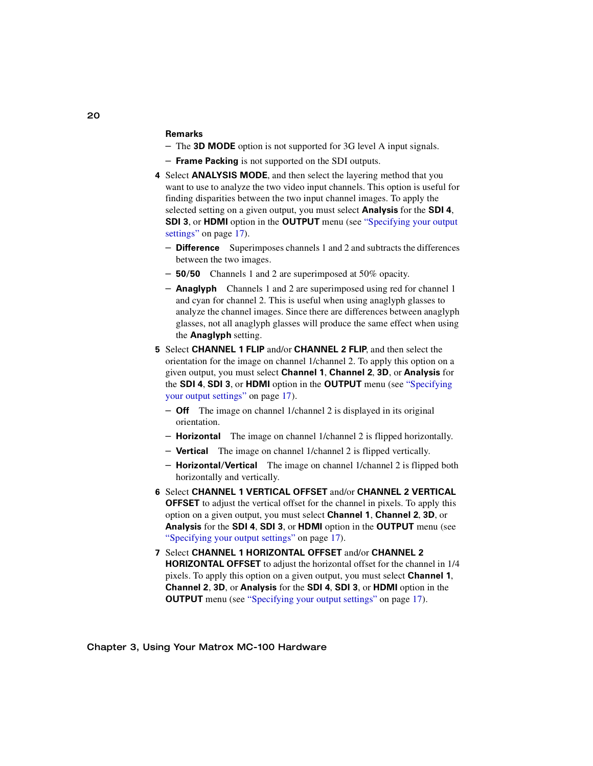**Remarks**

- The **3D MODE** option is not supported for 3G level A input signals.
- **Frame Packing** is not supported on the SDI outputs.

4. Select **ANALYSIS MODE**, and then select the layering method that you want to use to analyze the two video input channels. This option is useful for finding disparities between the two input channel images. To apply the selected setting on a given output, you must select **Analysis** for the **SDI 4**, **SDI 3**, or **HDMI** option in the **OUTPUT** menu (see "Specifying your output settings" on page 17).
   - **Difference** Superimposes channels 1 and 2 and subtracts the differences between the two images.
   - **50/50** Channels 1 and 2 are superimposed at 50% opacity.
   - **Anaglyph** Channels 1 and 2 are superimposed using red for channel 1 and cyan for channel 2. This is useful when using anaglyph glasses to analyze the channel images. Since there are differences between anaglyph glasses, not all anaglyph glasses will produce the same effect when using the **Anaglyph** setting.

5. Select **CHANNEL 1 FLIP** and/or **CHANNEL 2 FLIP**, and then select the orientation for the image on channel 1/channel 2. To apply this option on a given output, you must select **Channel 1**, **Channel 2**, **3D**, or **Analysis** for the **SDI 4**, **SDI 3**, or **HDMI** option in the **OUTPUT** menu (see "Specifying your output settings" on page 17).
   - **Off** The image on channel 1/channel 2 is displayed in its original orientation.
   - **Horizontal** The image on channel 1/channel 2 is flipped horizontally.
   - **Vertical** The image on channel 1/channel 2 is flipped vertically.
   - **Horizontal/Vertical** The image on channel 1/channel 2 is flipped both horizontally and vertically.

6. Select **CHANNEL 1 VERTICAL OFFSET** and/or **CHANNEL 2 VERTICAL OFFSET** to adjust the vertical offset for the channel in pixels. To apply this option on a given output, you must select **Channel 1**, **Channel 2**, **3D**, or **Analysis** for the **SDI 4**, **SDI 3**, or **HDMI** option in the **OUTPUT** menu (see "Specifying your output settings" on page 17).

7. Select **CHANNEL 1 HORIZONTAL OFFSET** and/or **CHANNEL 2 HORIZONTAL OFFSET** to adjust the horizontal offset for the channel in 1/4 pixels. To apply this option on a given output, you must select **Channel 1**, **Channel 2**, **3D**, or **Analysis** for the **SDI 4**, **SDI 3**, or **HDMI** option in the **OUTPUT** menu (see "Specifying your output settings" on page 17).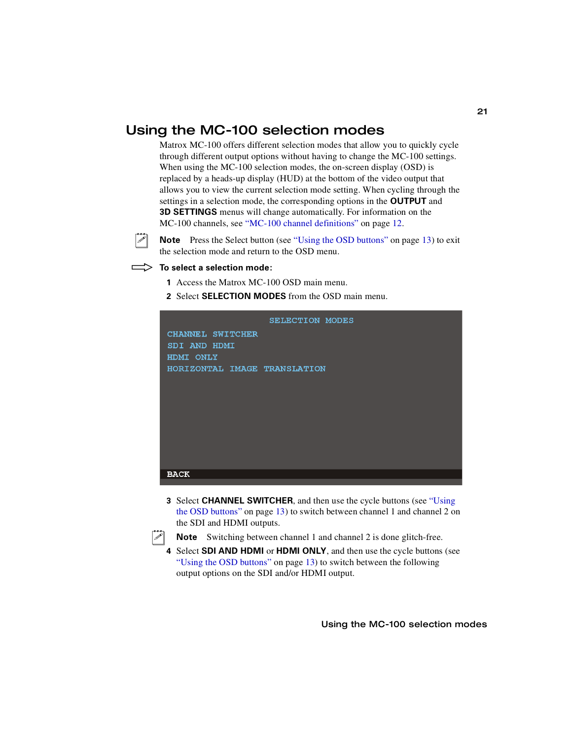## Using the MC-100 selection modes

Matrox MC-100 offers different selection modes that allow you to quickly cycle through different output options without having to change the MC-100 settings. When using the MC-100 selection modes, the on-screen display (OSD) is replaced by a heads-up display (HUD) at the bottom of the video output that allows you to view the current selection mode setting. When cycling through the settings in a selection mode, the corresponding options in the **OUTPUT** and **3D SETTINGS** menus will change automatically. For information on the MC-100 channels, see "MC-100 channel definitions" on page 12.

**Note** Press the Select button (see "Using the OSD buttons" on page 13) to exit the selection mode and return to the OSD menu.

**To select a selection mode:**

1. Access the Matrox MC-100 OSD main menu.
2. Select **SELECTION MODES** from the OSD main menu.

```
SELECTION MODES
CHANNEL SWITCHER
SDI AND HDMI
HDMI ONLY
HORIZONTAL IMAGE TRANSLATION

BACK
```

3. Select **CHANNEL SWITCHER**, and then use the cycle buttons (see "Using the OSD buttons" on page 13) to switch between channel 1 and channel 2 on the SDI and HDMI outputs.

   **Note** Switching between channel 1 and channel 2 is done glitch-free.

4. Select **SDI AND HDMI** or **HDMI ONLY**, and then use the cycle buttons (see "Using the OSD buttons" on page 13) to switch between the following output options on the SDI and/or HDMI output.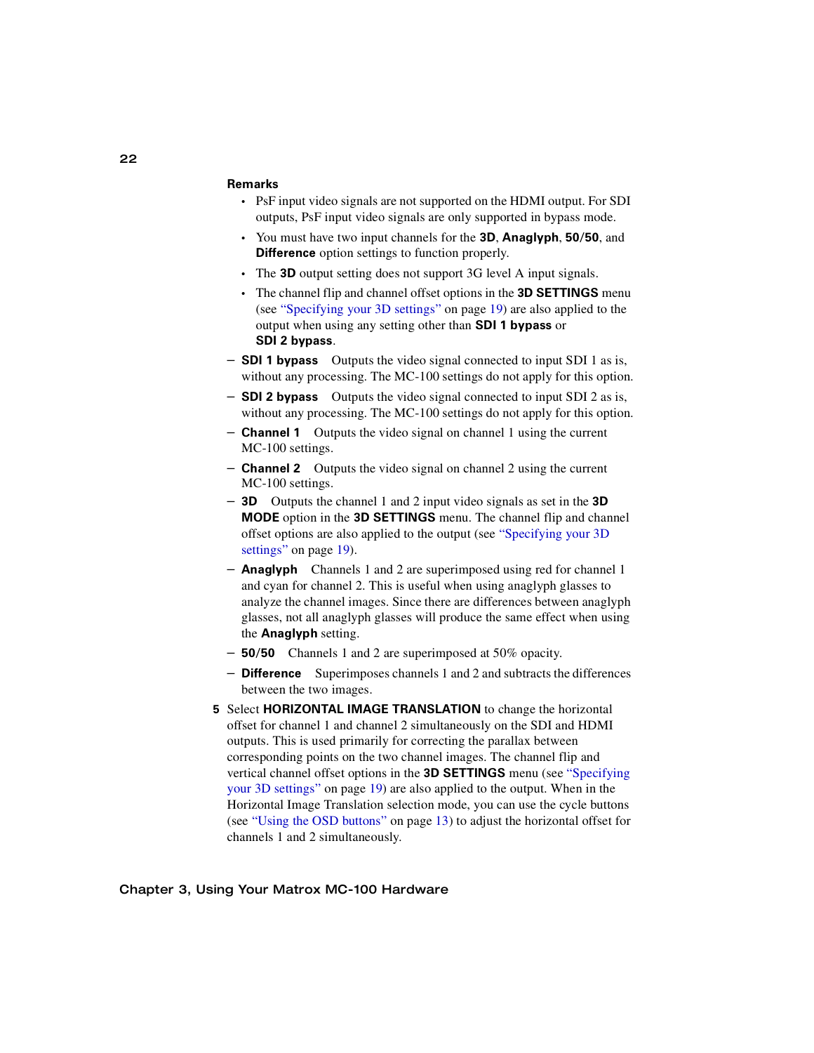**Remarks**

- PsF input video signals are not supported on the HDMI output. For SDI outputs, PsF input video signals are only supported in bypass mode.
- You must have two input channels for the **3D**, **Anaglyph**, **50/50**, and **Difference** option settings to function properly.
- The **3D** output setting does not support 3G level A input signals.
- The channel flip and channel offset options in the **3D SETTINGS** menu (see "Specifying your 3D settings" on page 19) are also applied to the output when using any setting other than **SDI 1 bypass** or **SDI 2 bypass**.

– **SDI 1 bypass** Outputs the video signal connected to input SDI 1 as is, without any processing. The MC-100 settings do not apply for this option.

– **SDI 2 bypass** Outputs the video signal connected to input SDI 2 as is, without any processing. The MC-100 settings do not apply for this option.

– **Channel 1** Outputs the video signal on channel 1 using the current MC-100 settings.

– **Channel 2** Outputs the video signal on channel 2 using the current MC-100 settings.

– **3D** Outputs the channel 1 and 2 input video signals as set in the **3D MODE** option in the **3D SETTINGS** menu. The channel flip and channel offset options are also applied to the output (see "Specifying your 3D settings" on page 19).

– **Anaglyph** Channels 1 and 2 are superimposed using red for channel 1 and cyan for channel 2. This is useful when using anaglyph glasses to analyze the channel images. Since there are differences between anaglyph glasses, not all anaglyph glasses will produce the same effect when using the **Anaglyph** setting.

– **50/50** Channels 1 and 2 are superimposed at 50% opacity.

– **Difference** Superimposes channels 1 and 2 and subtracts the differences between the two images.

5 Select **HORIZONTAL IMAGE TRANSLATION** to change the horizontal offset for channel 1 and channel 2 simultaneously on the SDI and HDMI outputs. This is used primarily for correcting the parallax between corresponding points on the two channel images. The channel flip and vertical channel offset options in the **3D SETTINGS** menu (see "Specifying your 3D settings" on page 19) are also applied to the output. When in the Horizontal Image Translation selection mode, you can use the cycle buttons (see "Using the OSD buttons" on page 13) to adjust the horizontal offset for channels 1 and 2 simultaneously.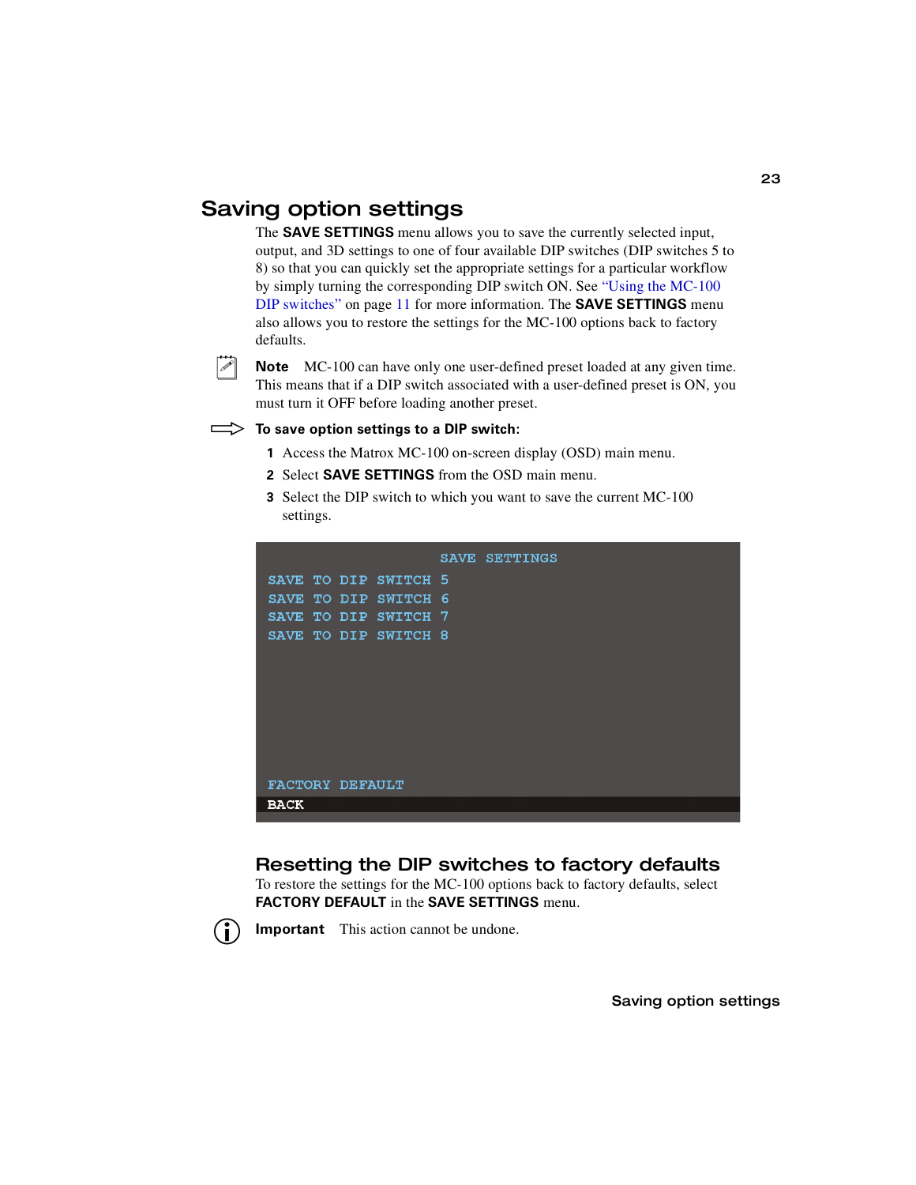# Saving option settings

The **SAVE SETTINGS** menu allows you to save the currently selected input, output, and 3D settings to one of four available DIP switches (DIP switches 5 to 8) so that you can quickly set the appropriate settings for a particular workflow by simply turning the corresponding DIP switch ON. See "Using the MC-100 DIP switches" on page 11 for more information. The **SAVE SETTINGS** menu also allows you to restore the settings for the MC-100 options back to factory defaults.

**Note** MC-100 can have only one user-defined preset loaded at any given time. This means that if a DIP switch associated with a user-defined preset is ON, you must turn it OFF before loading another preset.

**To save option settings to a DIP switch:**

1. Access the Matrox MC-100 on-screen display (OSD) main menu.
2. Select **SAVE SETTINGS** from the OSD main menu.
3. Select the DIP switch to which you want to save the current MC-100 settings.

```
SAVE SETTINGS
SAVE TO DIP SWITCH 5
SAVE TO DIP SWITCH 6
SAVE TO DIP SWITCH 7
SAVE TO DIP SWITCH 8

FACTORY DEFAULT
BACK
```

## Resetting the DIP switches to factory defaults

To restore the settings for the MC-100 options back to factory defaults, select **FACTORY DEFAULT** in the **SAVE SETTINGS** menu.

**Important** This action cannot be undone.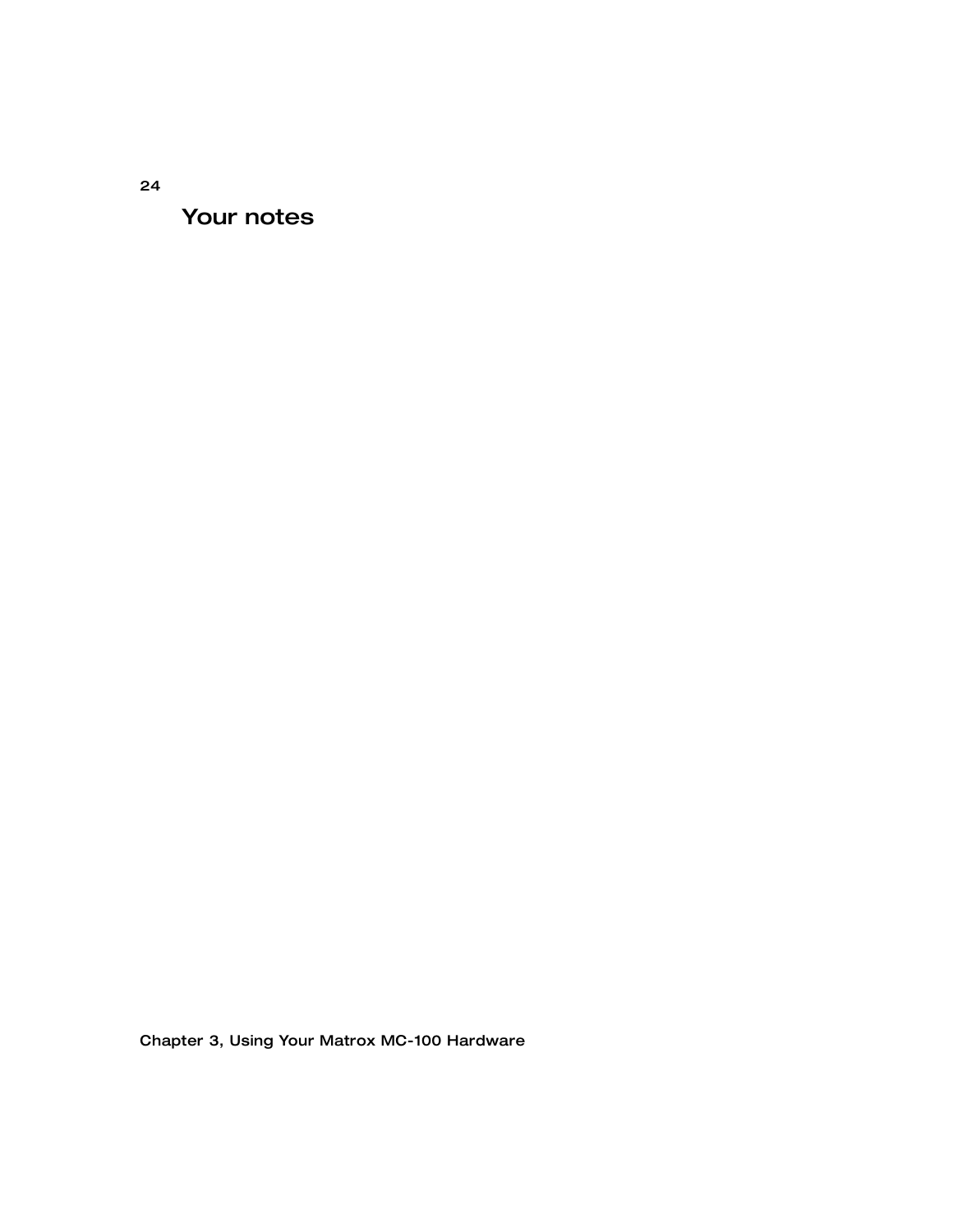# Your notes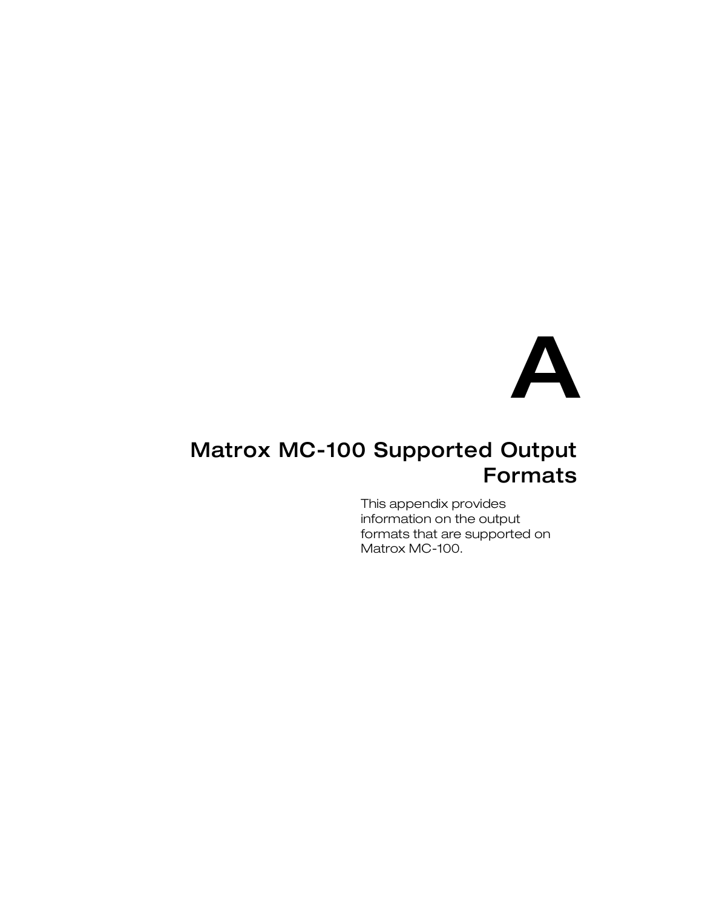# A

# Matrox MC-100 Supported Output Formats

This appendix provides information on the output formats that are supported on Matrox MC-100.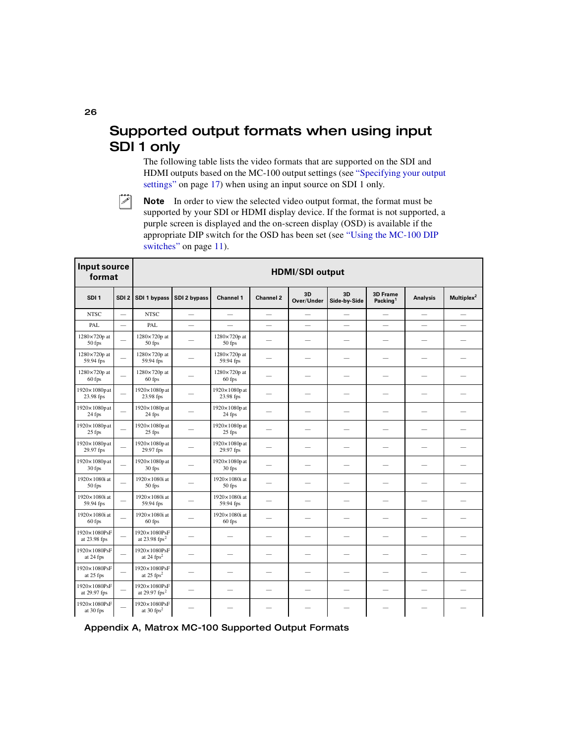## Supported output formats when using input SDI 1 only

The following table lists the video formats that are supported on the SDI and HDMI outputs based on the MC-100 output settings (see "Specifying your output settings" on page 17) when using an input source on SDI 1 only.

**Note** In order to view the selected video output format, the format must be supported by your SDI or HDMI display device. If the format is not supported, a purple screen is displayed and the on-screen display (OSD) is available if the appropriate DIP switch for the OSD has been set (see "Using the MC-100 DIP switches" on page 11).

| Input source format | | HDMI/SDI output | | | | | | | | |
|---|---|---|---|---|---|---|---|---|---|---|
| SDI 1 | SDI 2 | SDI 1 bypass | SDI 2 bypass | Channel 1 | Channel 2 | 3D Over/Under | 3D Side-by-Side | 3D Frame Packing[1] | Analysis | Multiplex[2] |
| NTSC | — | NTSC | — | — | — | — | — | — | — | — |
| PAL | — | PAL | — | — | — | — | — | — | — | — |
| 1280×720p at 50 fps | — | 1280×720p at 50 fps | — | 1280×720p at 50 fps | — | — | — | — | — | — |
| 1280×720p at 59.94 fps | — | 1280×720p at 59.94 fps | — | 1280×720p at 59.94 fps | — | — | — | — | — | — |
| 1280×720p at 60 fps | — | 1280×720p at 60 fps | — | 1280×720p at 60 fps | — | — | — | — | — | — |
| 1920×1080p at 23.98 fps | — | 1920×1080p at 23.98 fps | — | 1920×1080p at 23.98 fps | — | — | — | — | — | — |
| 1920×1080p at 24 fps | — | 1920×1080p at 24 fps | — | 1920×1080p at 24 fps | — | — | — | — | — | — |
| 1920×1080p at 25 fps | — | 1920×1080p at 25 fps | — | 1920×1080p at 25 fps | — | — | — | — | — | — |
| 1920×1080p at 29.97 fps | — | 1920×1080p at 29.97 fps | — | 1920×1080p at 29.97 fps | — | — | — | — | — | — |
| 1920×1080p at 30 fps | — | 1920×1080p at 30 fps | — | 1920×1080p at 30 fps | — | — | — | — | — | — |
| 1920×1080i at 50 fps | — | 1920×1080i at 50 fps | — | 1920×1080i at 50 fps | — | — | — | — | — | — |
| 1920×1080i at 59.94 fps | — | 1920×1080i at 59.94 fps | — | 1920×1080i at 59.94 fps | — | — | — | — | — | — |
| 1920×1080i at 60 fps | — | 1920×1080i at 60 fps | — | 1920×1080i at 60 fps | — | — | — | — | — | — |
| 1920×1080PsF at 23.98 fps | — | 1920×1080PsF at 23.98 fps[2] | — | — | — | — | — | — | — | — |
| 1920×1080PsF at 24 fps | — | 1920×1080PsF at 24 fps[2] | — | — | — | — | — | — | — | — |
| 1920×1080PsF at 25 fps | — | 1920×1080PsF at 25 fps[2] | — | — | — | — | — | — | — | — |
| 1920×1080PsF at 29.97 fps | — | 1920×1080PsF at 29.97 fps[2] | — | — | — | — | — | — | — | — |
| 1920×1080PsF at 30 fps | — | 1920×1080PsF at 30 fps[2] | — | — | — | — | — | — | — | — |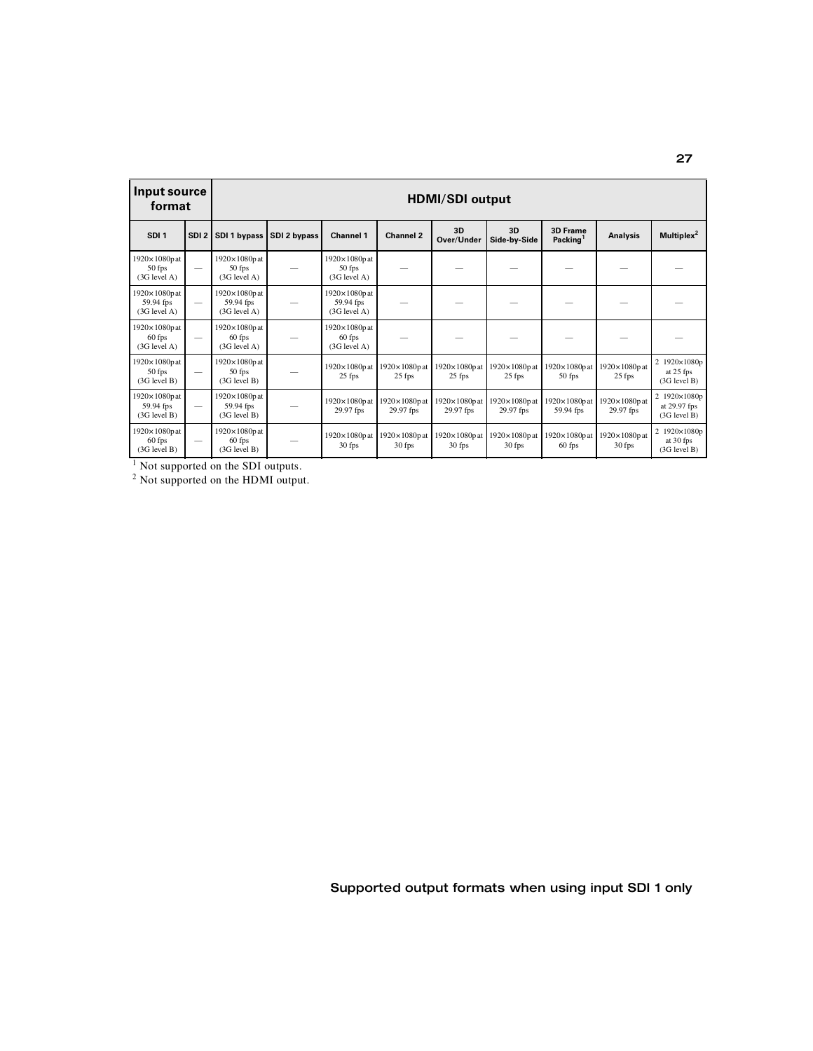| Input source format | | HDMI/SDI output | | | | | | | | |
|---|---|---|---|---|---|---|---|---|---|---|
| SDI 1 | SDI 2 | SDI 1 bypass | SDI 2 bypass | Channel 1 | Channel 2 | 3D Over/Under | 3D Side-by-Side | 3D Frame Packing[1] | Analysis | Multiplex[2] |
| 1920×1080p at 50 fps (3G level A) | — | 1920×1080p at 50 fps (3G level A) | — | 1920×1080p at 50 fps (3G level A) | — | — | — | — | — | — |
| 1920×1080p at 59.94 fps (3G level A) | — | 1920×1080p at 59.94 fps (3G level A) | — | 1920×1080p at 59.94 fps (3G level A) | — | — | — | — | — | — |
| 1920×1080p at 60 fps (3G level A) | — | 1920×1080p at 60 fps (3G level A) | — | 1920×1080p at 60 fps (3G level A) | — | — | — | — | — | — |
| 1920×1080p at 50 fps (3G level B) | — | 1920×1080p at 50 fps (3G level B) | — | 1920×1080p at 25 fps | 1920×1080p at 25 fps | 1920×1080p at 25 fps | 1920×1080p at 25 fps | 1920×1080p at 50 fps | 1920×1080p at 25 fps | 2 1920×1080p at 25 fps (3G level B) |
| 1920×1080p at 59.94 fps (3G level B) | — | 1920×1080p at 59.94 fps (3G level B) | — | 1920×1080p at 29.97 fps | 1920×1080p at 29.97 fps | 1920×1080p at 29.97 fps | 1920×1080p at 29.97 fps | 1920×1080p at 59.94 fps | 1920×1080p at 29.97 fps | 2 1920×1080p at 29.97 fps (3G level B) |
| 1920×1080p at 60 fps (3G level B) | — | 1920×1080p at 60 fps (3G level B) | — | 1920×1080p at 30 fps | 1920×1080p at 30 fps | 1920×1080p at 30 fps | 1920×1080p at 30 fps | 1920×1080p at 60 fps | 1920×1080p at 30 fps | 2 1920×1080p at 30 fps (3G level B) |

[1] Not supported on the SDI outputs.

[2] Not supported on the HDMI output.

**Supported output formats when using input SDI 1 only**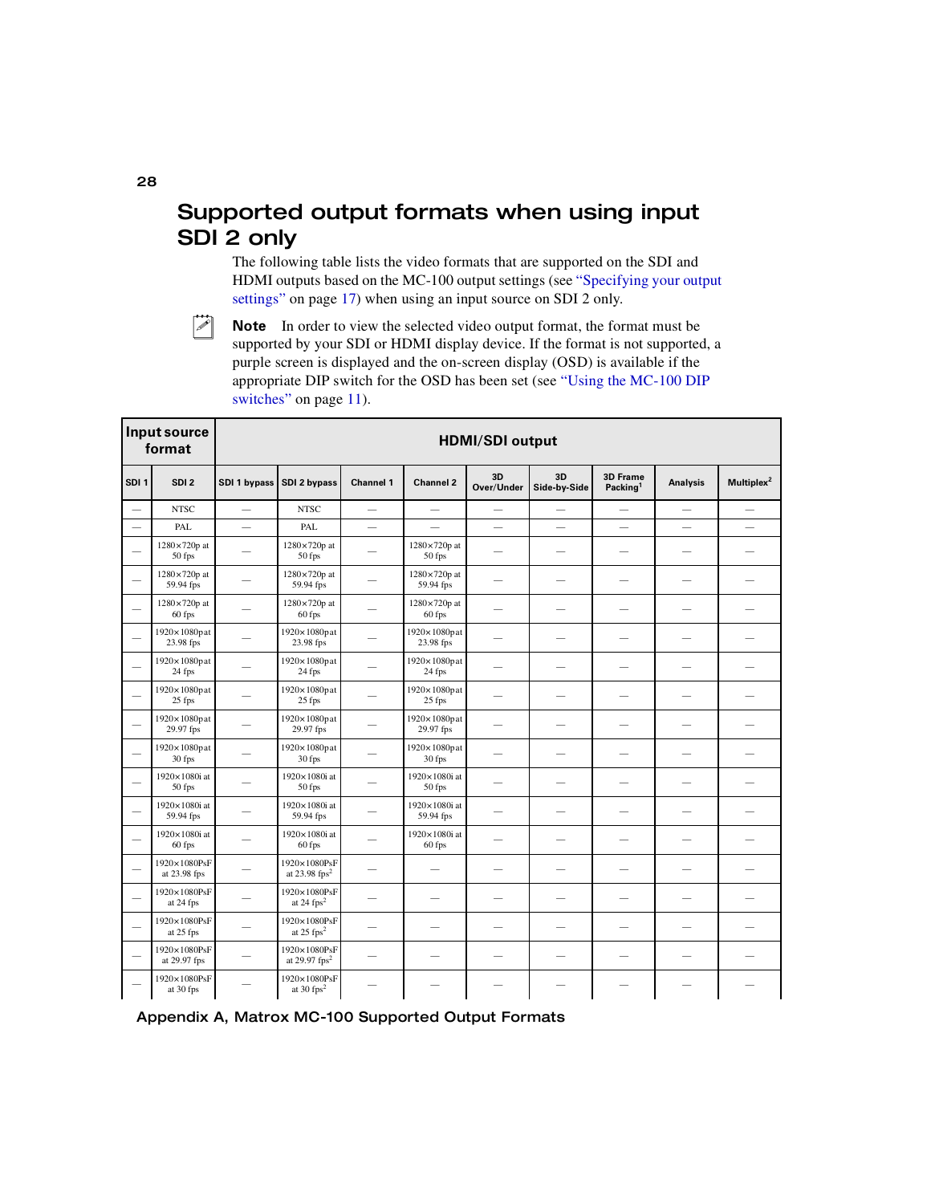## Supported output formats when using input SDI 2 only

The following table lists the video formats that are supported on the SDI and HDMI outputs based on the MC-100 output settings (see "Specifying your output settings" on page 17) when using an input source on SDI 2 only.

**Note** In order to view the selected video output format, the format must be supported by your SDI or HDMI display device. If the format is not supported, a purple screen is displayed and the on-screen display (OSD) is available if the appropriate DIP switch for the OSD has been set (see "Using the MC-100 DIP switches" on page 11).

| Input source format | | HDMI/SDI output | | | | | | | | |
|---|---|---|---|---|---|---|---|---|---|---|
| **SDI 1** | **SDI 2** | **SDI 1 bypass** | **SDI 2 bypass** | **Channel 1** | **Channel 2** | **3D Over/Under** | **3D Side-by-Side** | **3D Frame Packing[1]** | **Analysis** | **Multiplex[2]** |
| — | NTSC | — | NTSC | — | — | — | — | — | — | — |
| — | PAL | — | PAL | — | — | — | — | — | — | — |
| — | 1280×720p at 50 fps | — | 1280×720p at 50 fps | — | 1280×720p at 50 fps | — | — | — | — | — |
| — | 1280×720p at 59.94 fps | — | 1280×720p at 59.94 fps | — | 1280×720p at 59.94 fps | — | — | — | — | — |
| — | 1280×720p at 60 fps | — | 1280×720p at 60 fps | — | 1280×720p at 60 fps | — | — | — | — | — |
| — | 1920×1080p at 23.98 fps | — | 1920×1080p at 23.98 fps | — | 1920×1080p at 23.98 fps | — | — | — | — | — |
| — | 1920×1080p at 24 fps | — | 1920×1080p at 24 fps | — | 1920×1080p at 24 fps | — | — | — | — | — |
| — | 1920×1080p at 25 fps | — | 1920×1080p at 25 fps | — | 1920×1080p at 25 fps | — | — | — | — | — |
| — | 1920×1080p at 29.97 fps | — | 1920×1080p at 29.97 fps | — | 1920×1080p at 29.97 fps | — | — | — | — | — |
| — | 1920×1080p at 30 fps | — | 1920×1080p at 30 fps | — | 1920×1080p at 30 fps | — | — | — | — | — |
| — | 1920×1080i at 50 fps | — | 1920×1080i at 50 fps | — | 1920×1080i at 50 fps | — | — | — | — | — |
| — | 1920×1080i at 59.94 fps | — | 1920×1080i at 59.94 fps | — | 1920×1080i at 59.94 fps | — | — | — | — | — |
| — | 1920×1080i at 60 fps | — | 1920×1080i at 60 fps | — | 1920×1080i at 60 fps | — | — | — | — | — |
| — | 1920×1080PsF at 23.98 fps | — | 1920×1080PsF at 23.98 fps[2] | — | — | — | — | — | — | — |
| — | 1920×1080PsF at 24 fps | — | 1920×1080PsF at 24 fps[2] | — | — | — | — | — | — | — |
| — | 1920×1080PsF at 25 fps | — | 1920×1080PsF at 25 fps[2] | — | — | — | — | — | — | — |
| — | 1920×1080PsF at 29.97 fps | — | 1920×1080PsF at 29.97 fps[2] | — | — | — | — | — | — | — |
| — | 1920×1080PsF at 30 fps | — | 1920×1080PsF at 30 fps[2] | — | — | — | — | — | — | — |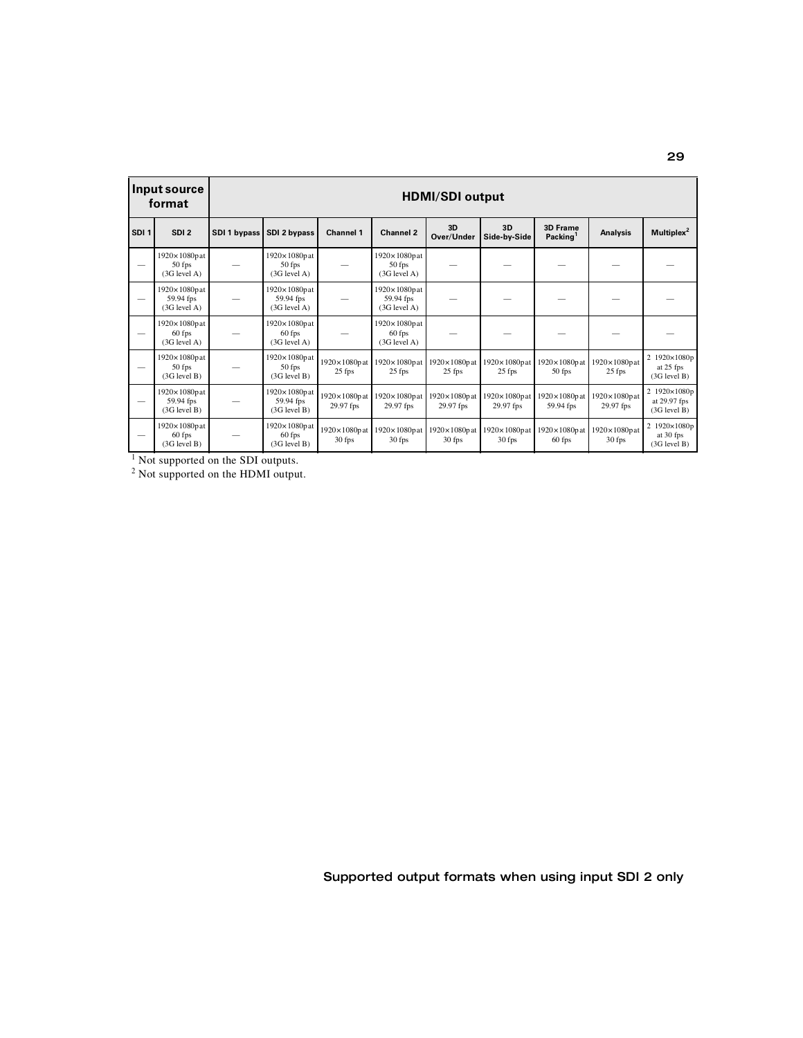| Input source format | | HDMI/SDI output | | | | | | | | |
|---|---|---|---|---|---|---|---|---|---|---|
| SDI 1 | SDI 2 | SDI 1 bypass | SDI 2 bypass | Channel 1 | Channel 2 | 3D Over/Under | 3D Side-by-Side | 3D Frame Packing[1] | Analysis | Multiplex[2] |
| — | 1920×1080p at 50 fps (3G level A) | — | 1920×1080p at 50 fps (3G level A) | — | 1920×1080p at 50 fps (3G level A) | — | — | — | — | — |
| — | 1920×1080p at 59.94 fps (3G level A) | — | 1920×1080p at 59.94 fps (3G level A) | — | 1920×1080p at 59.94 fps (3G level A) | — | — | — | — | — |
| — | 1920×1080p at 60 fps (3G level A) | — | 1920×1080p at 60 fps (3G level A) | — | 1920×1080p at 60 fps (3G level A) | — | — | — | — | — |
| — | 1920×1080p at 50 fps (3G level B) | — | 1920×1080p at 50 fps (3G level B) | 1920×1080p at 25 fps | 1920×1080p at 25 fps | 1920×1080p at 25 fps | 1920×1080p at 25 fps | 1920×1080p at 50 fps | 1920×1080p at 25 fps | 2 1920×1080p at 25 fps (3G level B) |
| — | 1920×1080p at 59.94 fps (3G level B) | — | 1920×1080p at 59.94 fps (3G level B) | 1920×1080p at 29.97 fps | 1920×1080p at 29.97 fps | 1920×1080p at 29.97 fps | 1920×1080p at 29.97 fps | 1920×1080p at 59.94 fps | 1920×1080p at 29.97 fps | 2 1920×1080p at 29.97 fps (3G level B) |
| — | 1920×1080p at 60 fps (3G level B) | — | 1920×1080p at 60 fps (3G level B) | 1920×1080p at 30 fps | 1920×1080p at 30 fps | 1920×1080p at 30 fps | 1920×1080p at 30 fps | 1920×1080p at 60 fps | 1920×1080p at 30 fps | 2 1920×1080p at 30 fps (3G level B) |

[1] Not supported on the SDI outputs.

[2] Not supported on the HDMI output.

Supported output formats when using input SDI 2 only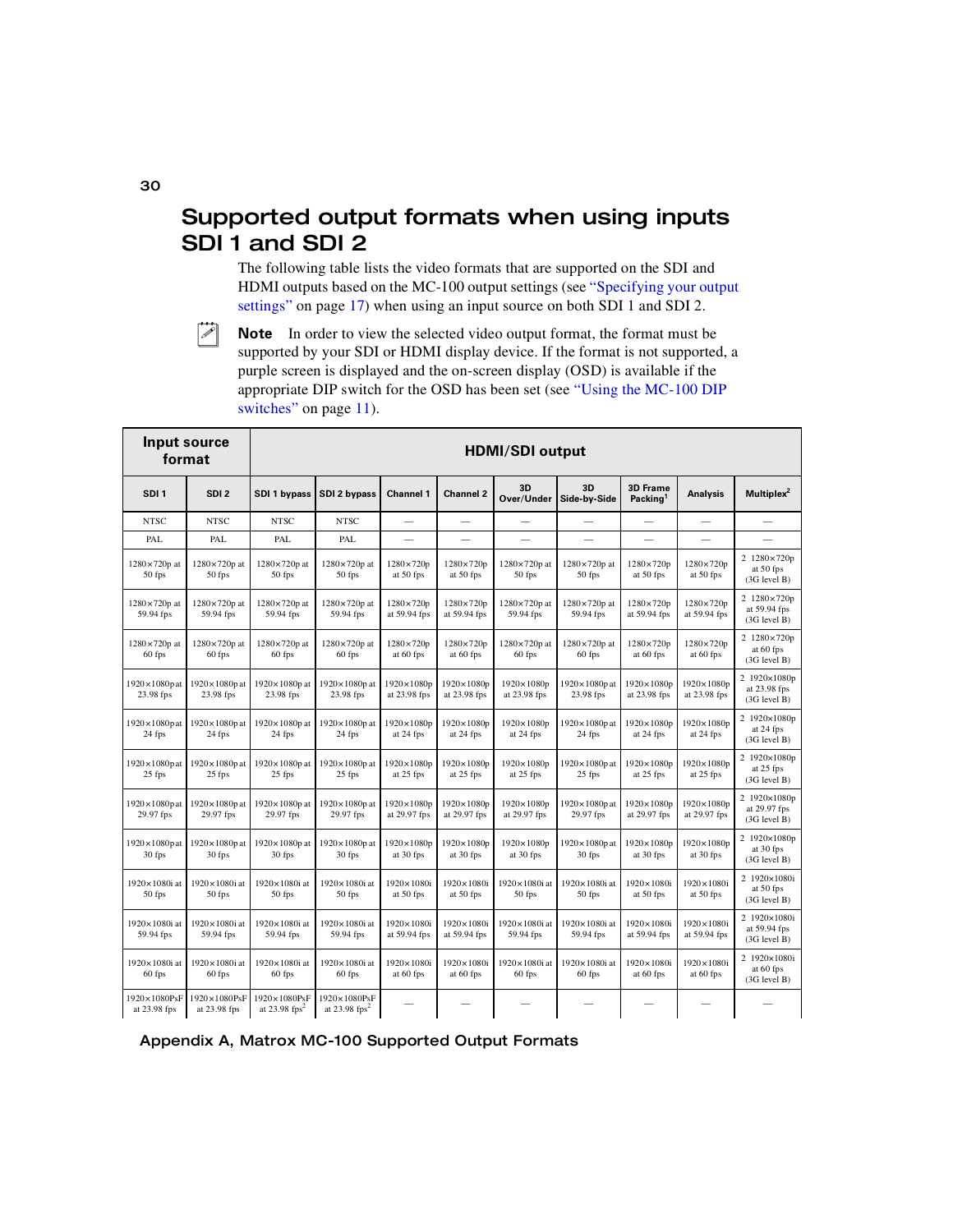# Supported output formats when using inputs SDI 1 and SDI 2

The following table lists the video formats that are supported on the SDI and HDMI outputs based on the MC-100 output settings (see "Specifying your output settings" on page 17) when using an input source on both SDI 1 and SDI 2.

**Note** In order to view the selected video output format, the format must be supported by your SDI or HDMI display device. If the format is not supported, a purple screen is displayed and the on-screen display (OSD) is available if the appropriate DIP switch for the OSD has been set (see "Using the MC-100 DIP switches" on page 11).

| Input source format | | HDMI/SDI output | | | | | | | | |
|---|---|---|---|---|---|---|---|---|---|---|
| SDI 1 | SDI 2 | SDI 1 bypass | SDI 2 bypass | Channel 1 | Channel 2 | 3D Over/Under | 3D Side-by-Side | 3D Frame Packing[1] | Analysis | Multiplex[2] |
| NTSC | NTSC | NTSC | NTSC | — | — | — | — | — | — | — |
| PAL | PAL | PAL | PAL | — | — | — | — | — | — | — |
| 1280×720p at 50 fps | 1280×720p at 50 fps | 1280×720p at 50 fps | 1280×720p at 50 fps | 1280×720p at 50 fps | 1280×720p at 50 fps | 1280×720p at 50 fps | 1280×720p at 50 fps | 1280×720p at 50 fps | 1280×720p at 50 fps | 2 1280×720p at 50 fps (3G level B) |
| 1280×720p at 59.94 fps | 1280×720p at 59.94 fps | 1280×720p at 59.94 fps | 1280×720p at 59.94 fps | 1280×720p at 59.94 fps | 1280×720p at 59.94 fps | 1280×720p at 59.94 fps | 1280×720p at 59.94 fps | 1280×720p at 59.94 fps | 1280×720p at 59.94 fps | 2 1280×720p at 59.94 fps (3G level B) |
| 1280×720p at 60 fps | 1280×720p at 60 fps | 1280×720p at 60 fps | 1280×720p at 60 fps | 1280×720p at 60 fps | 1280×720p at 60 fps | 1280×720p at 60 fps | 1280×720p at 60 fps | 1280×720p at 60 fps | 1280×720p at 60 fps | 2 1280×720p at 60 fps (3G level B) |
| 1920×1080p at 23.98 fps | 1920×1080p at 23.98 fps | 1920×1080p at 23.98 fps | 1920×1080p at 23.98 fps | 1920×1080p at 23.98 fps | 1920×1080p at 23.98 fps | 1920×1080p at 23.98 fps | 1920×1080p at 23.98 fps | 1920×1080p at 23.98 fps | 1920×1080p at 23.98 fps | 2 1920×1080p at 23.98 fps (3G level B) |
| 1920×1080p at 24 fps | 1920×1080p at 24 fps | 1920×1080p at 24 fps | 1920×1080p at 24 fps | 1920×1080p at 24 fps | 1920×1080p at 24 fps | 1920×1080p at 24 fps | 1920×1080p at 24 fps | 1920×1080p at 24 fps | 1920×1080p at 24 fps | 2 1920×1080p at 24 fps (3G level B) |
| 1920×1080p at 25 fps | 1920×1080p at 25 fps | 1920×1080p at 25 fps | 1920×1080p at 25 fps | 1920×1080p at 25 fps | 1920×1080p at 25 fps | 1920×1080p at 25 fps | 1920×1080p at 25 fps | 1920×1080p at 25 fps | 1920×1080p at 25 fps | 2 1920×1080p at 25 fps (3G level B) |
| 1920×1080p at 29.97 fps | 1920×1080p at 29.97 fps | 1920×1080p at 29.97 fps | 1920×1080p at 29.97 fps | 1920×1080p at 29.97 fps | 1920×1080p at 29.97 fps | 1920×1080p at 29.97 fps | 1920×1080p at 29.97 fps | 1920×1080p at 29.97 fps | 1920×1080p at 29.97 fps | 2 1920×1080p at 29.97 fps (3G level B) |
| 1920×1080p at 30 fps | 1920×1080p at 30 fps | 1920×1080p at 30 fps | 1920×1080p at 30 fps | 1920×1080p at 30 fps | 1920×1080p at 30 fps | 1920×1080p at 30 fps | 1920×1080p at 30 fps | 1920×1080p at 30 fps | 1920×1080p at 30 fps | 2 1920×1080p at 30 fps (3G level B) |
| 1920×1080i at 50 fps | 1920×1080i at 50 fps | 1920×1080i at 50 fps | 1920×1080i at 50 fps | 1920×1080i at 50 fps | 1920×1080i at 50 fps | 1920×1080i at 50 fps | 1920×1080i at 50 fps | 1920×1080i at 50 fps | 1920×1080i at 50 fps | 2 1920×1080i at 50 fps (3G level B) |
| 1920×1080i at 59.94 fps | 1920×1080i at 59.94 fps | 1920×1080i at 59.94 fps | 1920×1080i at 59.94 fps | 1920×1080i at 59.94 fps | 1920×1080i at 59.94 fps | 1920×1080i at 59.94 fps | 1920×1080i at 59.94 fps | 1920×1080i at 59.94 fps | 1920×1080i at 59.94 fps | 2 1920×1080i at 59.94 fps (3G level B) |
| 1920×1080i at 60 fps | 1920×1080i at 60 fps | 1920×1080i at 60 fps | 1920×1080i at 60 fps | 1920×1080i at 60 fps | 1920×1080i at 60 fps | 1920×1080i at 60 fps | 1920×1080i at 60 fps | 1920×1080i at 60 fps | 1920×1080i at 60 fps | 2 1920×1080i at 60 fps (3G level B) |
| 1920×1080PsF at 23.98 fps | 1920×1080PsF at 23.98 fps | 1920×1080PsF at 23.98 fps[2] | 1920×1080PsF at 23.98 fps[2] | — | — | — | — | — | — | — |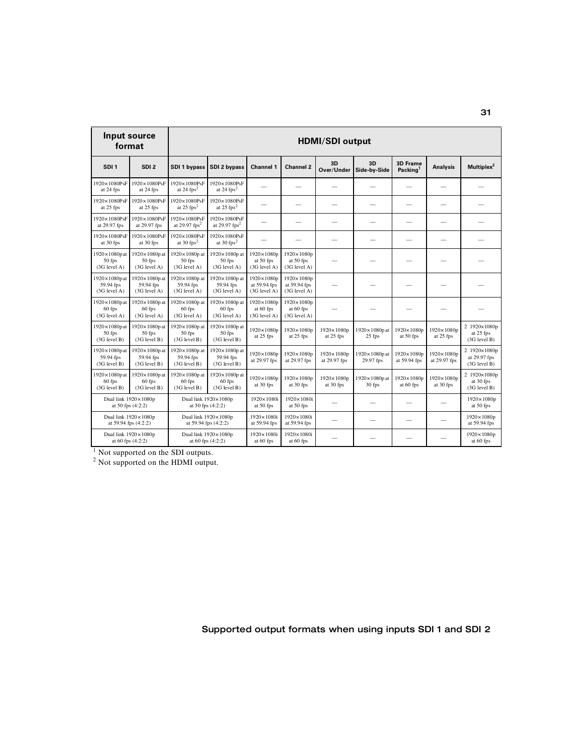| Input source format | | HDMI/SDI output | | | | | | | | |
|---|---|---|---|---|---|---|---|---|---|---|
| SDI 1 | SDI 2 | SDI 1 bypass | SDI 2 bypass | Channel 1 | Channel 2 | 3D Over/Under | 3D Side-by-Side | 3D Frame Packing[1] | Analysis | Multiplex[2] |
| 1920×1080PsF at 24 fps | 1920×1080PsF at 24 fps | 1920×1080PsF at 24 fps[2] | 1920×1080PsF at 24 fps[2] | — | — | — | — | — | — | — |
| 1920×1080PsF at 25 fps | 1920×1080PsF at 25 fps | 1920×1080PsF at 25 fps[2] | 1920×1080PsF at 25 fps[2] | — | — | — | — | — | — | — |
| 1920×1080PsF at 29.97 fps | 1920×1080PsF at 29.97 fps | 1920×1080PsF at 29.97 fps[2] | 1920×1080PsF at 29.97 fps[2] | — | — | — | — | — | — | — |
| 1920×1080PsF at 30 fps | 1920×1080PsF at 30 fps | 1920×1080PsF at 30 fps[2] | 1920×1080PsF at 30 fps[2] | — | — | — | — | — | — | — |
| 1920×1080p at 50 fps (3G level A) | 1920×1080p at 50 fps (3G level A) | 1920×1080p at 50 fps (3G level A) | 1920×1080p at 50 fps (3G level A) | 1920×1080p at 50 fps (3G level A) | 1920×1080p at 50 fps (3G level A) | — | — | — | — | — |
| 1920×1080p at 59.94 fps (3G level A) | 1920×1080p at 59.94 fps (3G level A) | 1920×1080p at 59.94 fps (3G level A) | 1920×1080p at 59.94 fps (3G level A) | 1920×1080p at 59.94 fps (3G level A) | 1920×1080p at 59.94 fps (3G level A) | — | — | — | — | — |
| 1920×1080p at 60 fps (3G level A) | 1920×1080p at 60 fps (3G level A) | 1920×1080p at 60 fps (3G level A) | 1920×1080p at 60 fps (3G level A) | 1920×1080p at 60 fps (3G level A) | 1920×1080p at 60 fps (3G level A) | — | — | — | — | — |
| 1920×1080p at 50 fps (3G level B) | 1920×1080p at 50 fps (3G level B) | 1920×1080p at 50 fps (3G level B) | 1920×1080p at 50 fps (3G level B) | 1920×1080p at 25 fps | 1920×1080p at 25 fps | 1920×1080p at 25 fps | 1920×1080p at 25 fps | 1920×1080p at 50 fps | 1920×1080p at 25 fps | 2 1920×1080p at 25 fps (3G level B) |
| 1920×1080p at 59.94 fps (3G level B) | 1920×1080p at 59.94 fps (3G level B) | 1920×1080p at 59.94 fps (3G level B) | 1920×1080p at 59.94 fps (3G level B) | 1920×1080p at 29.97 fps | 1920×1080p at 29.97 fps | 1920×1080p at 29.97 fps | 1920×1080p at 29.97 fps | 1920×1080p at 59.94 fps | 1920×1080p at 29.97 fps | 2 1920×1080p at 29.97 fps (3G level B) |
| 1920×1080p at 60 fps (3G level B) | 1920×1080p at 60 fps (3G level B) | 1920×1080p at 60 fps (3G level B) | 1920×1080p at 60 fps (3G level B) | 1920×1080p at 30 fps | 1920×1080p at 30 fps | 1920×1080p at 30 fps | 1920×1080p at 30 fps | 1920×1080p at 60 fps | 1920×1080p at 30 fps | 2 1920×1080p at 30 fps (3G level B) |
| Dual link 1920×1080p at 50 fps (4:2:2) | | Dual link 1920×1080p at 50 fps (4:2:2) | | 1920×1080i at 50 fps | 1920×1080i at 50 fps | — | — | — | — | 1920×1080p at 50 fps |
| Dual link 1920×1080p at 59.94 fps (4:2:2) | | Dual link 1920×1080p at 59.94 fps (4:2:2) | | 1920×1080i at 59.94 fps | 1920×1080i at 59.94 fps | — | — | — | — | 1920×1080p at 59.94 fps |
| Dual link 1920×1080p at 60 fps (4:2:2) | | Dual link 1920×1080p at 60 fps (4:2:2) | | 1920×1080i at 60 fps | 1920×1080i at 60 fps | — | — | — | — | 1920×1080p at 60 fps |

[1] Not supported on the SDI outputs.
[2] Not supported on the HDMI output.

**Supported output formats when using inputs SDI 1 and SDI 2**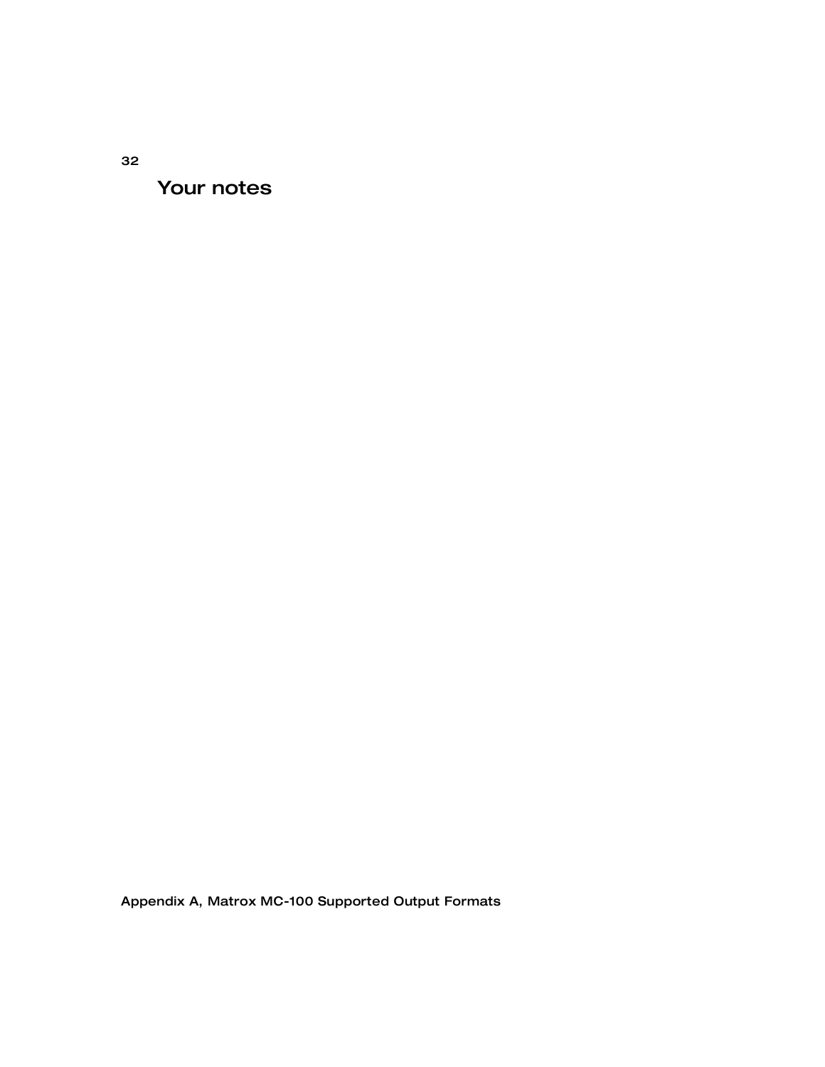# Your notes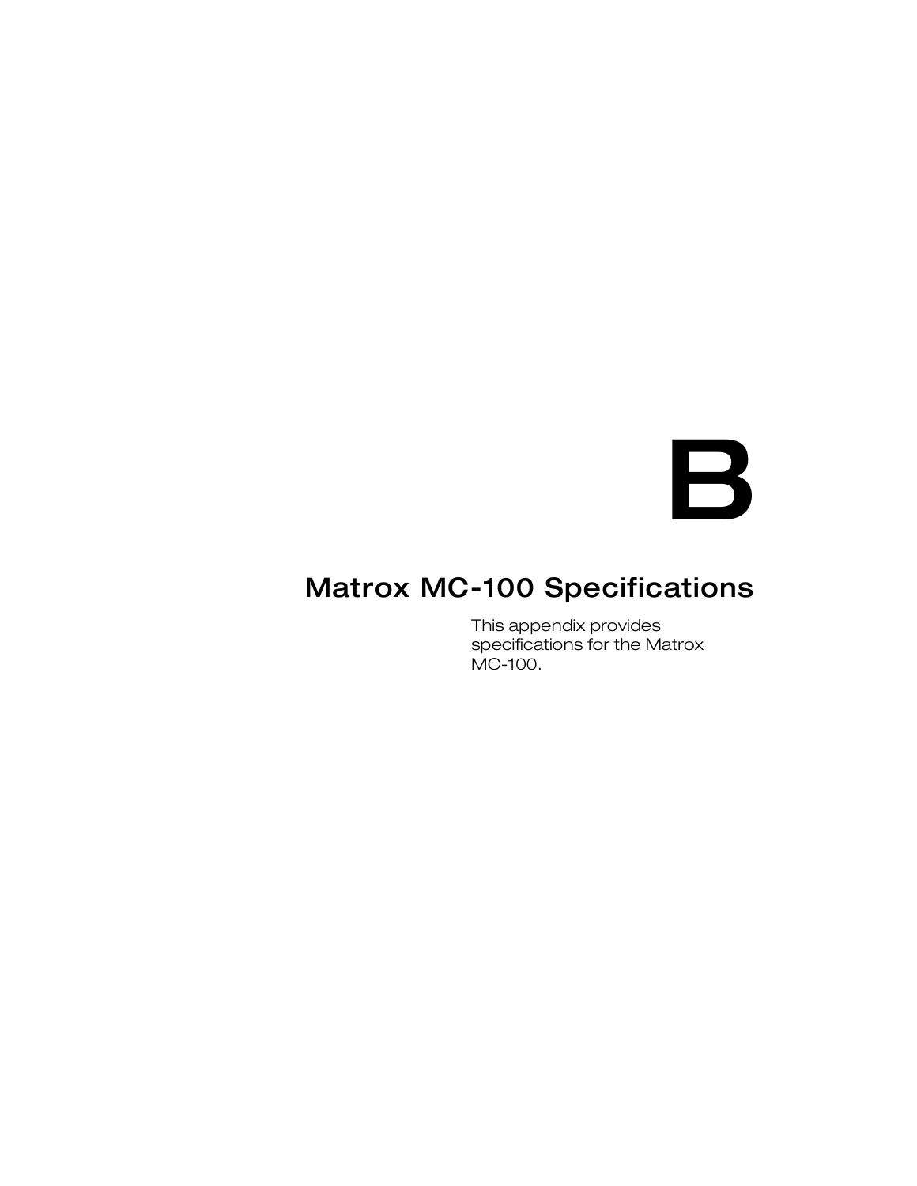# B

## Matrox MC-100 Specifications

This appendix provides specifications for the Matrox MC-100.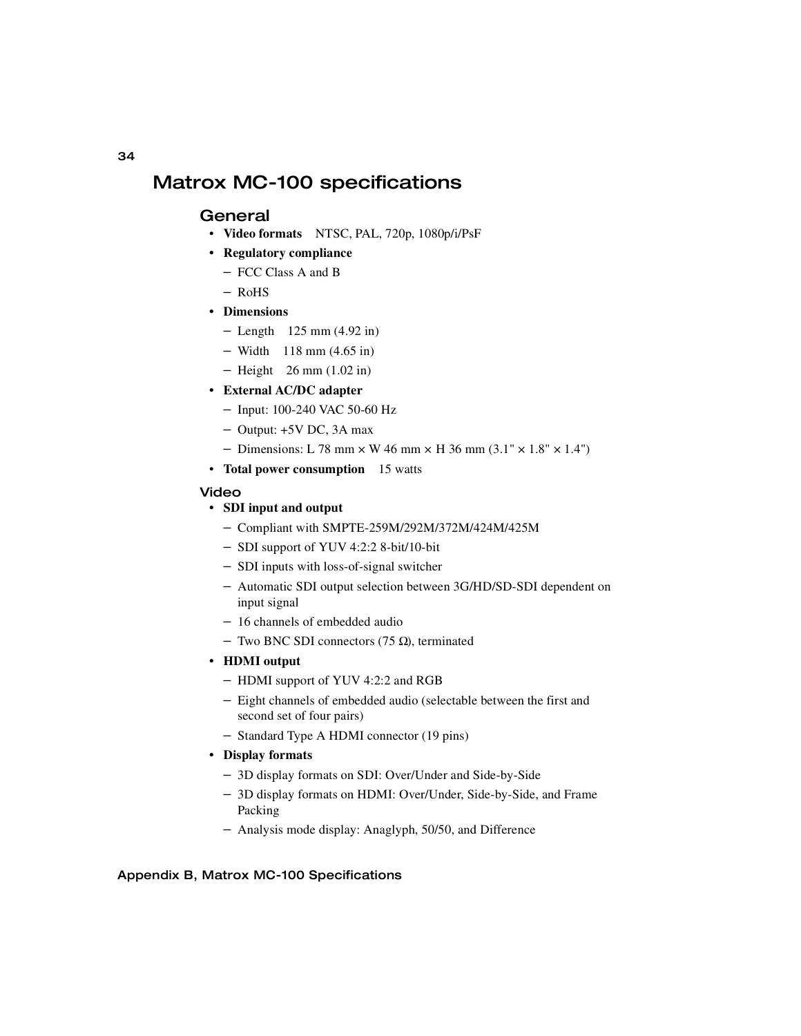# Matrox MC-100 specifications

## General

- **Video formats** NTSC, PAL, 720p, 1080p/i/PsF
- **Regulatory compliance**
  - FCC Class A and B
  - RoHS
- **Dimensions**
  - Length 125 mm (4.92 in)
  - Width 118 mm (4.65 in)
  - Height 26 mm (1.02 in)
- **External AC/DC adapter**
  - Input: 100-240 VAC 50-60 Hz
  - Output: +5V DC, 3A max
  - Dimensions: L 78 mm × W 46 mm × H 36 mm (3.1" × 1.8" × 1.4")
- **Total power consumption** 15 watts

### Video

- **SDI input and output**
  - Compliant with SMPTE-259M/292M/372M/424M/425M
  - SDI support of YUV 4:2:2 8-bit/10-bit
  - SDI inputs with loss-of-signal switcher
  - Automatic SDI output selection between 3G/HD/SD-SDI dependent on input signal
  - 16 channels of embedded audio
  - Two BNC SDI connectors (75 Ω), terminated
- **HDMI output**
  - HDMI support of YUV 4:2:2 and RGB
  - Eight channels of embedded audio (selectable between the first and second set of four pairs)
  - Standard Type A HDMI connector (19 pins)
- **Display formats**
  - 3D display formats on SDI: Over/Under and Side-by-Side
  - 3D display formats on HDMI: Over/Under, Side-by-Side, and Frame Packing
  - Analysis mode display: Anaglyph, 50/50, and Difference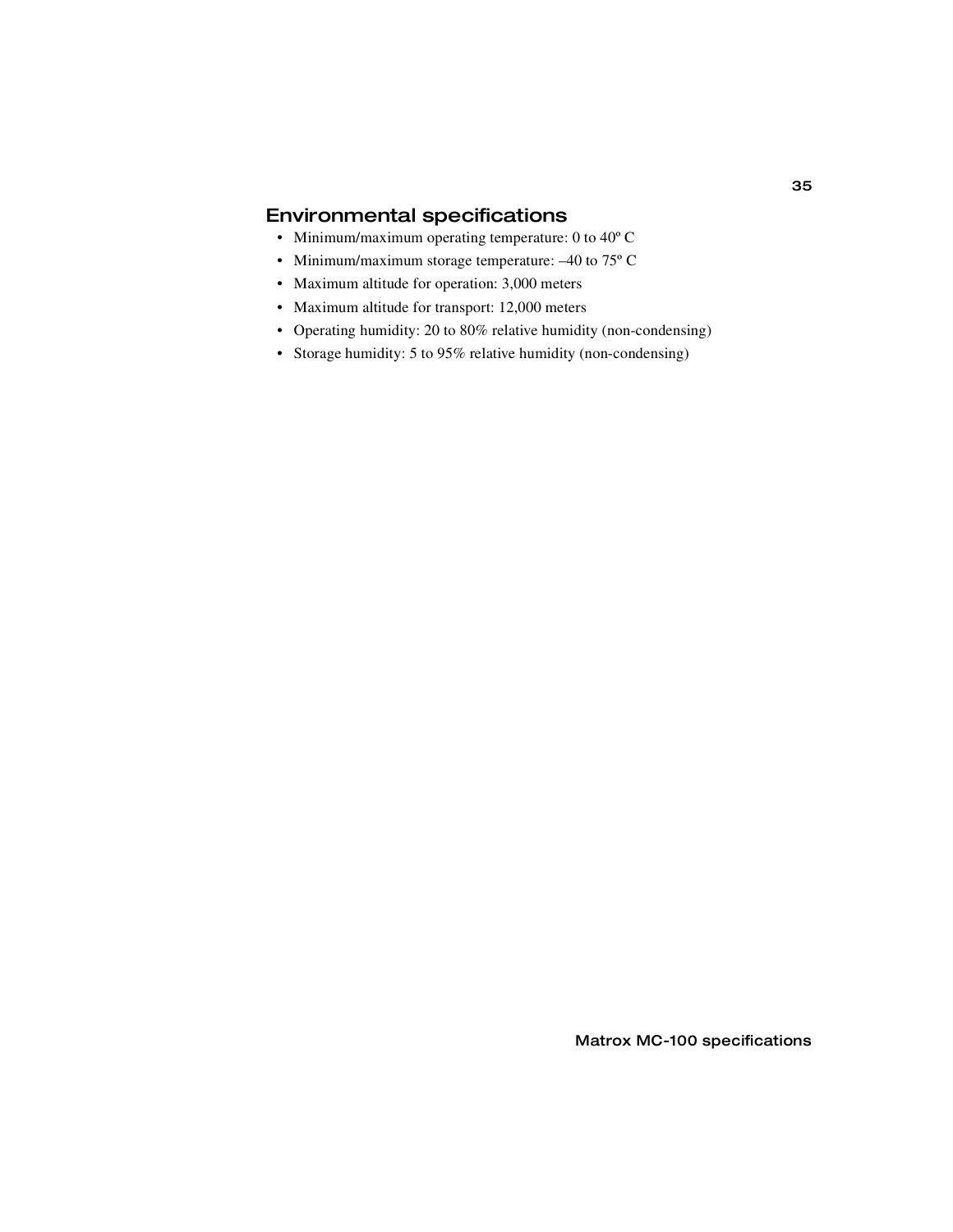## Environmental specifications

- Minimum/maximum operating temperature: 0 to 40º C
- Minimum/maximum storage temperature: –40 to 75º C
- Maximum altitude for operation: 3,000 meters
- Maximum altitude for transport: 12,000 meters
- Operating humidity: 20 to 80% relative humidity (non-condensing)
- Storage humidity: 5 to 95% relative humidity (non-condensing)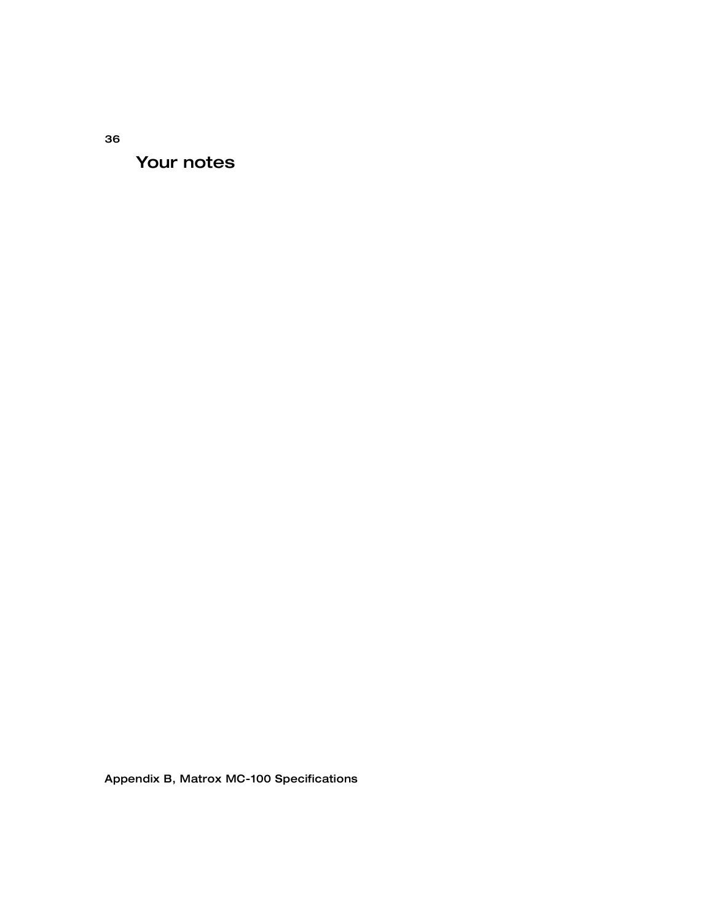# Your notes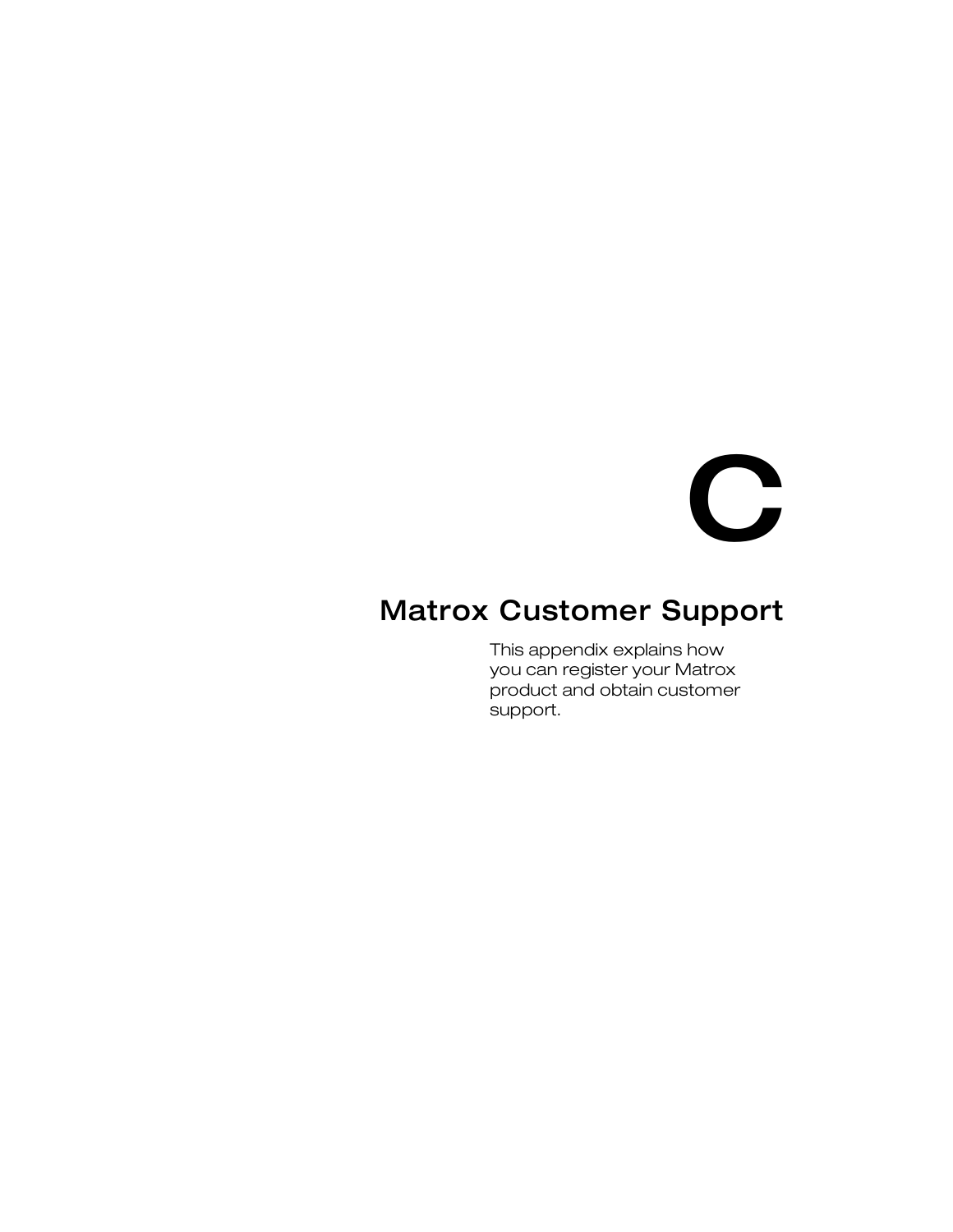# C

# Matrox Customer Support

This appendix explains how you can register your Matrox product and obtain customer support.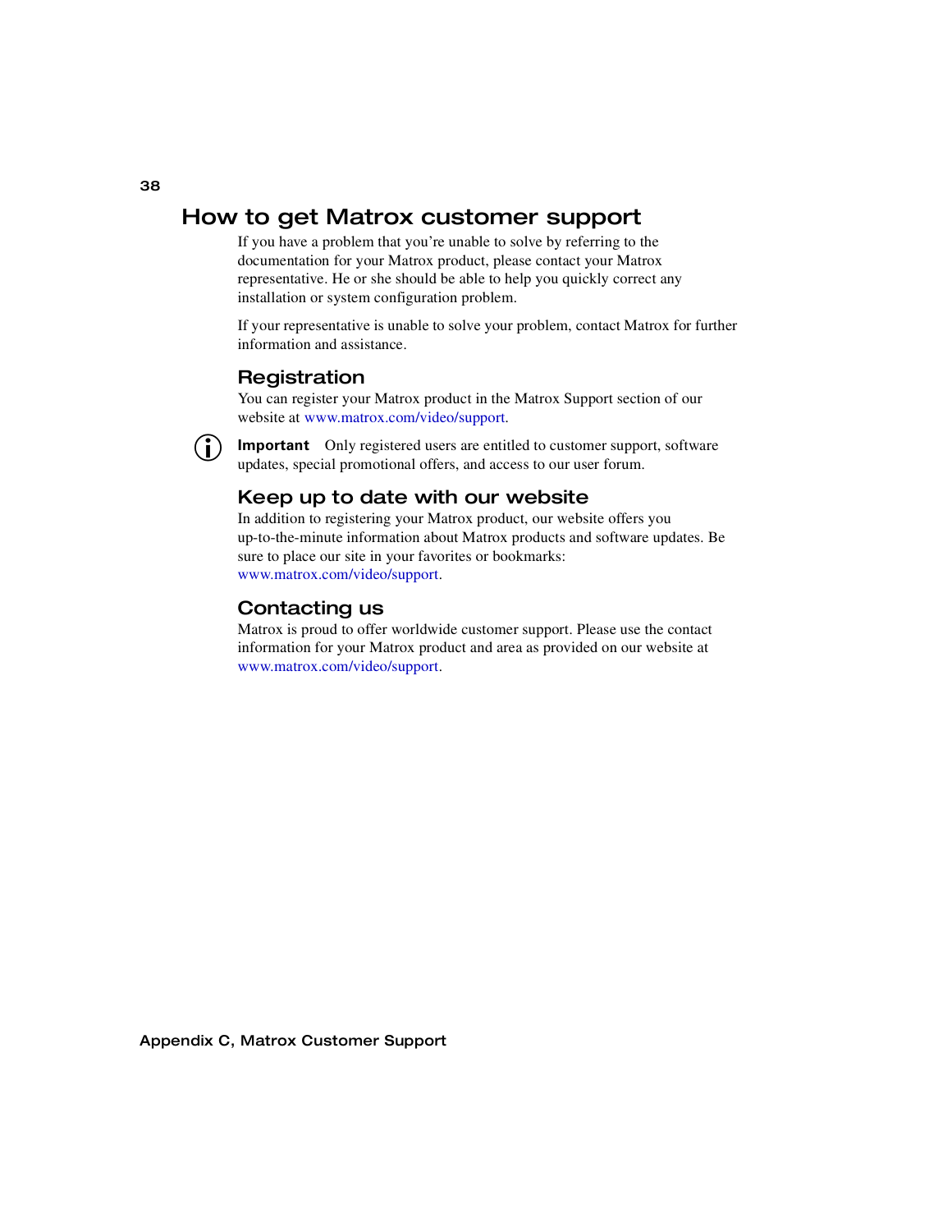# How to get Matrox customer support

If you have a problem that you're unable to solve by referring to the documentation for your Matrox product, please contact your Matrox representative. He or she should be able to help you quickly correct any installation or system configuration problem.

If your representative is unable to solve your problem, contact Matrox for further information and assistance.

## Registration

You can register your Matrox product in the Matrox Support section of our website at www.matrox.com/video/support.

**Important** Only registered users are entitled to customer support, software updates, special promotional offers, and access to our user forum.

## Keep up to date with our website

In addition to registering your Matrox product, our website offers you up-to-the-minute information about Matrox products and software updates. Be sure to place our site in your favorites or bookmarks: www.matrox.com/video/support.

## Contacting us

Matrox is proud to offer worldwide customer support. Please use the contact information for your Matrox product and area as provided on our website at www.matrox.com/video/support.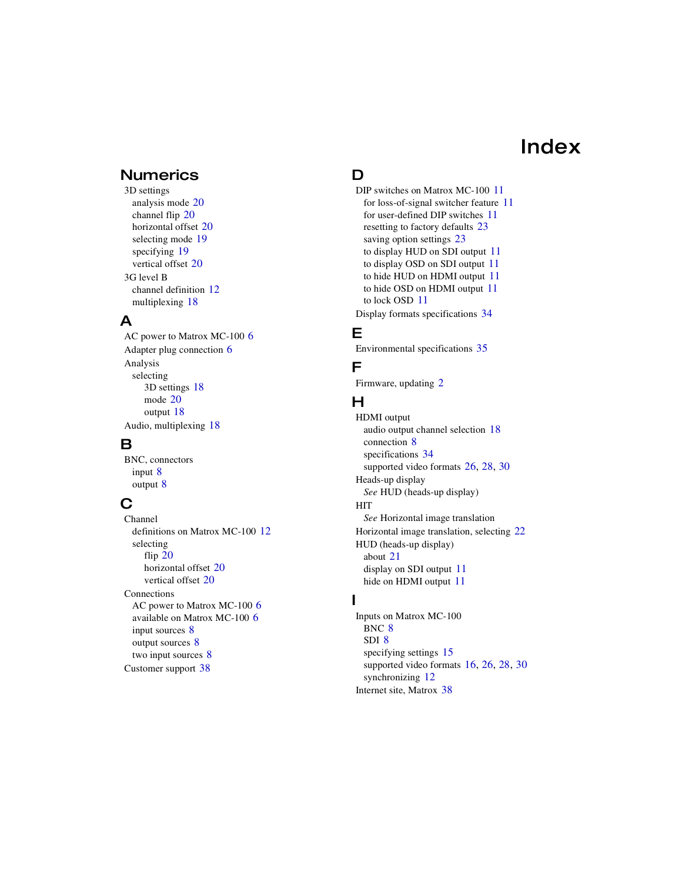# Index

## Numerics

3D settings
- analysis mode 20
- channel flip 20
- horizontal offset 20
- selecting mode 19
- specifying 19
- vertical offset 20

3G level B
- channel definition 12
- multiplexing 18

## A

AC power to Matrox MC-100 6

Adapter plug connection 6

Analysis
- selecting
  - 3D settings 18
  - mode 20
  - output 18

Audio, multiplexing 18

## B

BNC, connectors
- input 8
- output 8

## C

Channel
- definitions on Matrox MC-100 12
- selecting
  - flip 20
  - horizontal offset 20
  - vertical offset 20

Connections
- AC power to Matrox MC-100 6
- available on Matrox MC-100 6
- input sources 8
- output sources 8
- two input sources 8

Customer support 38

## D

DIP switches on Matrox MC-100 11
- for loss-of-signal switcher feature 11
- for user-defined DIP switches 11
- resetting to factory defaults 23
- saving option settings 23
- to display HUD on SDI output 11
- to display OSD on SDI output 11
- to hide HUD on HDMI output 11
- to hide OSD on HDMI output 11
- to lock OSD 11

Display formats specifications 34

## E

Environmental specifications 35

## F

Firmware, updating 2

## H

HDMI output
- audio output channel selection 18
- connection 8
- specifications 34
- supported video formats 26, 28, 30

Heads-up display
- *See* HUD (heads-up display)

HIT
- *See* Horizontal image translation

Horizontal image translation, selecting 22

HUD (heads-up display)
- about 21
- display on SDI output 11
- hide on HDMI output 11

## I

Inputs on Matrox MC-100
- BNC 8
- SDI 8
- specifying settings 15
- supported video formats 16, 26, 28, 30
- synchronizing 12

Internet site, Matrox 38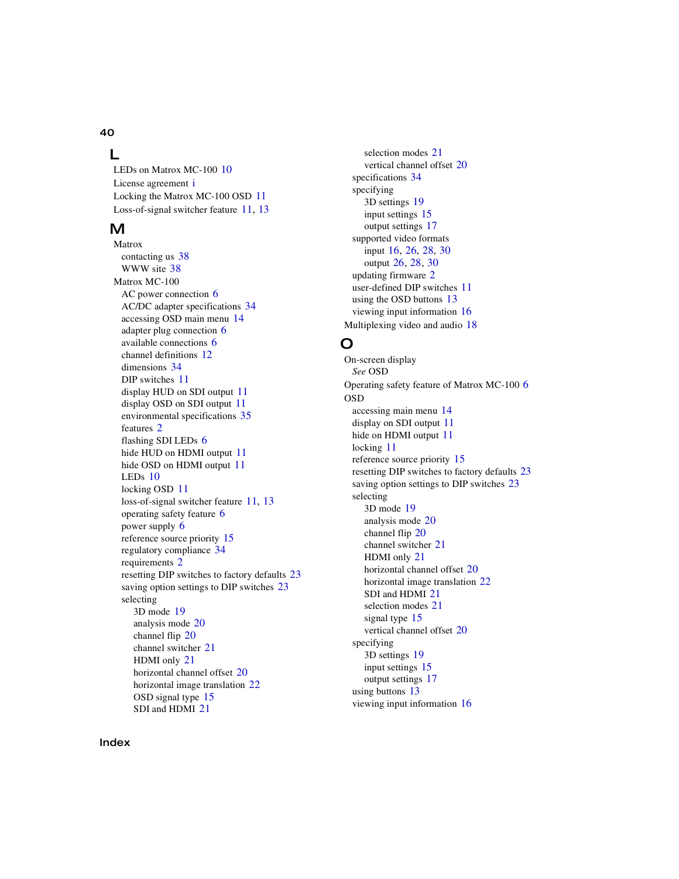## L

LEDs on Matrox MC-100 10
License agreement i
Locking the Matrox MC-100 OSD 11
Loss-of-signal switcher feature 11, 13

## M

Matrox
- contacting us 38
- WWW site 38

Matrox MC-100
- AC power connection 6
- AC/DC adapter specifications 34
- accessing OSD main menu 14
- adapter plug connection 6
- available connections 6
- channel definitions 12
- dimensions 34
- DIP switches 11
- display HUD on SDI output 11
- display OSD on SDI output 11
- environmental specifications 35
- features 2
- flashing SDI LEDs 6
- hide HUD on HDMI output 11
- hide OSD on HDMI output 11
- LEDs 10
- locking OSD 11
- loss-of-signal switcher feature 11, 13
- operating safety feature 6
- power supply 6
- reference source priority 15
- regulatory compliance 34
- requirements 2
- resetting DIP switches to factory defaults 23
- saving option settings to DIP switches 23
- selecting
  - 3D mode 19
  - analysis mode 20
  - channel flip 20
  - channel switcher 21
  - HDMI only 21
  - horizontal channel offset 20
  - horizontal image translation 22
  - OSD signal type 15
  - SDI and HDMI 21
  - selection modes 21
  - vertical channel offset 20
- specifications 34
- specifying
  - 3D settings 19
  - input settings 15
  - output settings 17
- supported video formats
  - input 16, 26, 28, 30
  - output 26, 28, 30
- updating firmware 2
- user-defined DIP switches 11
- using the OSD buttons 13
- viewing input information 16

Multiplexing video and audio 18

## O

On-screen display
- *See* OSD

Operating safety feature of Matrox MC-100 6

OSD
- accessing main menu 14
- display on SDI output 11
- hide on HDMI output 11
- locking 11
- reference source priority 15
- resetting DIP switches to factory defaults 23
- saving option settings to DIP switches 23
- selecting
  - 3D mode 19
  - analysis mode 20
  - channel flip 20
  - channel switcher 21
  - HDMI only 21
  - horizontal channel offset 20
  - horizontal image translation 22
  - SDI and HDMI 21
  - selection modes 21
  - signal type 15
  - vertical channel offset 20
- specifying
  - 3D settings 19
  - input settings 15
  - output settings 17
- using buttons 13
- viewing input information 16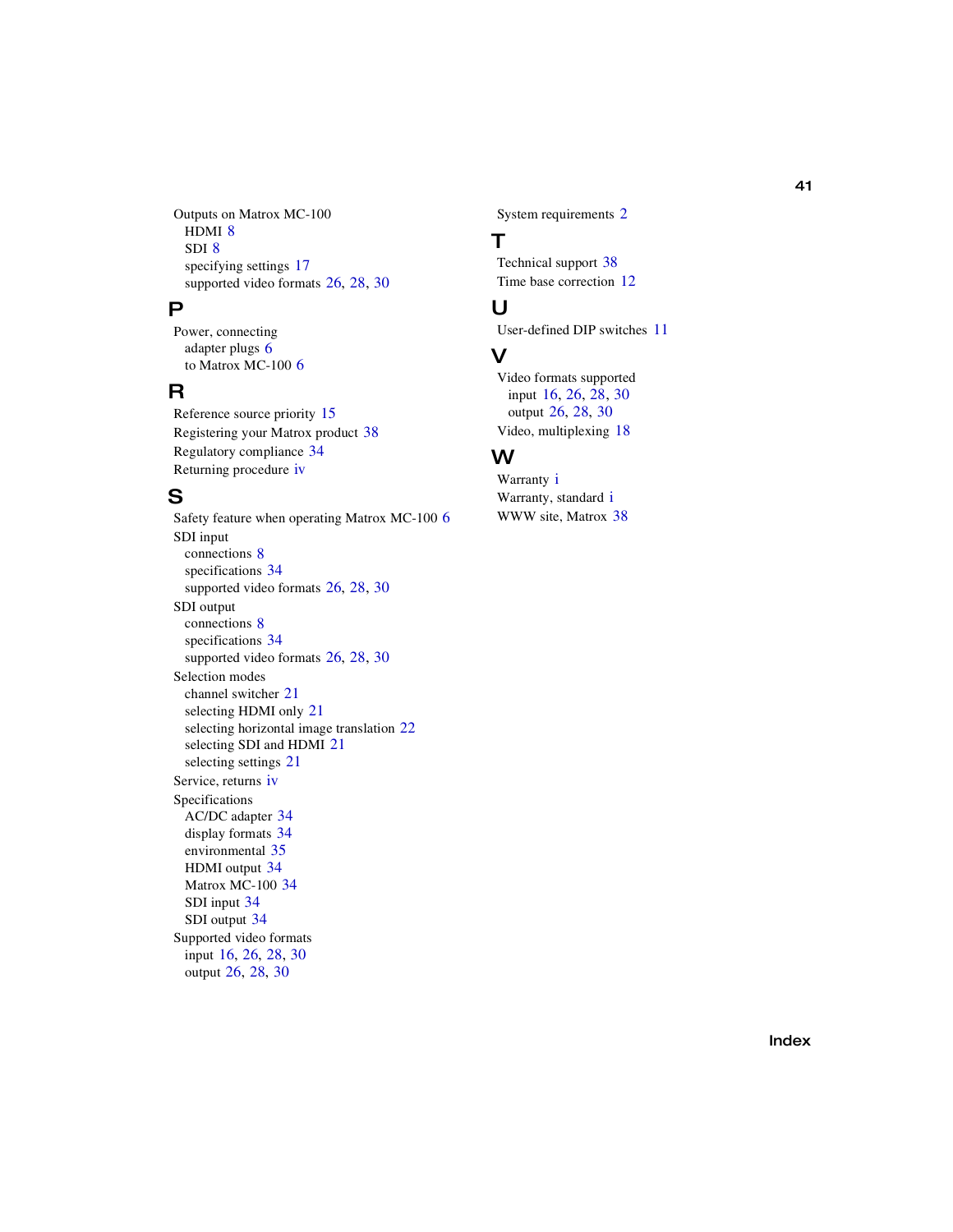Outputs on Matrox MC-100
- HDMI 8
- SDI 8
- specifying settings 17
- supported video formats 26, 28, 30

## P

Power, connecting
- adapter plugs 6
- to Matrox MC-100 6

## R

Reference source priority 15

Registering your Matrox product 38

Regulatory compliance 34

Returning procedure iv

## S

Safety feature when operating Matrox MC-100 6

SDI input
- connections 8
- specifications 34
- supported video formats 26, 28, 30

SDI output
- connections 8
- specifications 34
- supported video formats 26, 28, 30

Selection modes
- channel switcher 21
- selecting HDMI only 21
- selecting horizontal image translation 22
- selecting SDI and HDMI 21
- selecting settings 21

Service, returns iv

Specifications
- AC/DC adapter 34
- display formats 34
- environmental 35
- HDMI output 34
- Matrox MC-100 34
- SDI input 34
- SDI output 34

Supported video formats
- input 16, 26, 28, 30
- output 26, 28, 30

System requirements 2

## T

Technical support 38

Time base correction 12

## U

User-defined DIP switches 11

## V

Video formats supported
- input 16, 26, 28, 30
- output 26, 28, 30

Video, multiplexing 18

## W

Warranty i

Warranty, standard i

WWW site, Matrox 38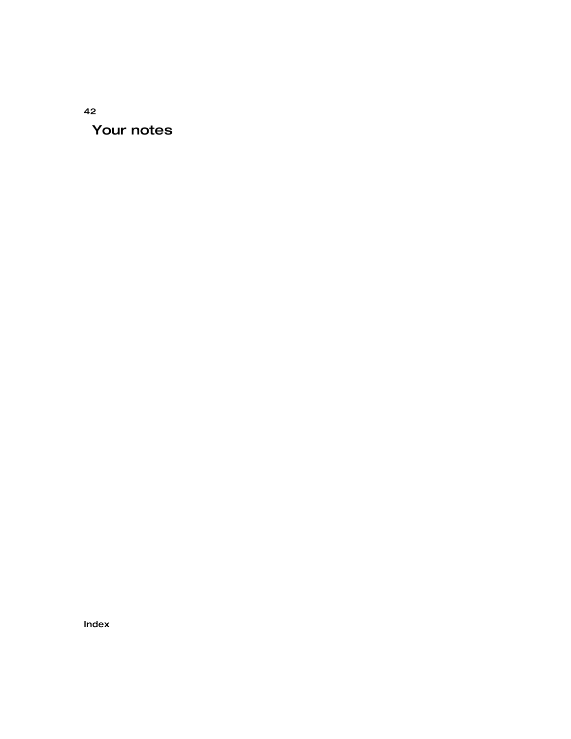# Your notes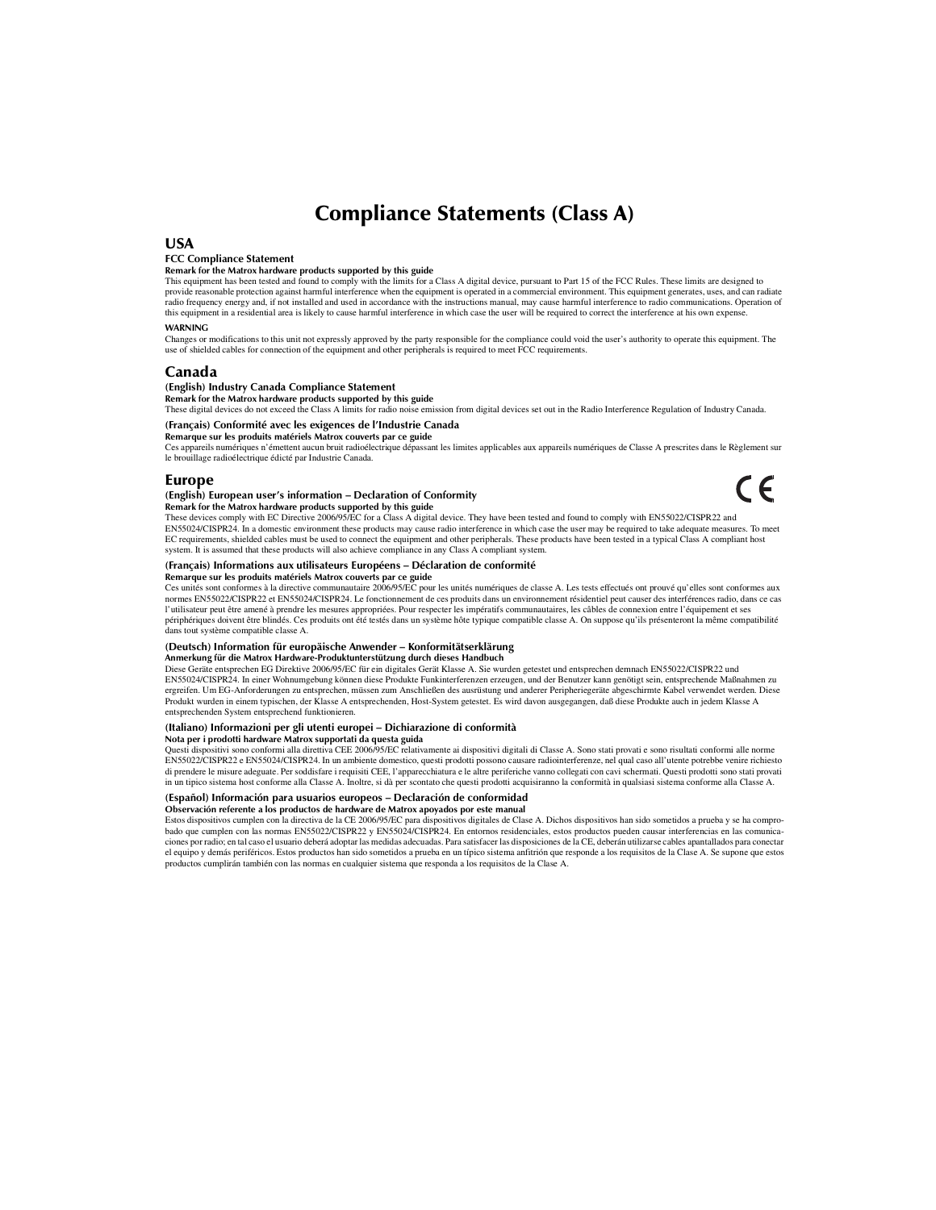# Compliance Statements (Class A)

## USA

### FCC Compliance Statement

**Remark for the Matrox hardware products supported by this guide**

This equipment has been tested and found to comply with the limits for a Class A digital device, pursuant to Part 15 of the FCC Rules. These limits are designed to provide reasonable protection against harmful interference when the equipment is operated in a commercial environment. This equipment generates, uses, and can radiate radio frequency energy and, if not installed and used in accordance with the instructions manual, may cause harmful interference to radio communications. Operation of this equipment in a residential area is likely to cause harmful interference in which case the user will be required to correct the interference at his own expense.

**WARNING**

Changes or modifications to this unit not expressly approved by the party responsible for the compliance could void the user's authority to operate this equipment. The use of shielded cables for connection of the equipment and other peripherals is required to meet FCC requirements.

## Canada

### (English) Industry Canada Compliance Statement

**Remark for the Matrox hardware products supported by this guide**

These digital devices do not exceed the Class A limits for radio noise emission from digital devices set out in the Radio Interference Regulation of Industry Canada.

### (Français) Conformité avec les exigences de l'Industrie Canada

**Remarque sur les produits matériels Matrox couverts par ce guide**

Ces appareils numériques n'émettent aucun bruit radioélectrique dépassant les limites applicables aux appareils numériques de Classe A prescrites dans le Règlement sur le brouillage radioélectrique édicté par Industrie Canada.

## Europe

### (English) European user's information – Declaration of Conformity

**Remark for the Matrox hardware products supported by this guide**

These devices comply with EC Directive 2006/95/EC for a Class A digital device. They have been tested and found to comply with EN55022/CISPR22 and EN55024/CISPR24. In a domestic environment these products may cause radio interference in which case the user may be required to take adequate measures. To meet EC requirements, shielded cables must be used to connect the equipment and other peripherals. These products have been tested in a typical Class A compliant host system. It is assumed that these products will also achieve compliance in any Class A compliant system.

### (Français) Informations aux utilisateurs Européens – Déclaration de conformité

**Remarque sur les produits matériels Matrox couverts par ce guide**

Ces unités sont conformes à la directive communautaire 2006/95/EC pour les unités numériques de classe A. Les tests effectués ont prouvé qu'elles sont conformes aux normes EN55022/CISPR22 et EN55024/CISPR24. Le fonctionnement de ces produits dans un environnement résidentiel peut causer des interférences radio, dans ce cas l'utilisateur peut être amené à prendre les mesures appropriées. Pour respecter les impératifs communautaires, les câbles de connexion entre l'équipement et ses périphériques doivent être blindés. Ces produits ont été testés dans un système hôte typique compatible classe A. On suppose qu'ils présenteront la même compatibilité dans tout système compatible classe A.

### (Deutsch) Information für europäische Anwender – Konformitätserklärung

**Anmerkung für die Matrox Hardware-Produktunterstützung durch dieses Handbuch**

Diese Geräte entsprechen EG Direktive 2006/95/EC für ein digitales Gerät Klasse A. Sie wurden getestet und entsprechen demnach EN55022/CISPR22 und EN55024/CISPR24. In einer Wohnumgebung können diese Produkte Funkinterferenzen erzeugen, und der Benutzer kann genötigt sein, entsprechende Maßnahmen zu ergreifen. Um EG-Anforderungen zu entsprechen, müssen zum Anschließen des ausrüstung und anderer Peripheriegeräte abgeschirmte Kabel verwendet werden. Diese Produkt wurden in einem typischen, der Klasse A entsprechenden, Host-System getestet. Es wird davon ausgegangen, daß diese Produkte auch in jedem Klasse A entsprechenden System entsprechend funktionieren.

### (Italiano) Informazioni per gli utenti europei – Dichiarazione di conformità

**Nota per i prodotti hardware Matrox supportati da questa guida**

Questi dispositivi sono conformi alla direttiva CEE 2006/95/EC relativamente ai dispositivi digitali di Classe A. Sono stati provati e sono risultati conformi alle norme EN55022/CISPR22 e EN55024/CISPR24. In un ambiente domestico, questi prodotti possono causare radiointerferenze, nel qual caso all'utente potrebbe venire richiesto di prendere le misure adeguate. Per soddisfare i requisiti CEE, l'apparecchiatura e le altre periferiche vanno collegati con cavi schermati. Questi prodotti sono stati provati in un tipico sistema host conforme alla Classe A. Inoltre, si dà per scontato che questi prodotti acquisiranno la conformità in qualsiasi sistema conforme alla Classe A.

### (Español) Información para usuarios europeos – Declaración de conformidad

**Observación referente a los productos de hardware de Matrox apoyados por este manual**

Estos dispositivos cumplen con la directiva de la CE 2006/95/EC para dispositivos digitales de Clase A. Dichos dispositivos han sido sometidos a prueba y se ha comprobado que cumplen con las normas EN55022/CISPR22 y EN55024/CISPR24. En entornos residenciales, estos productos pueden causar interferencias en las comunicaciones por radio; en tal caso el usuario deberá adoptar las medidas adecuadas. Para satisfacer las disposiciones de la CE, deberán utilizarse cables apantallados para conectar el equipo y demás periféricos. Estos productos han sido sometidos a prueba en un típico sistema anfitrión que responde a los requisitos de la Clase A. Se supone que estos productos cumplirán también con las normas en cualquier sistema que responda a los requisitos de la Clase A.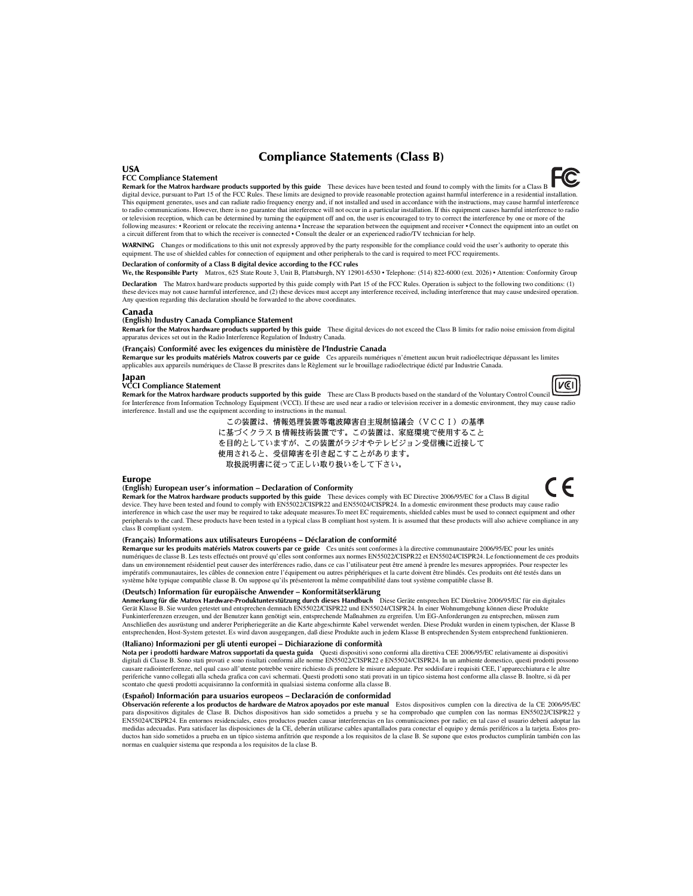# Compliance Statements (Class B)

## USA

### FCC Compliance Statement

**Remark for the Matrox hardware products supported by this guide** These devices have been tested and found to comply with the limits for a Class B digital device, pursuant to Part 15 of the FCC Rules. These limits are designed to provide reasonable protection against harmful interference in a residential installation. This equipment generates, uses and can radiate radio frequency energy and, if not installed and used in accordance with the instructions, may cause harmful interference to radio communications. However, there is no guarantee that interference will not occur in a particular installation. If this equipment causes harmful interference to radio or television reception, which can be determined by turning the equipment off and on, the user is encouraged to try to correct the interference by one or more of the following measures: • Reorient or relocate the receiving antenna • Increase the separation between the equipment and receiver • Connect the equipment into an outlet on a circuit different from that to which the receiver is connected • Consult the dealer or an experienced radio/TV technician for help.

**WARNING** Changes or modifications to this unit not expressly approved by the party responsible for the compliance could void the user's authority to operate this equipment. The use of shielded cables for connection of equipment and other peripherals to the card is required to meet FCC requirements.

**Declaration of conformity of a Class B digital device according to the FCC rules**

**We, the Responsible Party** Matrox, 625 State Route 3, Unit B, Plattsburgh, NY 12901-6530 • Telephone: (514) 822-6000 (ext. 2026) • Attention: Conformity Group

**Declaration** The Matrox hardware products supported by this guide comply with Part 15 of the FCC Rules. Operation is subject to the following two conditions: (1) these devices may not cause harmful interference, and (2) these devices must accept any interference received, including interference that may cause undesired operation. Any question regarding this declaration should be forwarded to the above coordinates.

## Canada

### (English) Industry Canada Compliance Statement

**Remark for the Matrox hardware products supported by this guide** These digital devices do not exceed the Class B limits for radio noise emission from digital apparatus devices set out in the Radio Interference Regulation of Industry Canada.

### (Français) Conformité avec les exigences du ministère de l'Industrie Canada

**Remarque sur les produits matériels Matrox couverts par ce guide** Ces appareils numériques n'émettent aucun bruit radioélectrique dépassant les limites applicables aux appareils numériques de Classe B prescrites dans le Règlement sur le brouillage radioélectrique édicté par Industrie Canada.

## Japan

### VCCI Compliance Statement

**Remark for the Matrox hardware products supported by this guide** These are Class B products based on the standard of the Voluntary Control Council for Interference from Information Technology Equipment (VCCI). If these are used near a radio or television receiver in a domestic environment, they may cause radio interference. Install and use the equipment according to instructions in the manual.

この装置は、情報処理装置等電波障害自主規制協議会（ＶＣＣＩ）の基準に基づくクラスＢ情報技術装置です。この装置は、家庭環境で使用することを目的としていますが、この装置がラジオやテレビジョン受信機に近接して使用されると、受信障害を引き起こすことがあります。
取扱説明書に従って正しい取り扱いをして下さい。

## Europe

### (English) European user's information – Declaration of Conformity

**Remark for the Matrox hardware products supported by this guide** These devices comply with EC Directive 2006/95/EC for a Class B digital device. They have been tested and found to comply with EN55022/CISPR22 and EN55024/CISPR24. In a domestic environment these products may cause radio interference in which case the user may be required to take adequate measures.To meet EC requirements, shielded cables must be used to connect equipment and other peripherals to the card. These products have been tested in a typical class B compliant host system. It is assumed that these products will also achieve compliance in any class B compliant system.

### (Français) Informations aux utilisateurs Européens – Déclaration de conformité

**Remarque sur les produits matériels Matrox couverts par ce guide** Ces unités sont conformes à la directive communautaire 2006/95/EC pour les unités numériques de classe B. Les tests effectués ont prouvé qu'elles sont conformes aux normes EN55022/CISPR22 et EN55024/CISPR24. Le fonctionnement de ces produits dans un environnement résidentiel peut causer des interférences radio, dans ce cas l'utilisateur peut être amené à prendre les mesures appropriées. Pour respecter les impératifs communautaires, les câbles de connexion entre l'équipement ou autres périphériques et la carte doivent être blindés. Ces produits ont été testés dans un système hôte typique compatible classe B. On suppose qu'ils présenteront la même compatibilité dans tout système compatible classe B.

### (Deutsch) Information für europäische Anwender – Konformitätserklärung

**Anmerkung für die Matrox Hardware-Produktunterstützung durch dieses Handbuch** Diese Geräte entsprechen EC Direktive 2006/95/EC für ein digitales Gerät Klasse B. Sie wurden getestet und entsprechen demnach EN55022/CISPR22 und EN55024/CISPR24. In einer Wohnumgebung können diese Produkte Funkinterferenzen erzeugen, und der Benutzer kann genötigt sein, entsprechende Maßnahmen zu ergreifen. Um EG-Anforderungen zu entsprechen, müssen zum Anschließen des ausrüstung und anderer Peripheriegeräte an die Karte abgeschirmte Kabel verwendet werden. Diese Produkt wurden in einem typischen, der Klasse B entsprechenden, Host-System getestet. Es wird davon ausgegangen, daß diese Produkte auch in jedem Klasse B entsprechenden System entsprechend funktionieren.

### (Italiano) Informazioni per gli utenti europei – Dichiarazione di conformità

**Nota per i prodotti hardware Matrox supportati da questa guida** Questi dispositivi sono conformi alla direttiva CEE 2006/95/EC relativamente ai dispositivi digitali di Classe B. Sono stati provati e sono risultati conformi alle norme EN55022/CISPR22 e EN55024/CISPR24. In un ambiente domestico, questi prodotti possono causare radiointerferenze, nel qual caso all'utente potrebbe venire richiesto di prendere le misure adeguate. Per soddisfare i requisiti CEE, l'apparecchiatura e le altre periferiche vanno collegati alla scheda grafica con cavi schermati. Questi prodotti sono stati provati in un tipico sistema host conforme alla classe B. Inoltre, si dà per scontato che questi prodotti acquisiranno la conformità in qualsiasi sistema conforme alla classe B.

### (Español) Información para usuarios europeos – Declaración de conformidad

**Observación referente a los productos de hardware de Matrox apoyados por este manual** Estos dispositivos cumplen con la directiva de la CE 2006/95/EC para dispositivos digitales de Clase B. Dichos dispositivos han sido sometidos a prueba y se ha comprobado que cumplen con las normas EN55022/CISPR22 y EN55024/CISPR24. En entornos residenciales, estos productos pueden causar interferencias en las comunicaciones por radio; en tal caso el usuario deberá adoptar las medidas adecuadas. Para satisfacer las disposiciones de la CE, deberán utilizarse cables apantallados para conectar el equipo y demás periféricos a la tarjeta. Estos productos han sido sometidos a prueba en un típico sistema anfitrión que responde a los requisitos de la clase B. Se supone que estos productos cumplirán también con las normas en cualquier sistema que responda a los requisitos de la clase B.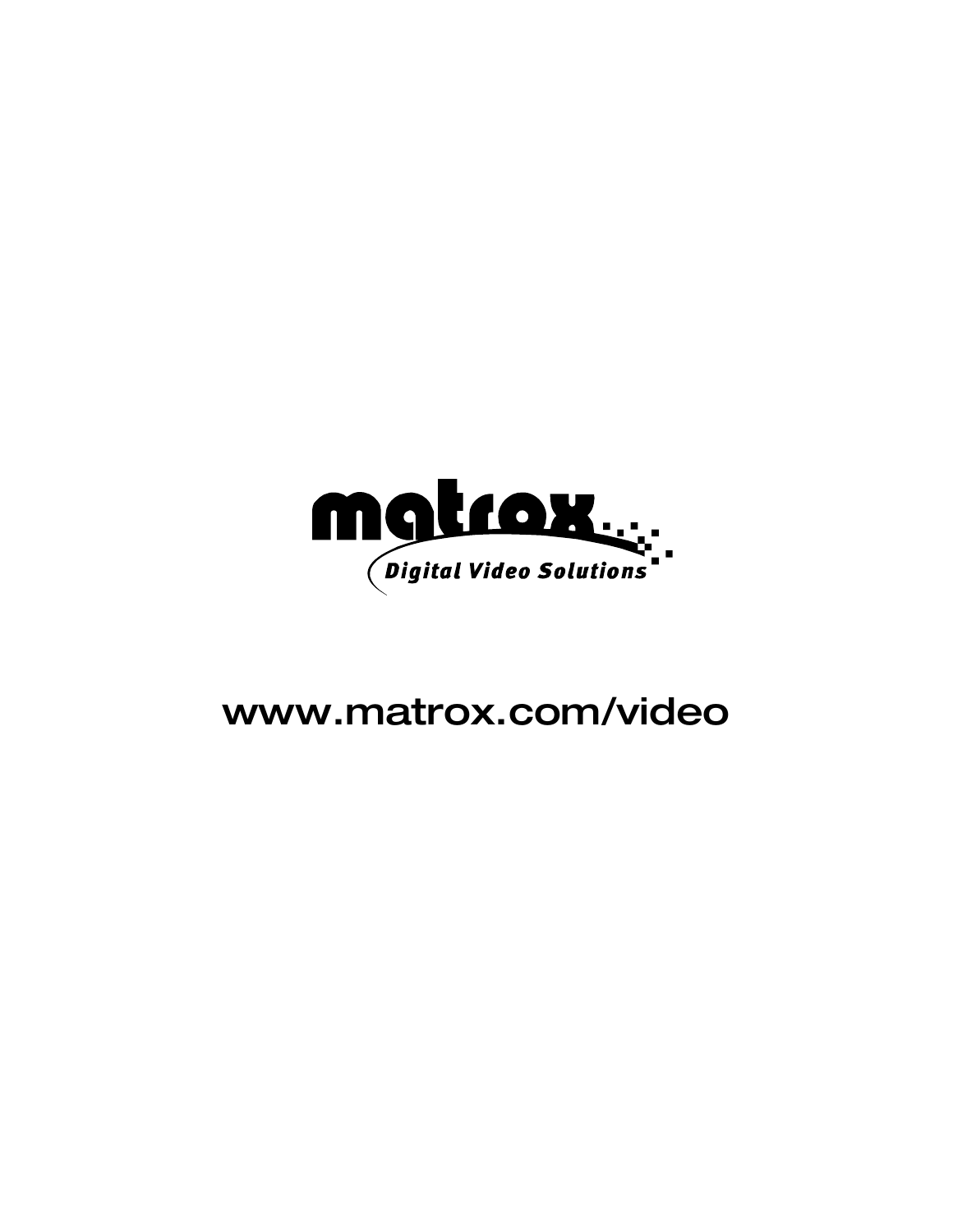matrox

Digital Video Solutions

www.matrox.com/video